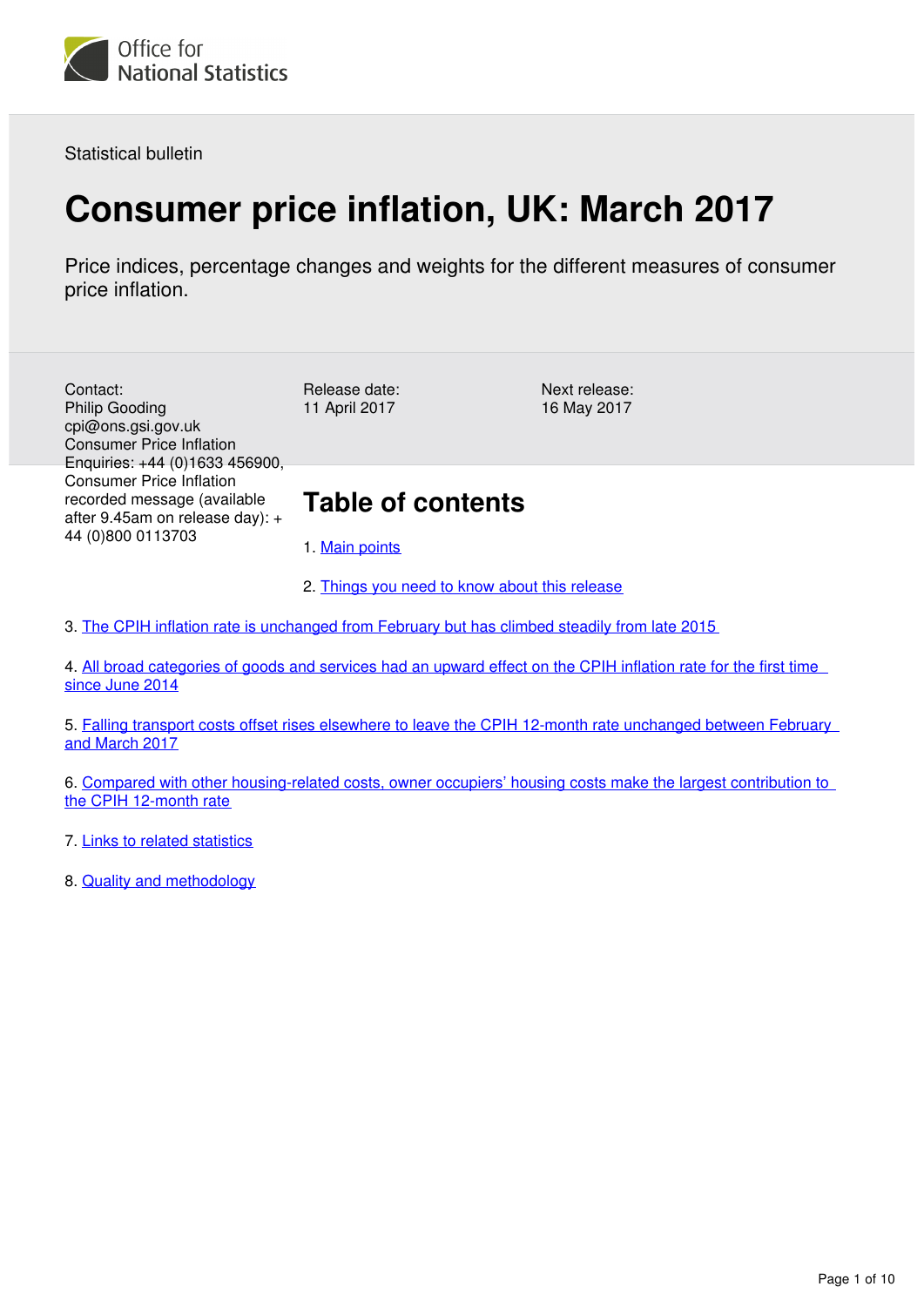Office for National Statistics

Statistical bulletin

# Consumer price inflation, UK: March 2017

Price indices, percentage changes and weights for the different measures of consumer price inflation.

Contact:
Philip Gooding
cpi@ons.gsi.gov.uk
Consumer Price Inflation
Enquiries: +44 (0)1633 456900,
Consumer Price Inflation
recorded message (available after 9.45am on release day): + 44 (0)800 0113703

Release date:
11 April 2017

Next release:
16 May 2017

## Table of contents

1. Main points
2. Things you need to know about this release
3. The CPIH inflation rate is unchanged from February but has climbed steadily from late 2015
4. All broad categories of goods and services had an upward effect on the CPIH inflation rate for the first time since June 2014
5. Falling transport costs offset rises elsewhere to leave the CPIH 12-month rate unchanged between February and March 2017
6. Compared with other housing-related costs, owner occupiers' housing costs make the largest contribution to the CPIH 12-month rate
7. Links to related statistics
8. Quality and methodology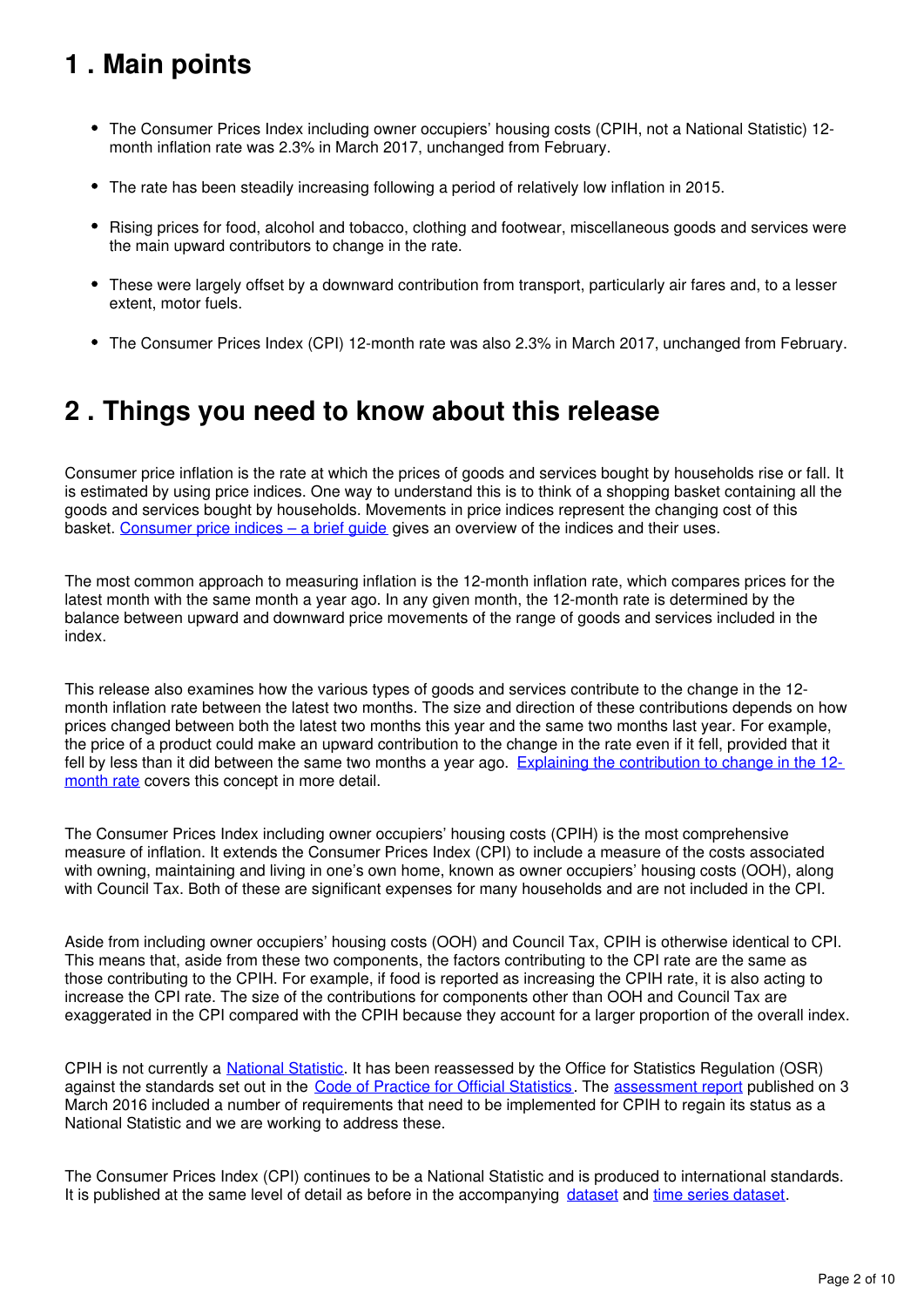## 1 . Main points

- The Consumer Prices Index including owner occupiers' housing costs (CPIH, not a National Statistic) 12-month inflation rate was 2.3% in March 2017, unchanged from February.
- The rate has been steadily increasing following a period of relatively low inflation in 2015.
- Rising prices for food, alcohol and tobacco, clothing and footwear, miscellaneous goods and services were the main upward contributors to change in the rate.
- These were largely offset by a downward contribution from transport, particularly air fares and, to a lesser extent, motor fuels.
- The Consumer Prices Index (CPI) 12-month rate was also 2.3% in March 2017, unchanged from February.

## 2 . Things you need to know about this release

Consumer price inflation is the rate at which the prices of goods and services bought by households rise or fall. It is estimated by using price indices. One way to understand this is to think of a shopping basket containing all the goods and services bought by households. Movements in price indices represent the changing cost of this basket. Consumer price indices – a brief guide gives an overview of the indices and their uses.

The most common approach to measuring inflation is the 12-month inflation rate, which compares prices for the latest month with the same month a year ago. In any given month, the 12-month rate is determined by the balance between upward and downward price movements of the range of goods and services included in the index.

This release also examines how the various types of goods and services contribute to the change in the 12-month inflation rate between the latest two months. The size and direction of these contributions depends on how prices changed between both the latest two months this year and the same two months last year. For example, the price of a product could make an upward contribution to the change in the rate even if it fell, provided that it fell by less than it did between the same two months a year ago. Explaining the contribution to change in the 12-month rate covers this concept in more detail.

The Consumer Prices Index including owner occupiers' housing costs (CPIH) is the most comprehensive measure of inflation. It extends the Consumer Prices Index (CPI) to include a measure of the costs associated with owning, maintaining and living in one's own home, known as owner occupiers' housing costs (OOH), along with Council Tax. Both of these are significant expenses for many households and are not included in the CPI.

Aside from including owner occupiers' housing costs (OOH) and Council Tax, CPIH is otherwise identical to CPI. This means that, aside from these two components, the factors contributing to the CPI rate are the same as those contributing to the CPIH. For example, if food is reported as increasing the CPIH rate, it is also acting to increase the CPI rate. The size of the contributions for components other than OOH and Council Tax are exaggerated in the CPI compared with the CPIH because they account for a larger proportion of the overall index.

CPIH is not currently a National Statistic. It has been reassessed by the Office for Statistics Regulation (OSR) against the standards set out in the Code of Practice for Official Statistics. The assessment report published on 3 March 2016 included a number of requirements that need to be implemented for CPIH to regain its status as a National Statistic and we are working to address these.

The Consumer Prices Index (CPI) continues to be a National Statistic and is produced to international standards. It is published at the same level of detail as before in the accompanying dataset and time series dataset.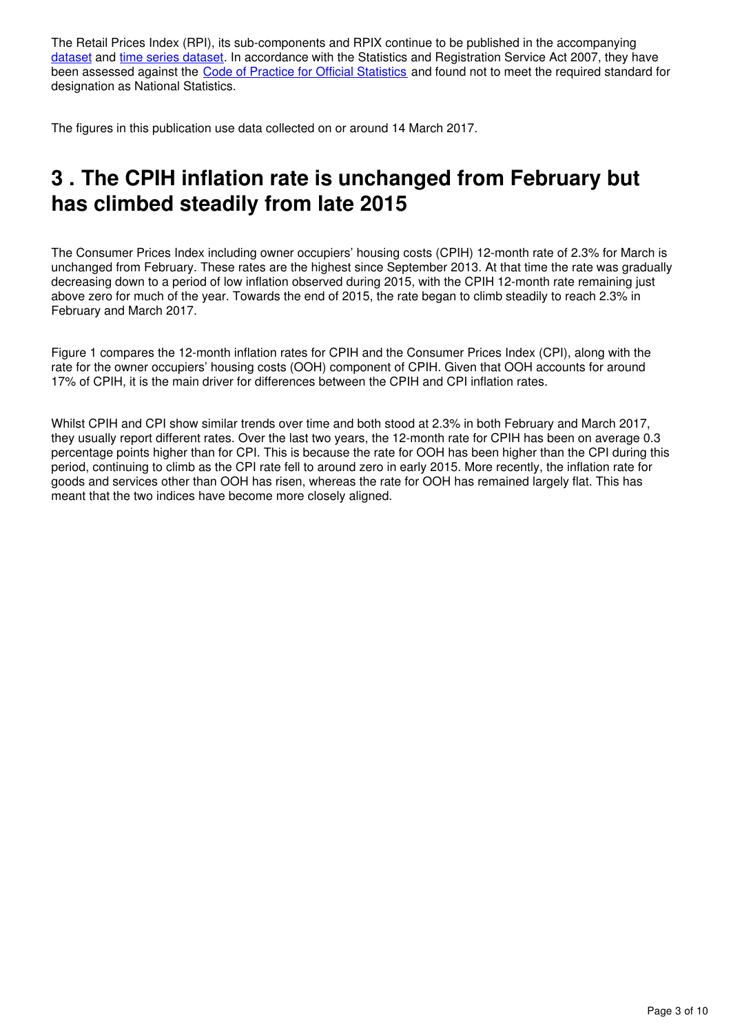The Retail Prices Index (RPI), its sub-components and RPIX continue to be published in the accompanying dataset and time series dataset. In accordance with the Statistics and Registration Service Act 2007, they have been assessed against the Code of Practice for Official Statistics and found not to meet the required standard for designation as National Statistics.

The figures in this publication use data collected on or around 14 March 2017.

# 3 . The CPIH inflation rate is unchanged from February but has climbed steadily from late 2015

The Consumer Prices Index including owner occupiers' housing costs (CPIH) 12-month rate of 2.3% for March is unchanged from February. These rates are the highest since September 2013. At that time the rate was gradually decreasing down to a period of low inflation observed during 2015, with the CPIH 12-month rate remaining just above zero for much of the year. Towards the end of 2015, the rate began to climb steadily to reach 2.3% in February and March 2017.

Figure 1 compares the 12-month inflation rates for CPIH and the Consumer Prices Index (CPI), along with the rate for the owner occupiers' housing costs (OOH) component of CPIH. Given that OOH accounts for around 17% of CPIH, it is the main driver for differences between the CPIH and CPI inflation rates.

Whilst CPIH and CPI show similar trends over time and both stood at 2.3% in both February and March 2017, they usually report different rates. Over the last two years, the 12-month rate for CPIH has been on average 0.3 percentage points higher than for CPI. This is because the rate for OOH has been higher than the CPI during this period, continuing to climb as the CPI rate fell to around zero in early 2015. More recently, the inflation rate for goods and services other than OOH has risen, whereas the rate for OOH has remained largely flat. This has meant that the two indices have become more closely aligned.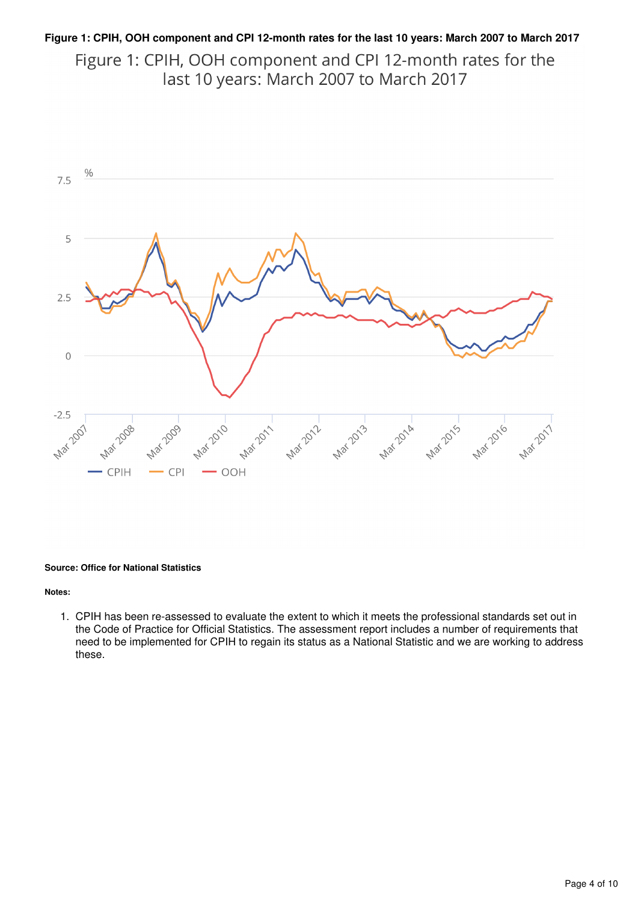**Figure 1: CPIH, OOH component and CPI 12-month rates for the last 10 years: March 2007 to March 2017**

Figure 1: CPIH, OOH component and CPI 12-month rates for the last 10 years: March 2007 to March 2017

%

7.5

5

2.5

0

-2.5

Mar 2007
Mar 2008
Mar 2009
Mar 2010
Mar 2011
Mar 2012
Mar 2013
Mar 2014
Mar 2015
Mar 2016
Mar 2017

CPIH
CPI
OOH

**Source: Office for National Statistics**

**Notes:**

1. CPIH has been re-assessed to evaluate the extent to which it meets the professional standards set out in the Code of Practice for Official Statistics. The assessment report includes a number of requirements that need to be implemented for CPIH to regain its status as a National Statistic and we are working to address these.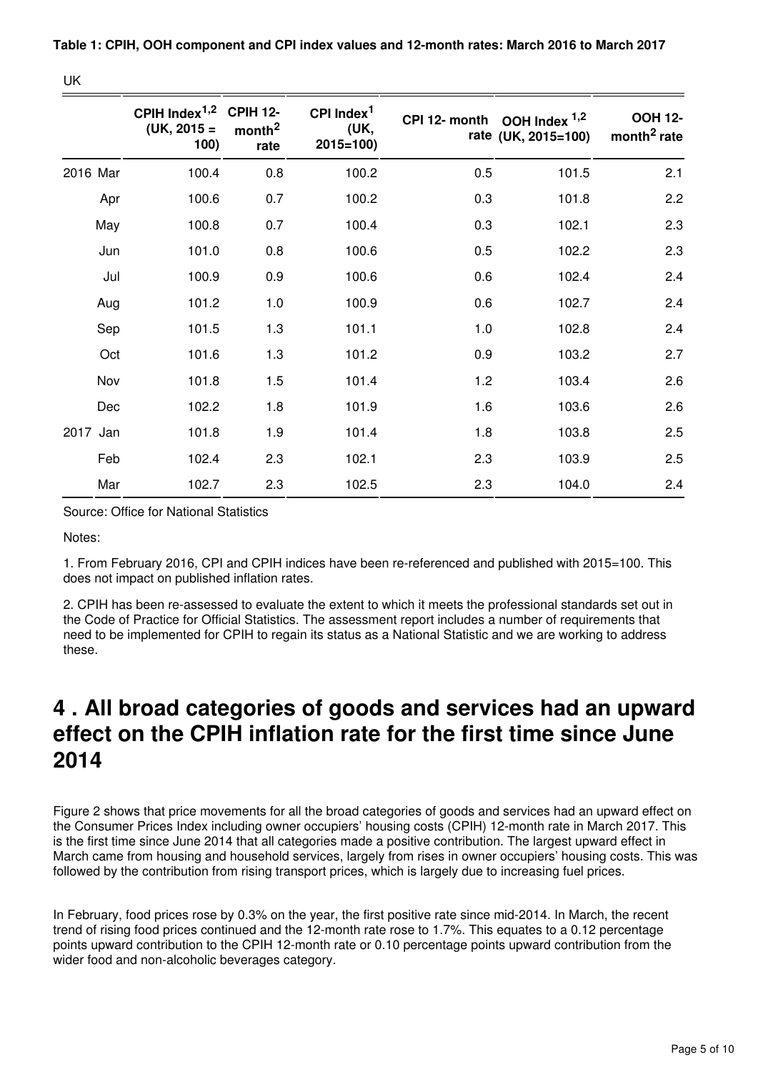**Table 1: CPIH, OOH component and CPI index values and 12-month rates: March 2016 to March 2017**

UK

| | CPIH Index[1,2] (UK, 2015 = 100) | CPIH 12-month[2] rate | CPI Index[1] (UK, 2015=100) | CPI 12- month rate | OOH Index [1,2] (UK, 2015=100) | OOH 12-month[2] rate |
|---|---|---|---|---|---|---|
| 2016 Mar | 100.4 | 0.8 | 100.2 | 0.5 | 101.5 | 2.1 |
| Apr | 100.6 | 0.7 | 100.2 | 0.3 | 101.8 | 2.2 |
| May | 100.8 | 0.7 | 100.4 | 0.3 | 102.1 | 2.3 |
| Jun | 101.0 | 0.8 | 100.6 | 0.5 | 102.2 | 2.3 |
| Jul | 100.9 | 0.9 | 100.6 | 0.6 | 102.4 | 2.4 |
| Aug | 101.2 | 1.0 | 100.9 | 0.6 | 102.7 | 2.4 |
| Sep | 101.5 | 1.3 | 101.1 | 1.0 | 102.8 | 2.4 |
| Oct | 101.6 | 1.3 | 101.2 | 0.9 | 103.2 | 2.7 |
| Nov | 101.8 | 1.5 | 101.4 | 1.2 | 103.4 | 2.6 |
| Dec | 102.2 | 1.8 | 101.9 | 1.6 | 103.6 | 2.6 |
| 2017 Jan | 101.8 | 1.9 | 101.4 | 1.8 | 103.8 | 2.5 |
| Feb | 102.4 | 2.3 | 102.1 | 2.3 | 103.9 | 2.5 |
| Mar | 102.7 | 2.3 | 102.5 | 2.3 | 104.0 | 2.4 |

Source: Office for National Statistics

Notes:

1. From February 2016, CPI and CPIH indices have been re-referenced and published with 2015=100. This does not impact on published inflation rates.

2. CPIH has been re-assessed to evaluate the extent to which it meets the professional standards set out in the Code of Practice for Official Statistics. The assessment report includes a number of requirements that need to be implemented for CPIH to regain its status as a National Statistic and we are working to address these.

# 4 . All broad categories of goods and services had an upward effect on the CPIH inflation rate for the first time since June 2014

Figure 2 shows that price movements for all the broad categories of goods and services had an upward effect on the Consumer Prices Index including owner occupiers' housing costs (CPIH) 12-month rate in March 2017. This is the first time since June 2014 that all categories made a positive contribution. The largest upward effect in March came from housing and household services, largely from rises in owner occupiers' housing costs. This was followed by the contribution from rising transport prices, which is largely due to increasing fuel prices.

In February, food prices rose by 0.3% on the year, the first positive rate since mid-2014. In March, the recent trend of rising food prices continued and the 12-month rate rose to 1.7%. This equates to a 0.12 percentage points upward contribution to the CPIH 12-month rate or 0.10 percentage points upward contribution from the wider food and non-alcoholic beverages category.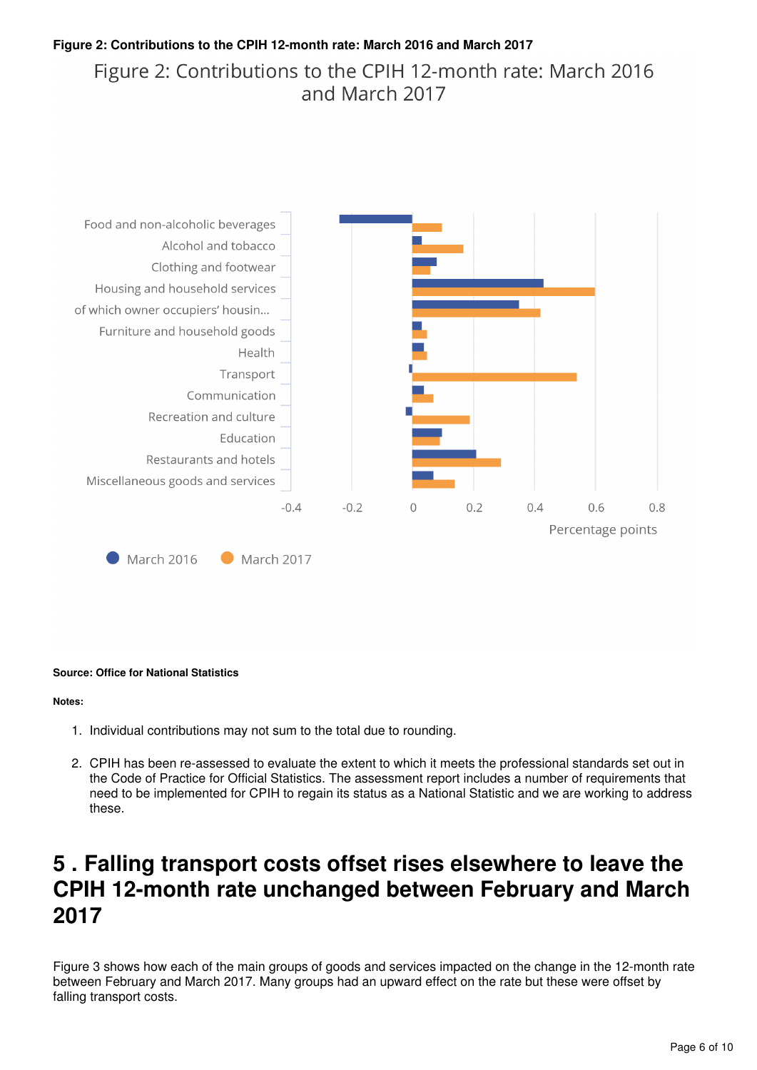**Figure 2: Contributions to the CPIH 12-month rate: March 2016 and March 2017**

Figure 2: Contributions to the CPIH 12-month rate: March 2016 and March 2017

Food and non-alcoholic beverages
Alcohol and tobacco
Clothing and footwear
Housing and household services
of which owner occupiers' housin...
Furniture and household goods
Health
Transport
Communication
Recreation and culture
Education
Restaurants and hotels
Miscellaneous goods and services

-0.4
-0.2
0
0.2
0.4
0.6
0.8

Percentage points

March 2016
March 2017

**Source: Office for National Statistics**

**Notes:**

1. Individual contributions may not sum to the total due to rounding.

2. CPIH has been re-assessed to evaluate the extent to which it meets the professional standards set out in the Code of Practice for Official Statistics. The assessment report includes a number of requirements that need to be implemented for CPIH to regain its status as a National Statistic and we are working to address these.

# 5 . Falling transport costs offset rises elsewhere to leave the CPIH 12-month rate unchanged between February and March 2017

Figure 3 shows how each of the main groups of goods and services impacted on the change in the 12-month rate between February and March 2017. Many groups had an upward effect on the rate but these were offset by falling transport costs.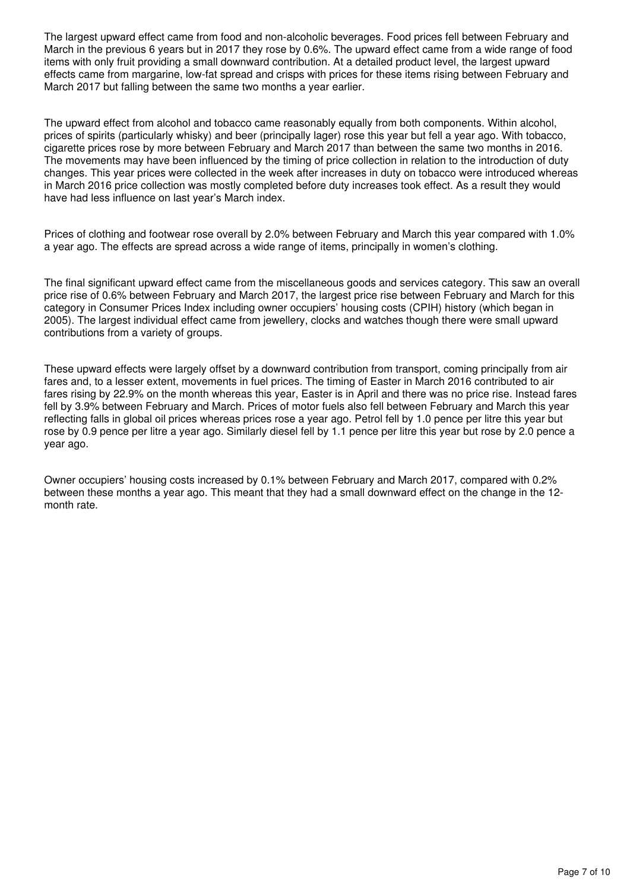The largest upward effect came from food and non-alcoholic beverages. Food prices fell between February and March in the previous 6 years but in 2017 they rose by 0.6%. The upward effect came from a wide range of food items with only fruit providing a small downward contribution. At a detailed product level, the largest upward effects came from margarine, low-fat spread and crisps with prices for these items rising between February and March 2017 but falling between the same two months a year earlier.

The upward effect from alcohol and tobacco came reasonably equally from both components. Within alcohol, prices of spirits (particularly whisky) and beer (principally lager) rose this year but fell a year ago. With tobacco, cigarette prices rose by more between February and March 2017 than between the same two months in 2016. The movements may have been influenced by the timing of price collection in relation to the introduction of duty changes. This year prices were collected in the week after increases in duty on tobacco were introduced whereas in March 2016 price collection was mostly completed before duty increases took effect. As a result they would have had less influence on last year's March index.

Prices of clothing and footwear rose overall by 2.0% between February and March this year compared with 1.0% a year ago. The effects are spread across a wide range of items, principally in women's clothing.

The final significant upward effect came from the miscellaneous goods and services category. This saw an overall price rise of 0.6% between February and March 2017, the largest price rise between February and March for this category in Consumer Prices Index including owner occupiers' housing costs (CPIH) history (which began in 2005). The largest individual effect came from jewellery, clocks and watches though there were small upward contributions from a variety of groups.

These upward effects were largely offset by a downward contribution from transport, coming principally from air fares and, to a lesser extent, movements in fuel prices. The timing of Easter in March 2016 contributed to air fares rising by 22.9% on the month whereas this year, Easter is in April and there was no price rise. Instead fares fell by 3.9% between February and March. Prices of motor fuels also fell between February and March this year reflecting falls in global oil prices whereas prices rose a year ago. Petrol fell by 1.0 pence per litre this year but rose by 0.9 pence per litre a year ago. Similarly diesel fell by 1.1 pence per litre this year but rose by 2.0 pence a year ago.

Owner occupiers' housing costs increased by 0.1% between February and March 2017, compared with 0.2% between these months a year ago. This meant that they had a small downward effect on the change in the 12-month rate.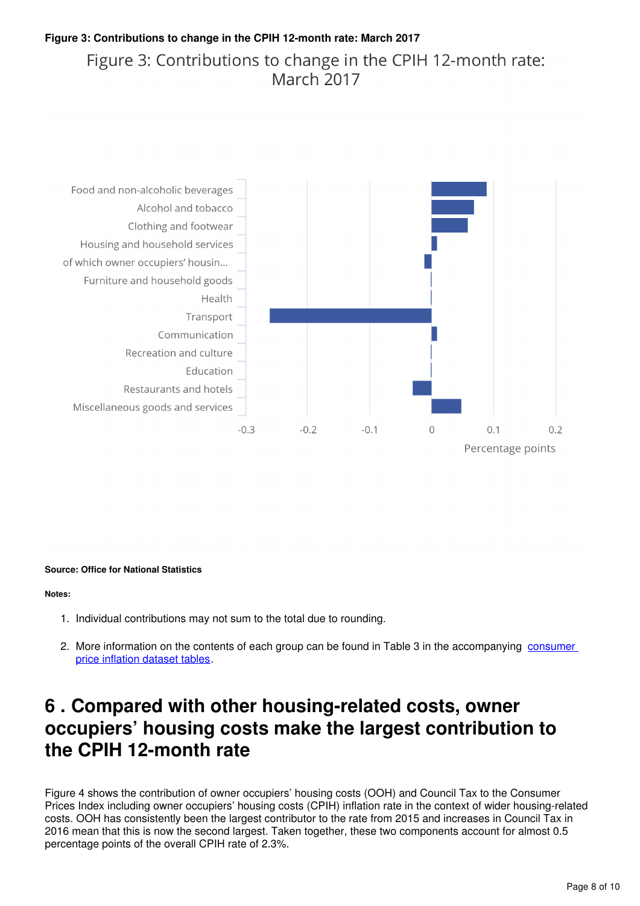**Figure 3: Contributions to change in the CPIH 12-month rate: March 2017**

Figure 3: Contributions to change in the CPIH 12-month rate: March 2017

Food and non-alcoholic beverages
Alcohol and tobacco
Clothing and footwear
Housing and household services
of which owner occupiers' housin...
Furniture and household goods
Health
Transport
Communication
Recreation and culture
Education
Restaurants and hotels
Miscellaneous goods and services

-0.3
-0.2
-0.1
0
0.1
0.2

Percentage points

**Source: Office for National Statistics**

**Notes:**

1. Individual contributions may not sum to the total due to rounding.

2. More information on the contents of each group can be found in Table 3 in the accompanying consumer price inflation dataset tables.

# 6 . Compared with other housing-related costs, owner occupiers' housing costs make the largest contribution to the CPIH 12-month rate

Figure 4 shows the contribution of owner occupiers' housing costs (OOH) and Council Tax to the Consumer Prices Index including owner occupiers' housing costs (CPIH) inflation rate in the context of wider housing-related costs. OOH has consistently been the largest contributor to the rate from 2015 and increases in Council Tax in 2016 mean that this is now the second largest. Taken together, these two components account for almost 0.5 percentage points of the overall CPIH rate of 2.3%.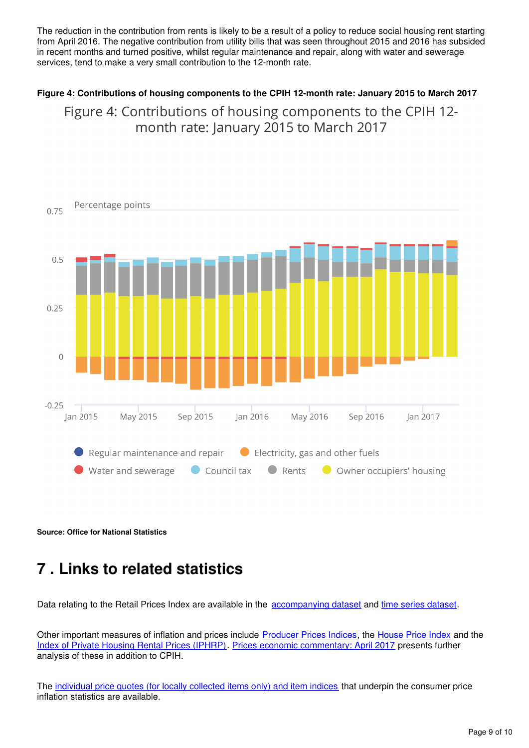The reduction in the contribution from rents is likely to be a result of a policy to reduce social housing rent starting from April 2016. The negative contribution from utility bills that was seen throughout 2015 and 2016 has subsided in recent months and turned positive, whilst regular maintenance and repair, along with water and sewerage services, tend to make a very small contribution to the 12-month rate.

**Figure 4: Contributions of housing components to the CPIH 12-month rate: January 2015 to March 2017**

Figure 4: Contributions of housing components to the CPIH 12-month rate: January 2015 to March 2017

Percentage points

0.75
0.5
0.25
0
-0.25

Jan 2015
May 2015
Sep 2015
Jan 2016
May 2016
Sep 2016
Jan 2017

Regular maintenance and repair
Electricity, gas and other fuels
Water and sewerage
Council tax
Rents
Owner occupiers' housing

**Source: Office for National Statistics**

## 7 . Links to related statistics

Data relating to the Retail Prices Index are available in the accompanying dataset and time series dataset.

Other important measures of inflation and prices include Producer Prices Indices, the House Price Index and the Index of Private Housing Rental Prices (IPHRP). Prices economic commentary: April 2017 presents further analysis of these in addition to CPIH.

The individual price quotes (for locally collected items only) and item indices that underpin the consumer price inflation statistics are available.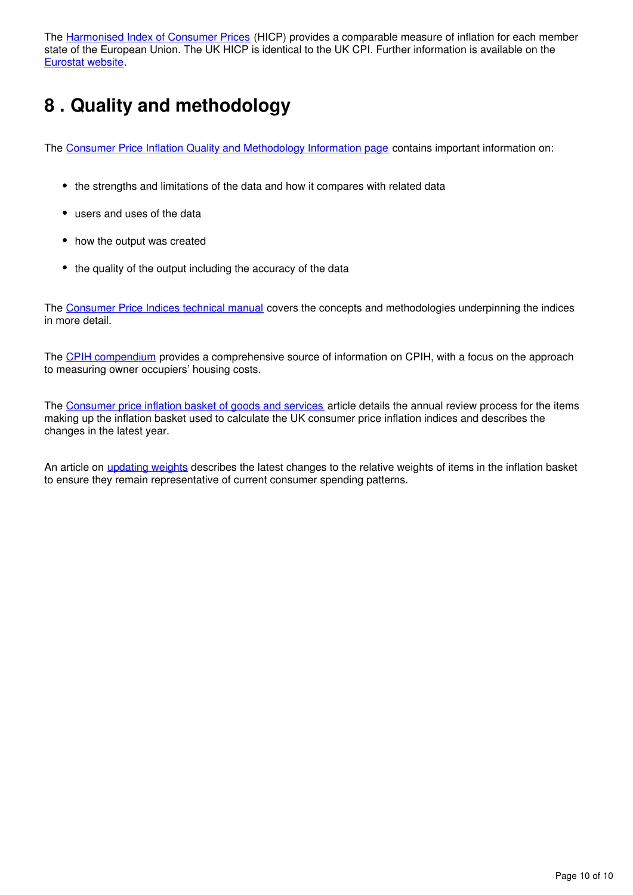The Harmonised Index of Consumer Prices (HICP) provides a comparable measure of inflation for each member state of the European Union. The UK HICP is identical to the UK CPI. Further information is available on the Eurostat website.

## 8 . Quality and methodology

The Consumer Price Inflation Quality and Methodology Information page contains important information on:

- the strengths and limitations of the data and how it compares with related data
- users and uses of the data
- how the output was created
- the quality of the output including the accuracy of the data

The Consumer Price Indices technical manual covers the concepts and methodologies underpinning the indices in more detail.

The CPIH compendium provides a comprehensive source of information on CPIH, with a focus on the approach to measuring owner occupiers' housing costs.

The Consumer price inflation basket of goods and services article details the annual review process for the items making up the inflation basket used to calculate the UK consumer price inflation indices and describes the changes in the latest year.

An article on updating weights describes the latest changes to the relative weights of items in the inflation basket to ensure they remain representative of current consumer spending patterns.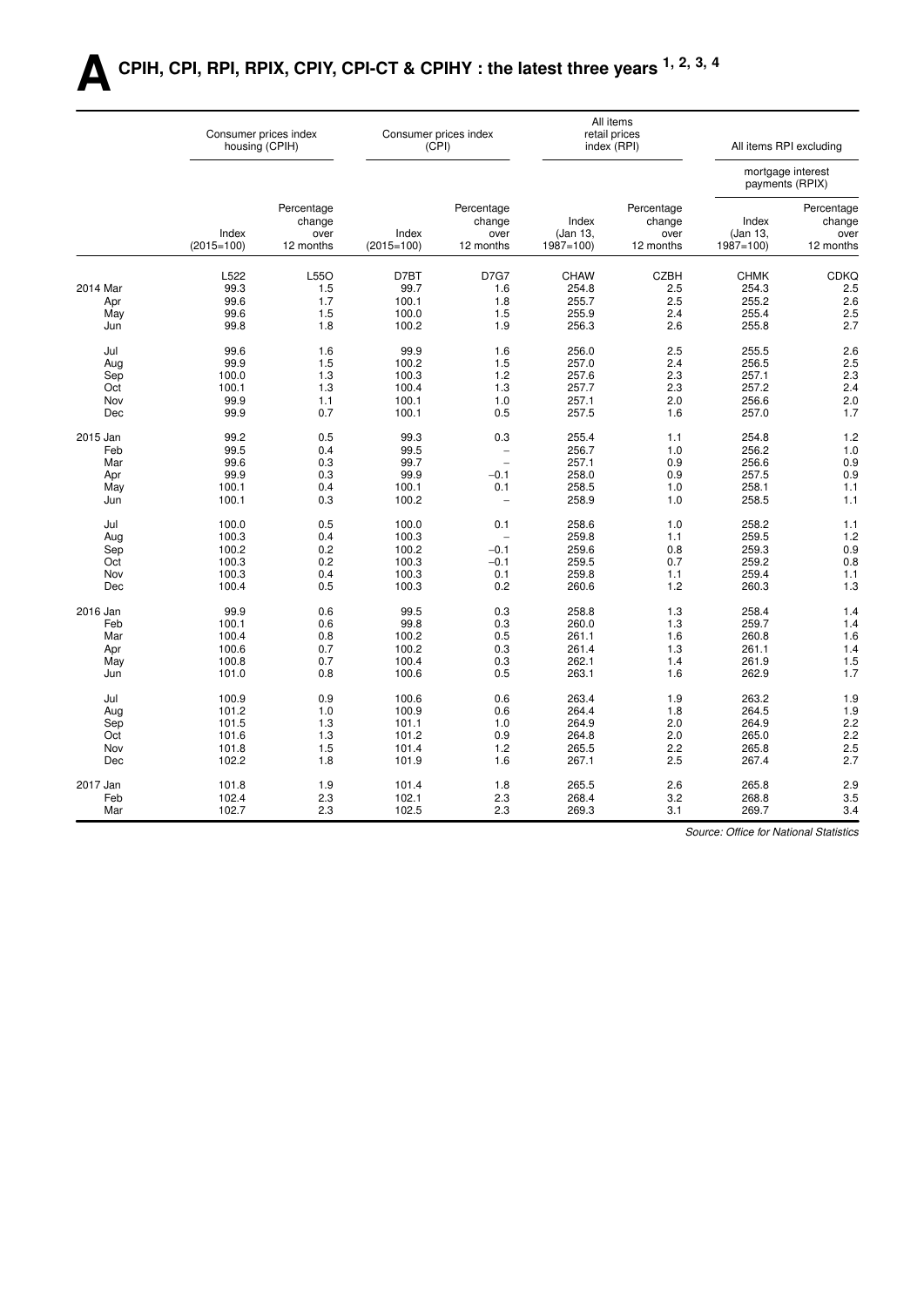# A CPIH, CPI, RPI, RPIX, CPIY, CPI-CT & CPIHY : the latest three years [1, 2, 3, 4]

| | Consumer prices index housing (CPIH) | | Consumer prices index (CPI) | | All items retail prices index (RPI) | | All items RPI excluding mortgage interest payments (RPIX) | |
|---|---|---|---|---|---|---|---|---|
| | Index (2015=100) | Percentage change over 12 months | Index (2015=100) | Percentage change over 12 months | Index (Jan 13, 1987=100) | Percentage change over 12 months | Index (Jan 13, 1987=100) | Percentage change over 12 months |
| | L522 | L55O | D7BT | D7G7 | CHAW | CZBH | CHMK | CDKQ |
| 2014 Mar | 99.3 | 1.5 | 99.7 | 1.6 | 254.8 | 2.5 | 254.3 | 2.5 |
| Apr | 99.6 | 1.7 | 100.1 | 1.8 | 255.7 | 2.5 | 255.2 | 2.6 |
| May | 99.6 | 1.5 | 100.0 | 1.5 | 255.9 | 2.4 | 255.4 | 2.5 |
| Jun | 99.8 | 1.8 | 100.2 | 1.9 | 256.3 | 2.6 | 255.8 | 2.7 |
| Jul | 99.6 | 1.6 | 99.9 | 1.6 | 256.0 | 2.5 | 255.5 | 2.6 |
| Aug | 99.9 | 1.5 | 100.2 | 1.5 | 257.0 | 2.4 | 256.5 | 2.5 |
| Sep | 100.0 | 1.3 | 100.3 | 1.2 | 257.6 | 2.3 | 257.1 | 2.3 |
| Oct | 100.1 | 1.3 | 100.4 | 1.3 | 257.7 | 2.3 | 257.2 | 2.4 |
| Nov | 99.9 | 1.1 | 100.1 | 1.0 | 257.1 | 2.0 | 256.6 | 2.0 |
| Dec | 99.9 | 0.7 | 100.1 | 0.5 | 257.5 | 1.6 | 257.0 | 1.7 |
| 2015 Jan | 99.2 | 0.5 | 99.3 | 0.3 | 255.4 | 1.1 | 254.8 | 1.2 |
| Feb | 99.5 | 0.4 | 99.5 | – | 256.7 | 1.0 | 256.2 | 1.0 |
| Mar | 99.6 | 0.3 | 99.7 | – | 257.1 | 0.9 | 256.6 | 0.9 |
| Apr | 99.9 | 0.3 | 99.9 | −0.1 | 258.0 | 0.9 | 257.5 | 0.9 |
| May | 100.1 | 0.4 | 100.1 | 0.1 | 258.5 | 1.0 | 258.1 | 1.1 |
| Jun | 100.1 | 0.3 | 100.2 | – | 258.9 | 1.0 | 258.5 | 1.1 |
| Jul | 100.0 | 0.5 | 100.0 | 0.1 | 258.6 | 1.0 | 258.2 | 1.1 |
| Aug | 100.3 | 0.4 | 100.3 | – | 259.8 | 1.1 | 259.5 | 1.2 |
| Sep | 100.2 | 0.2 | 100.2 | −0.1 | 259.6 | 0.8 | 259.3 | 0.9 |
| Oct | 100.3 | 0.2 | 100.3 | −0.1 | 259.5 | 0.7 | 259.2 | 0.8 |
| Nov | 100.3 | 0.4 | 100.3 | 0.1 | 259.8 | 1.1 | 259.4 | 1.1 |
| Dec | 100.4 | 0.5 | 100.3 | 0.2 | 260.6 | 1.2 | 260.3 | 1.3 |
| 2016 Jan | 99.9 | 0.6 | 99.5 | 0.3 | 258.8 | 1.3 | 258.4 | 1.4 |
| Feb | 100.1 | 0.6 | 99.8 | 0.3 | 260.0 | 1.3 | 259.7 | 1.4 |
| Mar | 100.4 | 0.8 | 100.2 | 0.5 | 261.1 | 1.6 | 260.8 | 1.6 |
| Apr | 100.6 | 0.7 | 100.2 | 0.3 | 261.4 | 1.3 | 261.1 | 1.4 |
| May | 100.8 | 0.7 | 100.4 | 0.3 | 262.1 | 1.4 | 261.9 | 1.5 |
| Jun | 101.0 | 0.8 | 100.6 | 0.5 | 263.1 | 1.6 | 262.9 | 1.7 |
| Jul | 100.9 | 0.9 | 100.6 | 0.6 | 263.4 | 1.9 | 263.2 | 1.9 |
| Aug | 101.2 | 1.0 | 100.9 | 0.6 | 264.4 | 1.8 | 264.5 | 1.9 |
| Sep | 101.5 | 1.3 | 101.1 | 1.0 | 264.9 | 2.0 | 264.9 | 2.2 |
| Oct | 101.6 | 1.3 | 101.2 | 0.9 | 264.8 | 2.0 | 265.0 | 2.2 |
| Nov | 101.8 | 1.5 | 101.4 | 1.2 | 265.5 | 2.2 | 265.8 | 2.5 |
| Dec | 102.2 | 1.8 | 101.9 | 1.6 | 267.1 | 2.5 | 267.4 | 2.7 |
| 2017 Jan | 101.8 | 1.9 | 101.4 | 1.8 | 265.5 | 2.6 | 265.8 | 2.9 |
| Feb | 102.4 | 2.3 | 102.1 | 2.3 | 268.4 | 3.2 | 268.8 | 3.5 |
| Mar | 102.7 | 2.3 | 102.5 | 2.3 | 269.3 | 3.1 | 269.7 | 3.4 |

*Source: Office for National Statistics*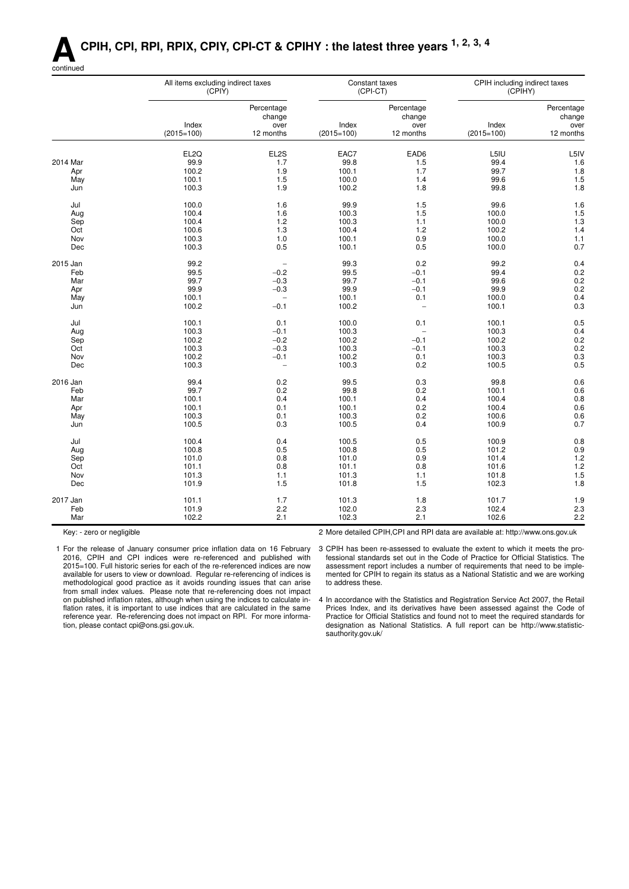# A CPIH, CPI, RPI, RPIX, CPIY, CPI-CT & CPIHY : the latest three years [1, 2, 3, 4]

continued

| | All items excluding indirect taxes (CPIY) | | Constant taxes (CPI-CT) | | CPIH including indirect taxes (CPIHY) | |
|---|---|---|---|---|---|---|
| | Index (2015=100) | Percentage change over 12 months | Index (2015=100) | Percentage change over 12 months | Index (2015=100) | Percentage change over 12 months |
| | EL2Q | EL2S | EAC7 | EAD6 | L5IU | L5IV |
| 2014 Mar | 99.9 | 1.7 | 99.8 | 1.5 | 99.4 | 1.6 |
| Apr | 100.2 | 1.9 | 100.1 | 1.7 | 99.7 | 1.8 |
| May | 100.1 | 1.5 | 100.0 | 1.4 | 99.6 | 1.5 |
| Jun | 100.3 | 1.9 | 100.2 | 1.8 | 99.8 | 1.8 |
| Jul | 100.0 | 1.6 | 99.9 | 1.5 | 99.6 | 1.6 |
| Aug | 100.4 | 1.6 | 100.3 | 1.5 | 100.0 | 1.5 |
| Sep | 100.4 | 1.2 | 100.3 | 1.1 | 100.0 | 1.3 |
| Oct | 100.6 | 1.3 | 100.4 | 1.2 | 100.2 | 1.4 |
| Nov | 100.3 | 1.0 | 100.1 | 0.9 | 100.0 | 1.1 |
| Dec | 100.3 | 0.5 | 100.1 | 0.5 | 100.0 | 0.7 |
| 2015 Jan | 99.2 | – | 99.3 | 0.2 | 99.2 | 0.4 |
| Feb | 99.5 | −0.2 | 99.5 | −0.1 | 99.4 | 0.2 |
| Mar | 99.7 | −0.3 | 99.7 | −0.1 | 99.6 | 0.2 |
| Apr | 99.9 | −0.3 | 99.9 | −0.1 | 99.9 | 0.2 |
| May | 100.1 | – | 100.1 | 0.1 | 100.0 | 0.4 |
| Jun | 100.2 | −0.1 | 100.2 | – | 100.1 | 0.3 |
| Jul | 100.1 | 0.1 | 100.0 | 0.1 | 100.1 | 0.5 |
| Aug | 100.3 | −0.1 | 100.3 | – | 100.3 | 0.4 |
| Sep | 100.2 | −0.2 | 100.2 | −0.1 | 100.2 | 0.2 |
| Oct | 100.3 | −0.3 | 100.3 | −0.1 | 100.3 | 0.2 |
| Nov | 100.2 | −0.1 | 100.2 | 0.1 | 100.3 | 0.3 |
| Dec | 100.3 | – | 100.3 | 0.2 | 100.5 | 0.5 |
| 2016 Jan | 99.4 | 0.2 | 99.5 | 0.3 | 99.8 | 0.6 |
| Feb | 99.7 | 0.2 | 99.8 | 0.2 | 100.1 | 0.6 |
| Mar | 100.1 | 0.4 | 100.1 | 0.4 | 100.4 | 0.8 |
| Apr | 100.1 | 0.1 | 100.1 | 0.2 | 100.4 | 0.6 |
| May | 100.3 | 0.1 | 100.3 | 0.2 | 100.6 | 0.6 |
| Jun | 100.5 | 0.3 | 100.5 | 0.4 | 100.9 | 0.7 |
| Jul | 100.4 | 0.4 | 100.5 | 0.5 | 100.9 | 0.8 |
| Aug | 100.8 | 0.5 | 100.8 | 0.5 | 101.2 | 0.9 |
| Sep | 101.0 | 0.8 | 101.0 | 0.9 | 101.4 | 1.2 |
| Oct | 101.1 | 0.8 | 101.1 | 0.8 | 101.6 | 1.2 |
| Nov | 101.3 | 1.1 | 101.3 | 1.1 | 101.8 | 1.5 |
| Dec | 101.9 | 1.5 | 101.8 | 1.5 | 102.3 | 1.8 |
| 2017 Jan | 101.1 | 1.7 | 101.3 | 1.8 | 101.7 | 1.9 |
| Feb | 101.9 | 2.2 | 102.0 | 2.3 | 102.4 | 2.3 |
| Mar | 102.2 | 2.1 | 102.3 | 2.1 | 102.6 | 2.2 |

Key: - zero or negligible

1 For the release of January consumer price inflation data on 16 February 2016, CPIH and CPI indices were re-referenced and published with 2015=100. Full historic series for each of the re-referenced indices are now available for users to view or download. Regular re-referencing of indices is methodological good practice as it avoids rounding issues that can arise from small index values. Please note that re-referencing does not impact on published inflation rates, although when using the indices to calculate inflation rates, it is important to use indices that are calculated in the same reference year. Re-referencing does not impact on RPI. For more information, please contact cpi@ons.gsi.gov.uk.

2 More detailed CPIH,CPI and RPI data are available at: http://www.ons.gov.uk

3 CPIH has been re-assessed to evaluate the extent to which it meets the professional standards set out in the Code of Practice for Official Statistics. The assessment report includes a number of requirements that need to be implemented for CPIH to regain its status as a National Statistic and we are working to address these.

4 In accordance with the Statistics and Registration Service Act 2007, the Retail Prices Index, and its derivatives have been assessed against the Code of Practice for Official Statistics and found not to meet the required standards for designation as National Statistics. A full report can be http://www.statisticsauthority.gov.uk/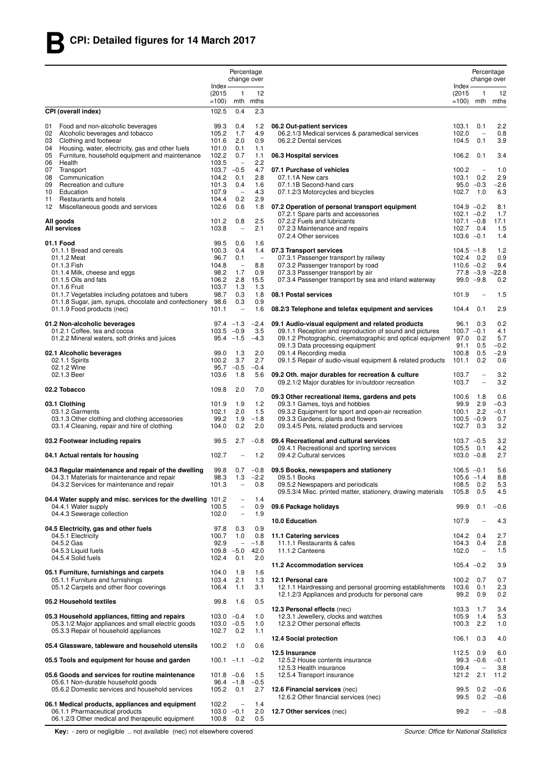# B CPI: Detailed figures for 14 March 2017

| | Index (2015 =100) | Percentage change over 1 mth | Percentage change over 12 mths |
|---|---|---|---|
| **CPI (overall index)** | 102.5 | 0.4 | 2.3 |
| 01 Food and non-alcoholic beverages | 99.3 | 0.4 | 1.2 |
| 02 Alcoholic beverages and tobacco | 105.2 | 1.7 | 4.9 |
| 03 Clothing and footwear | 101.6 | 2.0 | 0.9 |
| 04 Housing, water, electricity, gas and other fuels | 101.0 | 0.1 | 1.1 |
| 05 Furniture, household equipment and maintenance | 102.2 | 0.7 | 1.1 |
| 06 Health | 103.5 | – | 2.2 |
| 07 Transport | 103.7 | −0.5 | 4.7 |
| 08 Communication | 104.2 | 0.1 | 2.8 |
| 09 Recreation and culture | 101.3 | 0.4 | 1.6 |
| 10 Education | 107.9 | – | 4.3 |
| 11 Restaurants and hotels | 104.4 | 0.2 | 2.9 |
| 12 Miscellaneous goods and services | 102.6 | 0.6 | 1.8 |
| **All goods** | 101.2 | 0.8 | 2.5 |
| **All services** | 103.8 | – | 2.1 |
| **01.1 Food** | 99.5 | 0.6 | 1.6 |
| 01.1.1 Bread and cereals | 100.3 | 0.4 | 1.4 |
| 01.1.2 Meat | 96.7 | 0.1 | – |
| 01.1.3 Fish | 104.8 | – | 8.8 |
| 01.1.4 Milk, cheese and eggs | 98.2 | 1.7 | 0.9 |
| 01.1.5 Oils and fats | 106.2 | 2.8 | 15.5 |
| 01.1.6 Fruit | 103.7 | 1.3 | 1.3 |
| 01.1.7 Vegetables including potatoes and tubers | 98.7 | 0.3 | 1.8 |
| 01.1.8 Sugar, jam, syrups, chocolate and confectionery | 98.6 | 0.3 | 0.9 |
| 01.1.9 Food products (nec) | 101.1 | – | 1.6 |
| **01.2 Non-alcoholic beverages** | 97.4 | −1.3 | −2.4 |
| 01.2.1 Coffee, tea and cocoa | 103.5 | −0.9 | 3.5 |
| 01.2.2 Mineral waters, soft drinks and juices | 95.4 | −1.5 | −4.3 |
| **02.1 Alcoholic beverages** | 99.0 | 1.3 | 2.0 |
| 02.1.1 Spirits | 100.2 | 3.7 | 2.7 |
| 02.1.2 Wine | 95.7 | −0.5 | −0.4 |
| 02.1.3 Beer | 103.6 | 1.8 | 5.6 |
| **02.2 Tobacco** | 109.8 | 2.0 | 7.0 |
| **03.1 Clothing** | 101.9 | 1.9 | 1.2 |
| 03.1.2 Garments | 102.1 | 2.0 | 1.5 |
| 03.1.3 Other clothing and clothing accessories | 99.2 | 1.9 | −1.8 |
| 03.1.4 Cleaning, repair and hire of clothing | 104.0 | 0.2 | 2.0 |
| **03.2 Footwear including repairs** | 99.5 | 2.7 | −0.8 |
| **04.1 Actual rentals for housing** | 102.7 | – | 1.2 |
| **04.3 Regular maintenance and repair of the dwelling** | 99.8 | 0.7 | −0.8 |
| 04.3.1 Materials for maintenance and repair | 98.3 | 1.3 | −2.2 |
| 04.3.2 Services for maintenance and repair | 101.3 | – | 0.8 |
| **04.4 Water supply and misc. services for the dwelling** | 101.2 | – | 1.4 |
| 04.4.1 Water supply | 100.5 | – | 0.9 |
| 04.4.3 Sewerage collection | 102.0 | – | 1.9 |
| **04.5 Electricity, gas and other fuels** | 97.8 | 0.3 | 0.9 |
| 04.5.1 Electricity | 100.7 | 1.0 | 0.8 |
| 04.5.2 Gas | 92.9 | – | −1.8 |
| 04.5.3 Liquid fuels | 109.8 | −5.0 | 42.0 |
| 04.5.4 Solid fuels | 102.4 | 0.1 | 2.0 |
| **05.1 Furniture, furnishings and carpets** | 104.0 | 1.9 | 1.6 |
| 05.1.1 Furniture and furnishings | 103.4 | 2.1 | 1.3 |
| 05.1.2 Carpets and other floor coverings | 106.4 | 1.1 | 3.1 |
| **05.2 Household textiles** | 99.8 | 1.6 | 0.5 |
| **05.3 Household appliances, fitting and repairs** | 103.0 | −0.4 | 1.0 |
| 05.3.1/2 Major appliances and small electric goods | 103.0 | −0.5 | 1.0 |
| 05.3.3 Repair of household appliances | 102.7 | 0.2 | 1.1 |
| **05.4 Glassware, tableware and household utensils** | 100.2 | 1.0 | 0.6 |
| **05.5 Tools and equipment for house and garden** | 100.1 | −1.1 | −0.2 |
| **05.6 Goods and services for routine maintenance** | 101.8 | −0.6 | 1.5 |
| 05.6.1 Non-durable household goods | 96.4 | −1.8 | −0.5 |
| 05.6.2 Domestic services and household services | 105.2 | 0.1 | 2.7 |
| **06.1 Medical products, appliances and equipment** | 102.2 | – | 1.4 |
| 06.1.1 Pharmaceutical products | 103.0 | −0.1 | 2.0 |
| 06.1.2/3 Other medical and therapeutic equipment | 100.8 | 0.2 | 0.5 |
| **06.2 Out-patient services** | 103.1 | 0.1 | 2.2 |
| 06.2.1/3 Medical services & paramedical services | 102.0 | – | 0.8 |
| 06.2.2 Dental services | 104.5 | 0.1 | 3.9 |
| **06.3 Hospital services** | 106.2 | 0.1 | 3.4 |
| **07.1 Purchase of vehicles** | 100.2 | – | 1.0 |
| 07.1.1A New cars | 103.1 | 0.2 | 2.9 |
| 07.1.1B Second-hand cars | 95.0 | −0.3 | −2.6 |
| 07.1.2/3 Motorcycles and bicycles | 102.7 | 1.0 | 6.3 |
| **07.2 Operation of personal transport equipment** | 104.9 | −0.2 | 8.1 |
| 07.2.1 Spare parts and accessories | 102.1 | −0.2 | 1.7 |
| 07.2.2 Fuels and lubricants | 107.1 | −0.8 | 17.1 |
| 07.2.3 Maintenance and repairs | 102.7 | 0.4 | 1.5 |
| 07.2.4 Other services | 103.6 | −0.1 | 1.4 |
| **07.3 Transport services** | 104.5 | −1.8 | 1.2 |
| 07.3.1 Passenger transport by railway | 102.4 | 0.2 | 0.9 |
| 07.3.2 Passenger transport by road | 110.6 | −0.2 | 9.4 |
| 07.3.3 Passenger transport by air | 77.8 | −3.9 | −22.8 |
| 07.3.4 Passenger transport by sea and inland waterway | 99.0 | −9.8 | 0.2 |
| **08.1 Postal services** | 101.9 | – | 1.5 |
| **08.2/3 Telephone and telefax equipment and services** | 104.4 | 0.1 | 2.9 |
| **09.1 Audio-visual equipment and related products** | 96.1 | 0.3 | 0.2 |
| 09.1.1 Reception and reproduction of sound and pictures | 100.7 | −0.1 | 4.1 |
| 09.1.2 Photographic, cinematographic and optical equipment | 97.0 | 0.2 | 5.7 |
| 09.1.3 Data processing equipment | 91.1 | 0.5 | −0.2 |
| 09.1.4 Recording media | 100.8 | 0.5 | −2.9 |
| 09.1.5 Repair of audio-visual equipment & related products | 101.1 | 0.2 | 0.6 |
| **09.2 Oth. major durables for recreation & culture** | 103.7 | – | 3.2 |
| 09.2.1/2 Major durables for in/outdoor recreation | 103.7 | – | 3.2 |
| **09.3 Other recreational items, gardens and pets** | 100.6 | 1.8 | 0.6 |
| 09.3.1 Games, toys and hobbies | 99.9 | 2.9 | −0.3 |
| 09.3.2 Equipment for sport and open-air recreation | 100.1 | 2.2 | −0.1 |
| 09.3.3 Gardens, plants and flowers | 100.5 | −0.9 | 0.7 |
| 09.3.4/5 Pets, related products and services | 102.7 | 0.3 | 3.2 |
| **09.4 Recreational and cultural services** | 103.7 | −0.5 | 3.2 |
| 09.4.1 Recreational and sporting services | 105.5 | 0.1 | 4.2 |
| 09.4.2 Cultural services | 103.0 | −0.8 | 2.7 |
| **09.5 Books, newspapers and stationery** | 106.5 | −0.1 | 5.6 |
| 09.5.1 Books | 105.6 | −1.4 | 8.8 |
| 09.5.2 Newspapers and periodicals | 108.5 | 0.2 | 5.3 |
| 09.5.3/4 Misc. printed matter, stationery, drawing materials | 105.8 | 0.5 | 4.5 |
| **09.6 Package holidays** | 99.9 | 0.1 | −0.6 |
| **10.0 Education** | 107.9 | – | 4.3 |
| **11.1 Catering services** | 104.2 | 0.4 | 2.7 |
| 11.1.1 Restaurants & cafes | 104.3 | 0.4 | 2.8 |
| 11.1.2 Canteens | 102.0 | – | 1.5 |
| **11.2 Accommodation services** | 105.4 | −0.2 | 3.9 |
| **12.1 Personal care** | 100.2 | 0.7 | 0.7 |
| 12.1.1 Hairdressing and personal grooming establishments | 103.6 | 0.1 | 2.3 |
| 12.1.2/3 Appliances and products for personal care | 99.2 | 0.9 | 0.2 |
| **12.3 Personal effects** (nec) | 103.3 | 1.7 | 3.4 |
| 12.3.1 Jewellery, clocks and watches | 105.9 | 1.4 | 5.3 |
| 12.3.2 Other personal effects | 100.3 | 2.2 | 1.0 |
| **12.4 Social protection** | 106.1 | 0.3 | 4.0 |
| **12.5 Insurance** | 112.5 | 0.9 | 6.0 |
| 12.5.2 House contents insurance | 99.3 | −0.6 | −0.1 |
| 12.5.3 Health insurance | 109.4 | – | 3.8 |
| 12.5.4 Transport insurance | 121.2 | 2.1 | 11.2 |
| **12.6 Financial services** (nec) | 99.5 | 0.2 | −0.6 |
| 12.6.2 Other financial services (nec) | 99.5 | 0.2 | −0.6 |
| **12.7 Other services** (nec) | 99.2 | – | −0.8 |

**Key:** - zero or negligible .. not available (nec) not elsewhere covered

*Source: Office for National Statistics*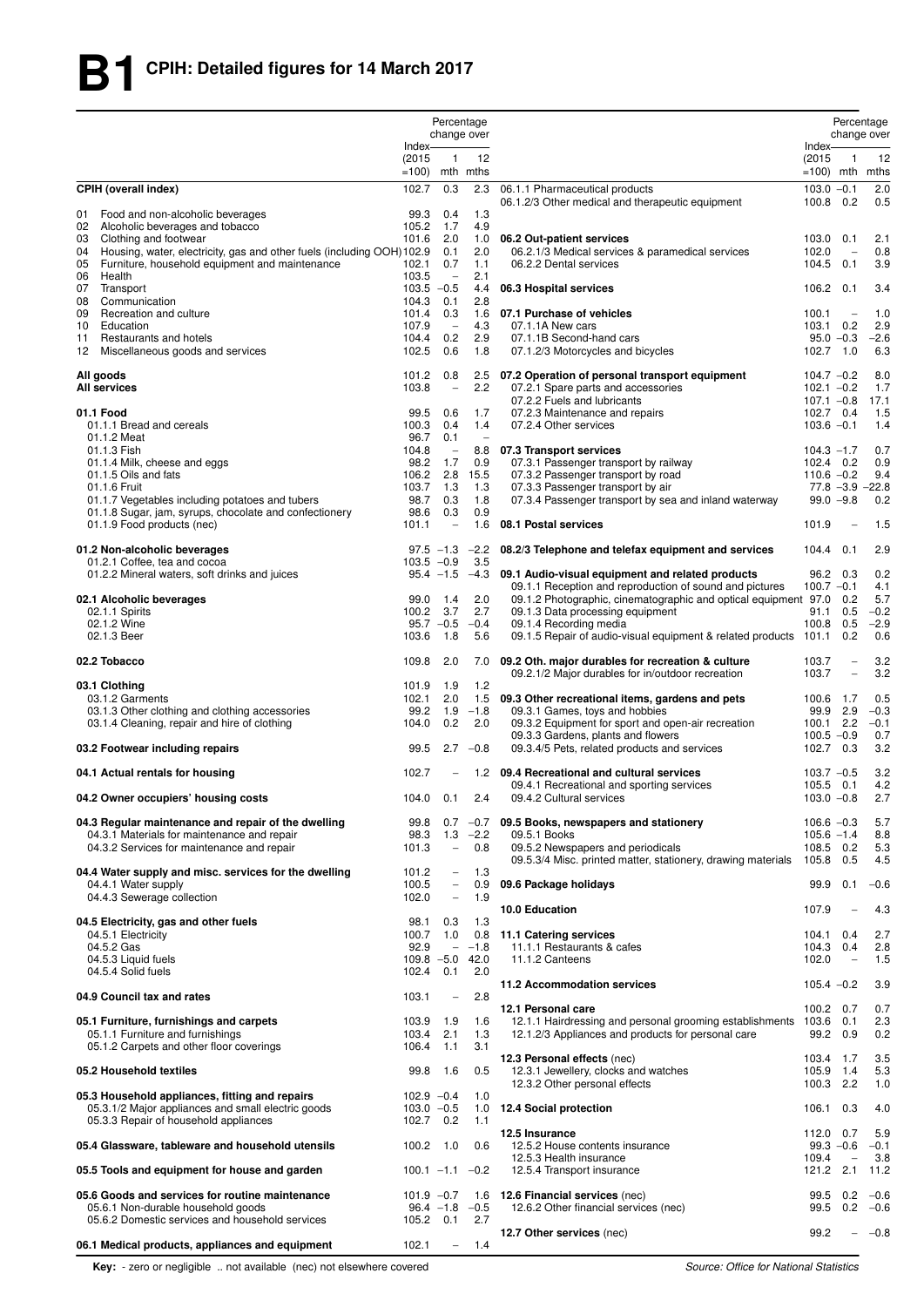# B1 CPIH: Detailed figures for 14 March 2017

| | Index (2015 =100) | Percentage change over 1 mth | Percentage change over 12 mths |
|---|---|---|---|
| **CPIH (overall index)** | 102.7 | 0.3 | 2.3 |
| 01 Food and non-alcoholic beverages | 99.3 | 0.4 | 1.3 |
| 02 Alcoholic beverages and tobacco | 105.2 | 1.7 | 4.9 |
| 03 Clothing and footwear | 101.6 | 2.0 | 1.0 |
| 04 Housing, water, electricity, gas and other fuels (including OOH) | 102.9 | 0.1 | 2.0 |
| 05 Furniture, household equipment and maintenance | 102.1 | 0.7 | 1.1 |
| 06 Health | 103.5 | – | 2.1 |
| 07 Transport | 103.5 | –0.5 | 4.4 |
| 08 Communication | 104.3 | 0.1 | 2.8 |
| 09 Recreation and culture | 101.4 | 0.3 | 1.6 |
| 10 Education | 107.9 | – | 4.3 |
| 11 Restaurants and hotels | 104.4 | 0.2 | 2.9 |
| 12 Miscellaneous goods and services | 102.5 | 0.6 | 1.8 |
| **All goods** | 101.2 | 0.8 | 2.5 |
| **All services** | 103.8 | – | 2.2 |
| **01.1 Food** | 99.5 | 0.6 | 1.7 |
| 01.1.1 Bread and cereals | 100.3 | 0.4 | 1.4 |
| 01.1.2 Meat | 96.7 | 0.1 | – |
| 01.1.3 Fish | 104.8 | – | 8.8 |
| 01.1.4 Milk, cheese and eggs | 98.2 | 1.7 | 0.9 |
| 01.1.5 Oils and fats | 106.2 | 2.8 | 15.5 |
| 01.1.6 Fruit | 103.7 | 1.3 | 1.3 |
| 01.1.7 Vegetables including potatoes and tubers | 98.7 | 0.3 | 1.8 |
| 01.1.8 Sugar, jam, syrups, chocolate and confectionery | 98.6 | 0.3 | 0.9 |
| 01.1.9 Food products (nec) | 101.1 | – | 1.6 |
| **01.2 Non-alcoholic beverages** | 97.5 | –1.3 | –2.2 |
| 01.2.1 Coffee, tea and cocoa | 103.5 | –0.9 | 3.5 |
| 01.2.2 Mineral waters, soft drinks and juices | 95.4 | –1.5 | –4.3 |
| **02.1 Alcoholic beverages** | 99.0 | 1.4 | 2.0 |
| 02.1.1 Spirits | 100.2 | 3.7 | 2.7 |
| 02.1.2 Wine | 95.7 | –0.5 | –0.4 |
| 02.1.3 Beer | 103.6 | 1.8 | 5.6 |
| **02.2 Tobacco** | 109.8 | 2.0 | 7.0 |
| **03.1 Clothing** | 101.9 | 1.9 | 1.2 |
| 03.1.2 Garments | 102.1 | 2.0 | 1.5 |
| 03.1.3 Other clothing and clothing accessories | 99.2 | 1.9 | –1.8 |
| 03.1.4 Cleaning, repair and hire of clothing | 104.0 | 0.2 | 2.0 |
| **03.2 Footwear including repairs** | 99.5 | 2.7 | –0.8 |
| **04.1 Actual rentals for housing** | 102.7 | – | 1.2 |
| **04.2 Owner occupiers' housing costs** | 104.0 | 0.1 | 2.4 |
| **04.3 Regular maintenance and repair of the dwelling** | 99.8 | 0.7 | –0.7 |
| 04.3.1 Materials for maintenance and repair | 98.3 | 1.3 | –2.2 |
| 04.3.2 Services for maintenance and repair | 101.3 | – | 0.8 |
| **04.4 Water supply and misc. services for the dwelling** | 101.2 | – | 1.3 |
| 04.4.1 Water supply | 100.5 | – | 0.9 |
| 04.4.3 Sewerage collection | 102.0 | – | 1.9 |
| **04.5 Electricity, gas and other fuels** | 98.1 | 0.3 | 1.3 |
| 04.5.1 Electricity | 100.7 | 1.0 | 0.8 |
| 04.5.2 Gas | 92.9 | – | –1.8 |
| 04.5.3 Liquid fuels | 109.8 | –5.0 | 42.0 |
| 04.5.4 Solid fuels | 102.4 | 0.1 | 2.0 |
| **04.9 Council tax and rates** | 103.1 | – | 2.8 |
| **05.1 Furniture, furnishings and carpets** | 103.9 | 1.9 | 1.6 |
| 05.1.1 Furniture and furnishings | 103.4 | 2.1 | 1.3 |
| 05.1.2 Carpets and other floor coverings | 106.4 | 1.1 | 3.1 |
| **05.2 Household textiles** | 99.8 | 1.6 | 0.5 |
| **05.3 Household appliances, fitting and repairs** | 102.9 | –0.4 | 1.0 |
| 05.3.1/2 Major appliances and small electric goods | 103.0 | –0.5 | 1.0 |
| 05.3.3 Repair of household appliances | 102.7 | 0.2 | 1.1 |
| **05.4 Glassware, tableware and household utensils** | 100.2 | 1.0 | 0.6 |
| **05.5 Tools and equipment for house and garden** | 100.1 | –1.1 | –0.2 |
| **05.6 Goods and services for routine maintenance** | 101.9 | –0.7 | 1.6 |
| 05.6.1 Non-durable household goods | 96.4 | –1.8 | –0.5 |
| 05.6.2 Domestic services and household services | 105.2 | 0.1 | 2.7 |
| **06.1 Medical products, appliances and equipment** | 102.1 | – | 1.4 |
| 06.1.1 Pharmaceutical products | 103.0 | –0.1 | 2.0 |
| 06.1.2/3 Other medical and therapeutic equipment | 100.8 | 0.2 | 0.5 |
| **06.2 Out-patient services** | 103.0 | 0.1 | 2.1 |
| 06.2.1/3 Medical services & paramedical services | 102.0 | – | 0.8 |
| 06.2.2 Dental services | 104.5 | 0.1 | 3.9 |
| **06.3 Hospital services** | 106.2 | 0.1 | 3.4 |
| **07.1 Purchase of vehicles** | 100.1 | – | 1.0 |
| 07.1.1A New cars | 103.1 | 0.2 | 2.9 |
| 07.1.1B Second-hand cars | 95.0 | –0.3 | –2.6 |
| 07.1.2/3 Motorcycles and bicycles | 102.7 | 1.0 | 6.3 |
| **07.2 Operation of personal transport equipment** | 104.7 | –0.2 | 8.0 |
| 07.2.1 Spare parts and accessories | 102.1 | –0.2 | 1.7 |
| 07.2.2 Fuels and lubricants | 107.1 | –0.8 | 17.1 |
| 07.2.3 Maintenance and repairs | 102.7 | 0.4 | 1.5 |
| 07.2.4 Other services | 103.6 | –0.1 | 1.4 |
| **07.3 Transport services** | 104.3 | –1.7 | 0.7 |
| 07.3.1 Passenger transport by railway | 102.4 | 0.2 | 0.9 |
| 07.3.2 Passenger transport by road | 110.6 | –0.2 | 9.4 |
| 07.3.3 Passenger transport by air | 77.8 | –3.9 | –22.8 |
| 07.3.4 Passenger transport by sea and inland waterway | 99.0 | –9.8 | 0.2 |
| **08.1 Postal services** | 101.9 | – | 1.5 |
| **08.2/3 Telephone and telefax equipment and services** | 104.4 | 0.1 | 2.9 |
| **09.1 Audio-visual equipment and related products** | 96.2 | 0.3 | 0.2 |
| 09.1.1 Reception and reproduction of sound and pictures | 100.7 | –0.1 | 4.1 |
| 09.1.2 Photographic, cinematographic and optical equipment | 97.0 | 0.2 | 5.7 |
| 09.1.3 Data processing equipment | 91.1 | 0.5 | –0.2 |
| 09.1.4 Recording media | 100.8 | 0.5 | –2.9 |
| 09.1.5 Repair of audio-visual equipment & related products | 101.1 | 0.2 | 0.6 |
| **09.2 Oth. major durables for recreation & culture** | 103.7 | – | 3.2 |
| 09.2.1/2 Major durables for in/outdoor recreation | 103.7 | – | 3.2 |
| **09.3 Other recreational items, gardens and pets** | 100.6 | 1.7 | 0.5 |
| 09.3.1 Games, toys and hobbies | 99.9 | 2.9 | –0.3 |
| 09.3.2 Equipment for sport and open-air recreation | 100.1 | 2.2 | –0.1 |
| 09.3.3 Gardens, plants and flowers | 100.5 | –0.9 | 0.7 |
| 09.3.4/5 Pets, related products and services | 102.7 | 0.3 | 3.2 |
| **09.4 Recreational and cultural services** | 103.7 | –0.5 | 3.2 |
| 09.4.1 Recreational and sporting services | 105.5 | 0.1 | 4.2 |
| 09.4.2 Cultural services | 103.0 | –0.8 | 2.7 |
| **09.5 Books, newspapers and stationery** | 106.6 | –0.3 | 5.7 |
| 09.5.1 Books | 105.6 | –1.4 | 8.8 |
| 09.5.2 Newspapers and periodicals | 108.5 | 0.2 | 5.3 |
| 09.5.3/4 Misc. printed matter, stationery, drawing materials | 105.8 | 0.5 | 4.5 |
| **09.6 Package holidays** | 99.9 | 0.1 | –0.6 |
| **10.0 Education** | 107.9 | – | 4.3 |
| **11.1 Catering services** | 104.1 | 0.4 | 2.7 |
| 11.1.1 Restaurants & cafes | 104.3 | 0.4 | 2.8 |
| 11.1.2 Canteens | 102.0 | – | 1.5 |
| **11.2 Accommodation services** | 105.4 | –0.2 | 3.9 |
| **12.1 Personal care** | 100.2 | 0.7 | 0.7 |
| 12.1.1 Hairdressing and personal grooming establishments | 103.6 | 0.1 | 2.3 |
| 12.1.2/3 Appliances and products for personal care | 99.2 | 0.9 | 0.2 |
| **12.3 Personal effects** (nec) | 103.4 | 1.7 | 3.5 |
| 12.3.1 Jewellery, clocks and watches | 105.9 | 1.4 | 5.3 |
| 12.3.2 Other personal effects | 100.3 | 2.2 | 1.0 |
| **12.4 Social protection** | 106.1 | 0.3 | 4.0 |
| **12.5 Insurance** | 112.0 | 0.7 | 5.9 |
| 12.5.2 House contents insurance | 99.3 | –0.6 | –0.1 |
| 12.5.3 Health insurance | 109.4 | – | 3.8 |
| 12.5.4 Transport insurance | 121.2 | 2.1 | 11.2 |
| **12.6 Financial services** (nec) | 99.5 | 0.2 | –0.6 |
| 12.6.2 Other financial services (nec) | 99.5 | 0.2 | –0.6 |
| **12.7 Other services** (nec) | 99.2 | – | –0.8 |

**Key:** - zero or negligible .. not available (nec) not elsewhere covered

*Source: Office for National Statistics*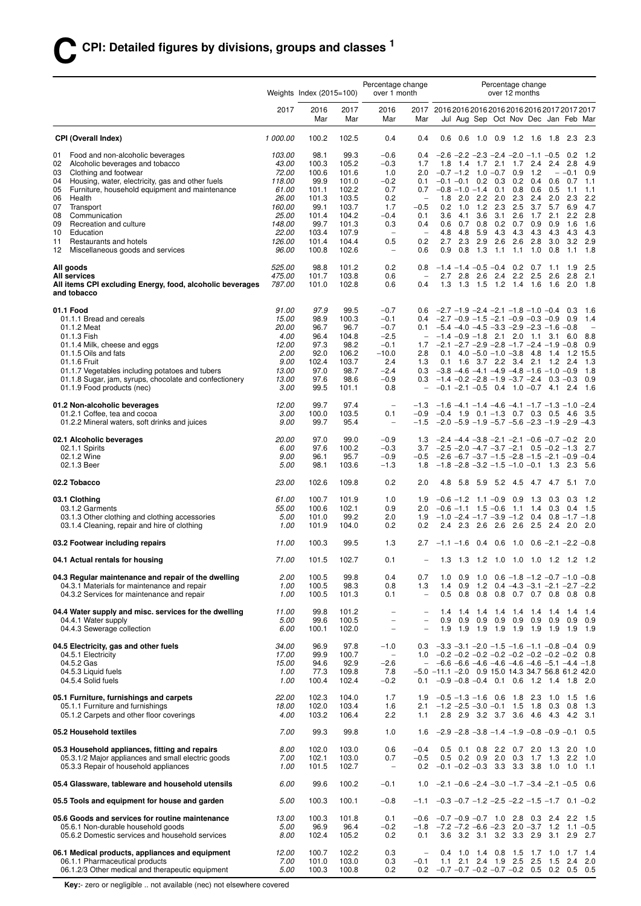# C CPI: Detailed figures by divisions, groups and classes [1]

| | Weights | Index (2015=100) | | Percentage change over 1 month | | Percentage change over 12 months | | | | | | | | |
|---|---|---|---|---|---|---|---|---|---|---|---|---|---|---|
| | 2017 | 2016 Mar | 2017 Mar | 2016 Mar | 2017 Mar | 2016 Jul | 2016 Aug | 2016 Sep | 2016 Oct | 2016 Nov | 2016 Dec | 2017 Jan | 2017 Feb | 2017 Mar |
| **CPI (Overall Index)** | *1 000.00* | 100.2 | 102.5 | 0.4 | 0.4 | 0.6 | 0.6 | 1.0 | 0.9 | 1.2 | 1.6 | 1.8 | 2.3 | 2.3 |
| 01 Food and non-alcoholic beverages | *103.00* | 98.1 | 99.3 | −0.6 | 0.4 | −2.6 | −2.2 | −2.3 | −2.4 | −2.0 | −1.1 | −0.5 | 0.2 | 1.2 |
| 02 Alcoholic beverages and tobacco | *43.00* | 100.3 | 105.2 | −0.3 | 1.7 | 1.8 | 1.4 | 1.7 | 2.1 | 1.7 | 2.4 | 2.4 | 2.8 | 4.9 |
| 03 Clothing and footwear | *72.00* | 100.6 | 101.6 | 1.0 | 2.0 | −0.7 | −1.2 | 1.0 | −0.7 | 0.9 | 1.2 | – | −0.1 | 0.9 |
| 04 Housing, water, electricity, gas and other fuels | *118.00* | 99.9 | 101.0 | −0.2 | 0.1 | −0.1 | −0.1 | 0.2 | 0.3 | 0.2 | 0.4 | 0.6 | 0.7 | 1.1 |
| 05 Furniture, household equipment and maintenance | *61.00* | 101.1 | 102.2 | 0.7 | 0.7 | −0.8 | −1.0 | −1.4 | 0.1 | 0.8 | 0.6 | 0.5 | 1.1 | 1.1 |
| 06 Health | *26.00* | 101.3 | 103.5 | 0.2 | – | 1.8 | 2.0 | 2.2 | 2.0 | 2.3 | 2.4 | 2.0 | 2.3 | 2.2 |
| 07 Transport | *160.00* | 99.1 | 103.7 | 1.7 | −0.5 | 0.2 | 1.0 | 1.2 | 2.3 | 2.5 | 3.7 | 5.7 | 6.9 | 4.7 |
| 08 Communication | *25.00* | 101.4 | 104.2 | −0.4 | 0.1 | 3.6 | 4.1 | 3.6 | 3.1 | 2.6 | 1.7 | 2.1 | 2.2 | 2.8 |
| 09 Recreation and culture | *148.00* | 99.7 | 101.3 | 0.3 | 0.4 | 0.6 | 0.7 | 0.8 | 0.2 | 0.7 | 0.9 | 0.9 | 1.6 | 1.6 |
| 10 Education | *22.00* | 103.4 | 107.9 | – | – | 4.8 | 4.8 | 5.9 | 4.3 | 4.3 | 4.3 | 4.3 | 4.3 | 4.3 |
| 11 Restaurants and hotels | *126.00* | 101.4 | 104.4 | 0.5 | 0.2 | 2.7 | 2.3 | 2.9 | 2.6 | 2.6 | 2.8 | 3.0 | 3.2 | 2.9 |
| 12 Miscellaneous goods and services | *96.00* | 100.8 | 102.6 | – | 0.6 | 0.9 | 0.8 | 1.3 | 1.1 | 1.1 | 1.0 | 0.8 | 1.1 | 1.8 |
| **All goods** | *525.00* | 98.8 | 101.2 | 0.2 | 0.8 | −1.4 | −1.4 | −0.5 | −0.4 | 0.2 | 0.7 | 1.1 | 1.9 | 2.5 |
| **All services** | *475.00* | 101.7 | 103.8 | 0.6 | – | 2.7 | 2.8 | 2.6 | 2.4 | 2.2 | 2.5 | 2.6 | 2.8 | 2.1 |
| **All items CPI excluding Energy, food, alcoholic beverages and tobacco** | *787.00* | 101.0 | 102.8 | 0.6 | 0.4 | 1.3 | 1.3 | 1.5 | 1.2 | 1.4 | 1.6 | 1.6 | 2.0 | 1.8 |
| **01.1 Food** | *91.00* | *97.9* | 99.5 | −0.7 | 0.6 | −2.7 | −1.9 | −2.4 | −2.1 | −1.8 | −1.0 | −0.4 | 0.3 | 1.6 |
| 01.1.1 Bread and cereals | *15.00* | 98.9 | 100.3 | −0.1 | 0.4 | −2.7 | −0.9 | −1.5 | −2.1 | −0.9 | −0.3 | −0.9 | 0.9 | 1.4 |
| 01.1.2 Meat | *20.00* | 96.7 | 96.7 | −0.7 | 0.1 | −5.4 | −4.0 | −4.5 | −3.3 | −2.9 | −2.3 | −1.6 | −0.8 | – |
| 01.1.3 Fish | *4.00* | 96.4 | 104.8 | −2.5 | – | −1.4 | −0.9 | −1.8 | 2.1 | 2.0 | 1.1 | 3.1 | 6.0 | 8.8 |
| 01.1.4 Milk, cheese and eggs | *12.00* | 97.3 | 98.2 | −0.1 | 1.7 | −2.1 | −2.7 | −2.9 | −2.8 | −1.7 | −2.4 | −1.9 | −0.8 | 0.9 |
| 01.1.5 Oils and fats | *2.00* | 92.0 | 106.2 | −10.0 | 2.8 | 0.1 | 4.0 | −5.0 | −1.0 | −3.8 | 4.8 | 1.4 | 1.2 | 15.5 |
| 01.1.6 Fruit | *9.00* | 102.4 | 103.7 | 2.4 | 1.3 | 0.1 | 1.6 | 3.7 | 2.2 | 3.4 | 2.1 | 1.2 | 2.4 | 1.3 |
| 01.1.7 Vegetables including potatoes and tubers | *13.00* | 97.0 | 98.7 | −2.4 | 0.3 | −3.8 | −4.6 | −4.1 | −4.9 | −4.8 | −1.6 | −1.0 | −0.9 | 1.8 |
| 01.1.8 Sugar, jam, syrups, chocolate and confectionery | *13.00* | 97.6 | 98.6 | −0.9 | 0.3 | −1.4 | −0.2 | −2.8 | −1.9 | −3.7 | −2.4 | 0.3 | −0.3 | 0.9 |
| 01.1.9 Food products (nec) | *3.00* | 99.5 | 101.1 | 0.8 | – | −0.1 | −2.1 | −0.5 | 0.4 | 1.0 | −0.7 | 4.1 | 2.4 | 1.6 |
| **01.2 Non-alcoholic beverages** | *12.00* | 99.7 | 97.4 | – | −1.3 | −1.6 | −4.1 | −1.4 | −4.6 | −4.1 | −1.7 | −1.3 | −1.0 | −2.4 |
| 01.2.1 Coffee, tea and cocoa | *3.00* | 100.0 | 103.5 | 0.1 | −0.9 | −0.4 | 1.9 | 0.1 | −1.3 | 0.7 | 0.3 | 0.5 | 4.6 | 3.5 |
| 01.2.2 Mineral waters, soft drinks and juices | *9.00* | 99.7 | 95.4 | – | −1.5 | −2.0 | −5.9 | −1.9 | −5.7 | −5.6 | −2.3 | −1.9 | −2.9 | −4.3 |
| **02.1 Alcoholic beverages** | *20.00* | 97.0 | 99.0 | −0.9 | 1.3 | −2.4 | −4.4 | −3.8 | −2.1 | −2.1 | −0.6 | −0.7 | −0.2 | 2.0 |
| 02.1.1 Spirits | *6.00* | 97.6 | 100.2 | −0.3 | 3.7 | −2.5 | −2.0 | −4.7 | −3.7 | −2.1 | 0.5 | −0.2 | −1.3 | 2.7 |
| 02.1.2 Wine | *9.00* | 96.1 | 95.7 | −0.9 | −0.5 | −2.6 | −6.7 | −3.7 | −1.5 | −2.8 | −1.5 | −2.1 | −0.9 | −0.4 |
| 02.1.3 Beer | *5.00* | 98.1 | 103.6 | −1.3 | 1.8 | −1.8 | −2.8 | −3.2 | −1.5 | −1.0 | −0.1 | 1.3 | 2.3 | 5.6 |
| **02.2 Tobacco** | *23.00* | 102.6 | 109.8 | 0.2 | 2.0 | 4.8 | 5.8 | 5.9 | 5.2 | 4.5 | 4.7 | 4.7 | 5.1 | 7.0 |
| **03.1 Clothing** | *61.00* | 100.7 | 101.9 | 1.0 | 1.9 | −0.6 | −1.2 | 1.1 | −0.9 | 0.9 | 1.3 | 0.3 | 0.3 | 1.2 |
| 03.1.2 Garments | *55.00* | 100.6 | 102.1 | 0.9 | 2.0 | −0.6 | −1.1 | 1.5 | −0.6 | 1.1 | 1.4 | 0.3 | 0.4 | 1.5 |
| 03.1.3 Other clothing and clothing accessories | *5.00* | 101.0 | 99.2 | 2.0 | 1.9 | −1.0 | −2.4 | −1.7 | −3.9 | −1.2 | 0.4 | 0.8 | −1.7 | −1.8 |
| 03.1.4 Cleaning, repair and hire of clothing | *1.00* | 101.9 | 104.0 | 0.2 | 0.2 | 2.4 | 2.3 | 2.6 | 2.6 | 2.6 | 2.5 | 2.4 | 2.0 | 2.0 |
| **03.2 Footwear including repairs** | *11.00* | 100.3 | 99.5 | 1.3 | 2.7 | −1.1 | −1.6 | 0.4 | 0.6 | 1.0 | 0.6 | −2.1 | −2.2 | −0.8 |
| **04.1 Actual rentals for housing** | *71.00* | 101.5 | 102.7 | 0.1 | – | 1.3 | 1.3 | 1.2 | 1.0 | 1.0 | 1.0 | 1.2 | 1.2 | 1.2 |
| **04.3 Regular maintenance and repair of the dwelling** | *2.00* | 100.5 | 99.8 | 0.4 | 0.7 | 1.0 | 0.9 | 1.0 | 0.6 | −1.8 | −1.2 | −0.7 | −1.0 | −0.8 |
| 04.3.1 Materials for maintenance and repair | *1.00* | 100.5 | 98.3 | 0.8 | 1.3 | 1.4 | 0.9 | 1.2 | 0.4 | −4.3 | −3.1 | −2.1 | −2.7 | −2.2 |
| 04.3.2 Services for maintenance and repair | *1.00* | 100.5 | 101.3 | 0.1 | – | 0.5 | 0.8 | 0.8 | 0.8 | 0.7 | 0.7 | 0.8 | 0.8 | 0.8 |
| **04.4 Water supply and misc. services for the dwelling** | *11.00* | 99.8 | 101.2 | – | – | 1.4 | 1.4 | 1.4 | 1.4 | 1.4 | 1.4 | 1.4 | 1.4 | 1.4 |
| 04.4.1 Water supply | *5.00* | 99.6 | 100.5 | – | – | 0.9 | 0.9 | 0.9 | 0.9 | 0.9 | 0.9 | 0.9 | 0.9 | 0.9 |
| 04.4.3 Sewerage collection | *6.00* | 100.1 | 102.0 | – | – | 1.9 | 1.9 | 1.9 | 1.9 | 1.9 | 1.9 | 1.9 | 1.9 | 1.9 |
| **04.5 Electricity, gas and other fuels** | *34.00* | 96.9 | 97.8 | −1.0 | 0.3 | −3.3 | −3.1 | −2.0 | −1.5 | −1.6 | −1.1 | −0.8 | −0.4 | 0.9 |
| 04.5.1 Electricity | *17.00* | 99.9 | 100.7 | – | 1.0 | −0.2 | −0.2 | −0.2 | −0.2 | −0.2 | −0.2 | −0.2 | −0.2 | 0.8 |
| 04.5.2 Gas | *15.00* | 94.6 | 92.9 | −2.6 | – | −6.6 | −6.6 | −4.6 | −4.6 | −4.6 | −4.6 | −5.1 | −4.4 | −1.8 |
| 04.5.3 Liquid fuels | *1.00* | 77.3 | 109.8 | 7.8 | −5.0 | −11.1 | −2.0 | 0.9 | 15.0 | 14.3 | 34.7 | 56.8 | 61.2 | 42.0 |
| 04.5.4 Solid fuels | *1.00* | 100.4 | 102.4 | −0.2 | 0.1 | −0.9 | −0.8 | −0.4 | 0.1 | 0.6 | 1.2 | 1.4 | 1.8 | 2.0 |
| **05.1 Furniture, furnishings and carpets** | *22.00* | 102.3 | 104.0 | 1.7 | 1.9 | −0.5 | −1.3 | −1.6 | 0.6 | 1.8 | 2.3 | 1.0 | 1.5 | 1.6 |
| 05.1.1 Furniture and furnishings | *18.00* | 102.0 | 103.4 | 1.6 | 2.1 | −1.2 | −2.5 | −3.0 | −0.1 | 1.5 | 1.8 | 0.3 | 0.8 | 1.3 |
| 05.1.2 Carpets and other floor coverings | *4.00* | 103.2 | 106.4 | 2.2 | 1.1 | 2.8 | 2.9 | 3.2 | 3.7 | 3.6 | 4.6 | 4.3 | 4.2 | 3.1 |
| **05.2 Household textiles** | *7.00* | 99.3 | 99.8 | 1.0 | 1.6 | −2.9 | −2.8 | −3.8 | −1.4 | −1.9 | −0.8 | −0.9 | −0.1 | 0.5 |
| **05.3 Household appliances, fitting and repairs** | *8.00* | 102.0 | 103.0 | 0.6 | −0.4 | 0.5 | 0.1 | 0.8 | 2.2 | 0.7 | 2.0 | 1.3 | 2.0 | 1.0 |
| 05.3.1/2 Major appliances and small electric goods | *7.00* | 102.1 | 103.0 | 0.7 | −0.5 | 0.5 | 0.2 | 0.9 | 2.0 | 0.3 | 1.7 | 1.3 | 2.2 | 1.0 |
| 05.3.3 Repair of household appliances | *1.00* | 101.5 | 102.7 | – | 0.2 | −0.1 | −0.2 | −0.3 | 3.3 | 3.3 | 3.8 | 1.0 | 1.0 | 1.1 |
| **05.4 Glassware, tableware and household utensils** | *6.00* | 99.6 | 100.2 | −0.1 | 1.0 | −2.1 | −0.6 | −2.4 | −3.0 | −1.7 | −3.4 | −2.1 | −0.5 | 0.6 |
| **05.5 Tools and equipment for house and garden** | *5.00* | 100.3 | 100.1 | −0.8 | −1.1 | −0.3 | −0.7 | −1.2 | −2.5 | −2.2 | −1.5 | −1.7 | 0.1 | −0.2 |
| **05.6 Goods and services for routine maintenance** | *13.00* | 100.3 | 101.8 | 0.1 | −0.6 | −0.7 | −0.9 | −0.7 | 1.0 | 2.8 | 0.3 | 2.4 | 2.2 | 1.5 |
| 05.6.1 Non-durable household goods | *5.00* | 96.9 | 96.4 | −0.2 | −1.8 | −7.2 | −7.2 | −6.6 | −2.3 | 2.0 | −3.7 | 1.2 | 1.1 | −0.5 |
| 05.6.2 Domestic services and household services | *8.00* | 102.4 | 105.2 | 0.2 | 0.1 | 3.6 | 3.2 | 3.1 | 3.2 | 3.3 | 2.9 | 3.1 | 2.9 | 2.7 |
| **06.1 Medical products, appliances and equipment** | *12.00* | 100.7 | 102.2 | 0.3 | – | 0.4 | 1.0 | 1.4 | 0.8 | 1.5 | 1.7 | 1.0 | 1.7 | 1.4 |
| 06.1.1 Pharmaceutical products | *7.00* | 101.0 | 103.0 | 0.3 | −0.1 | 1.1 | 2.1 | 2.4 | 1.9 | 2.5 | 2.5 | 1.5 | 2.4 | 2.0 |
| 06.1.2/3 Other medical and therapeutic equipment | *5.00* | 100.3 | 100.8 | 0.2 | 0.2 | −0.7 | −0.7 | −0.2 | −0.7 | −0.2 | 0.5 | 0.2 | 0.5 | 0.5 |

**Key**:- zero or negligible .. not available (nec) not elsewhere covered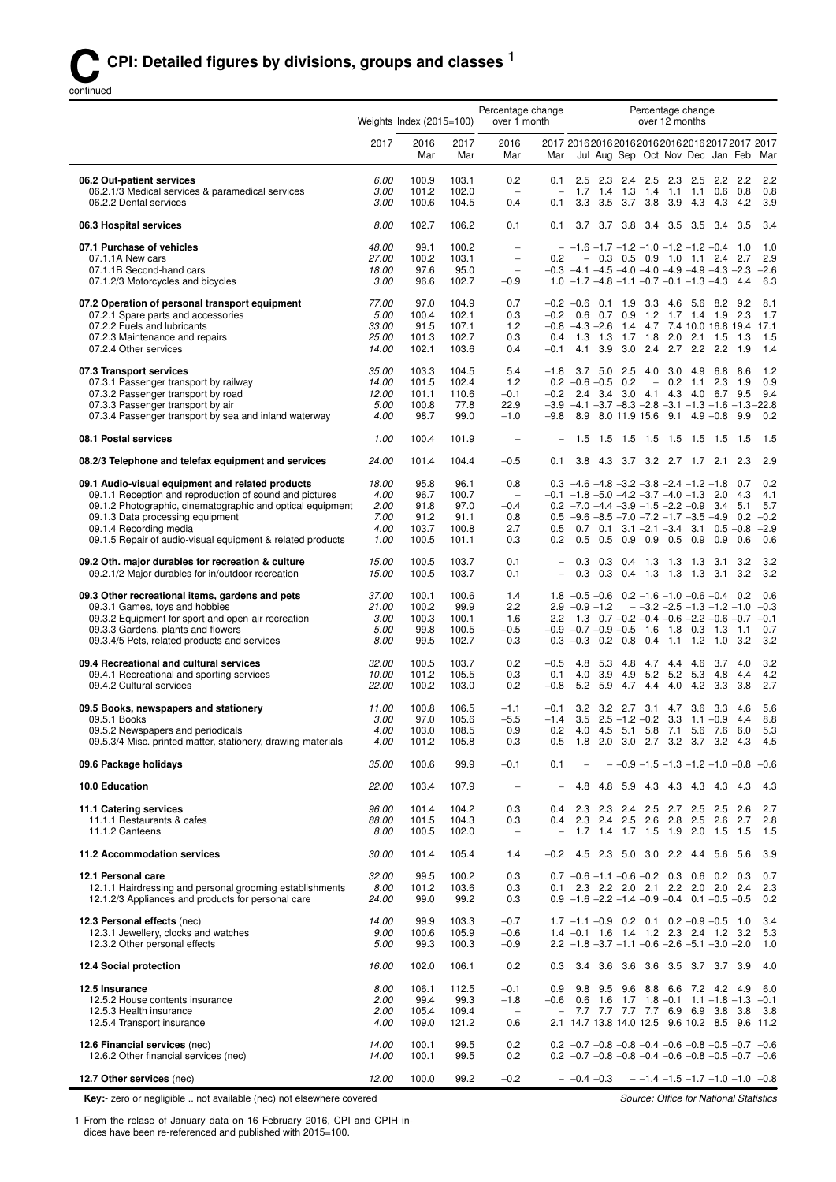# C CPI: Detailed figures by divisions, groups and classes [1]

continued

| | Weights 2017 | Index (2015=100) 2016 Mar | Index (2015=100) 2017 Mar | Percentage change over 1 month 2016 Mar | Percentage change over 1 month 2017 Mar | Percentage change over 12 months 2016 Jul | 2016 Aug | 2016 Sep | 2016 Oct | 2016 Nov | 2016 Dec | 2017 Jan | 2017 Feb | 2017 Mar |
|---|---|---|---|---|---|---|---|---|---|---|---|---|---|---|
| **06.2 Out-patient services** | 6.00 | 100.9 | 103.1 | 0.2 | 0.1 | 2.5 | 2.3 | 2.4 | 2.5 | 2.3 | 2.5 | 2.2 | 2.2 | 2.2 |
| 06.2.1/3 Medical services & paramedical services | 3.00 | 101.2 | 102.0 | – | – | 1.7 | 1.4 | 1.3 | 1.4 | 1.1 | 1.1 | 0.6 | 0.8 | 0.8 |
| 06.2.2 Dental services | 3.00 | 100.6 | 104.5 | 0.4 | 0.1 | 3.3 | 3.5 | 3.7 | 3.8 | 3.9 | 4.3 | 4.3 | 4.2 | 3.9 |
| **06.3 Hospital services** | 8.00 | 102.7 | 106.2 | 0.1 | 0.1 | 3.7 | 3.7 | 3.8 | 3.4 | 3.5 | 3.5 | 3.4 | 3.5 | 3.4 |
| **07.1 Purchase of vehicles** | 48.00 | 99.1 | 100.2 | – | – | –1.6 | –1.7 | –1.2 | –1.0 | –1.2 | –1.2 | –0.4 | 1.0 | 1.0 |
| 07.1.1A New cars | 27.00 | 100.2 | 103.1 | – | 0.2 | – | 0.3 | 0.5 | 0.9 | 1.0 | 1.1 | 2.4 | 2.7 | 2.9 |
| 07.1.1B Second-hand cars | 18.00 | 97.6 | 95.0 | – | –0.3 | –4.1 | –4.5 | –4.0 | –4.0 | –4.9 | –4.9 | –4.3 | –2.3 | –2.6 |
| 07.1.2/3 Motorcycles and bicycles | 3.00 | 96.6 | 102.7 | –0.9 | 1.0 | –1.7 | –4.8 | –1.1 | –0.7 | –0.1 | –1.3 | –4.3 | 4.4 | 6.3 |
| **07.2 Operation of personal transport equipment** | 77.00 | 97.0 | 104.9 | 0.7 | –0.2 | –0.6 | 0.1 | 1.9 | 3.3 | 4.6 | 5.6 | 8.2 | 9.2 | 8.1 |
| 07.2.1 Spare parts and accessories | 5.00 | 100.4 | 102.1 | 0.3 | –0.2 | 0.6 | 0.7 | 0.9 | 1.2 | 1.7 | 1.4 | 1.9 | 2.3 | 1.7 |
| 07.2.2 Fuels and lubricants | 33.00 | 91.5 | 107.1 | 1.2 | –0.8 | –4.3 | –2.6 | 1.4 | 4.7 | 7.4 | 10.0 | 16.8 | 19.4 | 17.1 |
| 07.2.3 Maintenance and repairs | 25.00 | 101.3 | 102.7 | 0.3 | 0.4 | 1.3 | 1.3 | 1.7 | 1.8 | 2.0 | 2.1 | 1.5 | 1.3 | 1.5 |
| 07.2.4 Other services | 14.00 | 102.1 | 103.6 | 0.4 | –0.1 | 4.1 | 3.9 | 3.0 | 2.4 | 2.7 | 2.2 | 2.2 | 1.9 | 1.4 |
| **07.3 Transport services** | 35.00 | 103.3 | 104.5 | 5.4 | –1.8 | 3.7 | 5.0 | 2.5 | 4.0 | 3.0 | 4.9 | 6.8 | 8.6 | 1.2 |
| 07.3.1 Passenger transport by railway | 14.00 | 101.5 | 102.4 | 1.2 | 0.2 | –0.6 | –0.5 | 0.2 | – | 0.2 | 1.1 | 2.3 | 1.9 | 0.9 |
| 07.3.2 Passenger transport by road | 12.00 | 101.1 | 110.6 | –0.1 | –0.2 | 2.4 | 3.4 | 3.0 | 4.1 | 4.3 | 4.0 | 6.7 | 9.5 | 9.4 |
| 07.3.3 Passenger transport by air | 5.00 | 100.8 | 77.8 | 22.9 | –3.9 | –4.1 | –3.7 | –8.3 | –2.8 | –3.1 | –1.3 | –1.6 | –1.3 | –22.8 |
| 07.3.4 Passenger transport by sea and inland waterway | 4.00 | 98.7 | 99.0 | –1.0 | –9.8 | 8.9 | 8.0 | 11.9 | 15.6 | 9.1 | 4.9 | –0.8 | 9.9 | 0.2 |
| **08.1 Postal services** | 1.00 | 100.4 | 101.9 | – | – | 1.5 | 1.5 | 1.5 | 1.5 | 1.5 | 1.5 | 1.5 | 1.5 | 1.5 |
| **08.2/3 Telephone and telefax equipment and services** | 24.00 | 101.4 | 104.4 | –0.5 | 0.1 | 3.8 | 4.3 | 3.7 | 3.2 | 2.7 | 1.7 | 2.1 | 2.3 | 2.9 |
| **09.1 Audio-visual equipment and related products** | 18.00 | 95.8 | 96.1 | 0.8 | 0.3 | –4.6 | –4.8 | –3.2 | –3.8 | –2.4 | –1.2 | –1.8 | 0.7 | 0.2 |
| 09.1.1 Reception and reproduction of sound and pictures | 4.00 | 96.7 | 100.7 | – | –0.1 | –1.8 | –5.0 | –4.2 | –3.7 | –4.0 | –1.3 | 2.0 | 4.3 | 4.1 |
| 09.1.2 Photographic, cinematographic and optical equipment | 2.00 | 91.8 | 97.0 | –0.4 | 0.2 | –7.0 | –4.4 | –3.9 | –1.5 | –2.2 | –0.9 | 3.4 | 5.1 | 5.7 |
| 09.1.3 Data processing equipment | 7.00 | 91.2 | 91.1 | 0.8 | 0.5 | –9.6 | –8.5 | –7.0 | –7.2 | –1.7 | –3.5 | –4.9 | 0.2 | –0.2 |
| 09.1.4 Recording media | 4.00 | 103.7 | 100.8 | 2.7 | 0.5 | 0.7 | 0.1 | 3.1 | –2.1 | –3.4 | 3.1 | 0.5 | –0.8 | –2.9 |
| 09.1.5 Repair of audio-visual equipment & related products | 1.00 | 100.5 | 101.1 | 0.3 | 0.2 | 0.5 | 0.5 | 0.9 | 0.9 | 0.5 | 0.9 | 0.9 | 0.6 | 0.6 |
| **09.2 Oth. major durables for recreation & culture** | 15.00 | 100.5 | 103.7 | 0.1 | – | 0.3 | 0.3 | 0.4 | 1.3 | 1.3 | 1.3 | 3.1 | 3.2 | 3.2 |
| 09.2.1/2 Major durables for in/outdoor recreation | 15.00 | 100.5 | 103.7 | 0.1 | – | 0.3 | 0.3 | 0.4 | 1.3 | 1.3 | 1.3 | 3.1 | 3.2 | 3.2 |
| **09.3 Other recreational items, gardens and pets** | 37.00 | 100.1 | 100.6 | 1.4 | 1.8 | –0.5 | –0.6 | 0.2 | –1.6 | –1.0 | –0.6 | –0.4 | 0.2 | 0.6 |
| 09.3.1 Games, toys and hobbies | 21.00 | 100.2 | 99.9 | 2.2 | 2.9 | –0.9 | –1.2 | – | –3.2 | –2.5 | –1.3 | –1.2 | –1.0 | –0.3 |
| 09.3.2 Equipment for sport and open-air recreation | 3.00 | 100.3 | 100.1 | 1.6 | 2.2 | 1.3 | 0.7 | –0.2 | –0.4 | –0.6 | –2.2 | –0.6 | –0.7 | –0.1 |
| 09.3.3 Gardens, plants and flowers | 5.00 | 99.8 | 100.5 | –0.5 | –0.9 | –0.7 | –0.9 | –0.5 | 1.6 | 1.8 | 0.3 | 1.3 | 1.1 | 0.7 |
| 09.3.4/5 Pets, related products and services | 8.00 | 99.5 | 102.7 | 0.3 | 0.3 | –0.3 | 0.2 | 0.8 | 0.4 | 1.1 | 1.2 | 1.0 | 3.2 | 3.2 |
| **09.4 Recreational and cultural services** | 32.00 | 100.5 | 103.7 | 0.2 | –0.5 | 4.8 | 5.3 | 4.8 | 4.7 | 4.4 | 4.6 | 3.7 | 4.0 | 3.2 |
| 09.4.1 Recreational and sporting services | 10.00 | 101.2 | 105.5 | 0.3 | 0.1 | 4.0 | 3.9 | 4.9 | 5.2 | 5.2 | 5.3 | 4.8 | 4.4 | 4.2 |
| 09.4.2 Cultural services | 22.00 | 100.2 | 103.0 | 0.2 | –0.8 | 5.2 | 5.9 | 4.7 | 4.4 | 4.0 | 4.2 | 3.3 | 3.8 | 2.7 |
| **09.5 Books, newspapers and stationery** | 11.00 | 100.8 | 106.5 | –1.1 | –0.1 | 3.2 | 3.2 | 2.7 | 3.1 | 4.7 | 3.6 | 3.3 | 4.6 | 5.6 |
| 09.5.1 Books | 3.00 | 97.0 | 105.6 | –5.5 | –1.4 | 3.5 | 2.5 | –1.2 | –0.2 | 3.3 | 1.1 | –0.9 | 4.4 | 8.8 |
| 09.5.2 Newspapers and periodicals | 4.00 | 103.0 | 108.5 | 0.9 | 0.2 | 4.0 | 4.5 | 5.1 | 5.8 | 7.1 | 5.6 | 7.6 | 6.0 | 5.3 |
| 09.5.3/4 Misc. printed matter, stationery, drawing materials | 4.00 | 101.2 | 105.8 | 0.3 | 0.5 | 1.8 | 2.0 | 3.0 | 2.7 | 3.2 | 3.7 | 3.2 | 4.3 | 4.5 |
| **09.6 Package holidays** | 35.00 | 100.6 | 99.9 | –0.1 | 0.1 | – | – | –0.9 | –1.5 | –1.3 | –1.2 | –1.0 | –0.8 | –0.6 |
| **10.0 Education** | 22.00 | 103.4 | 107.9 | – | – | 4.8 | 4.8 | 5.9 | 4.3 | 4.3 | 4.3 | 4.3 | 4.3 | 4.3 |
| **11.1 Catering services** | 96.00 | 101.4 | 104.2 | 0.3 | 0.4 | 2.3 | 2.3 | 2.4 | 2.5 | 2.7 | 2.5 | 2.5 | 2.6 | 2.7 |
| 11.1.1 Restaurants & cafes | 88.00 | 101.5 | 104.3 | 0.3 | 0.4 | 2.3 | 2.4 | 2.5 | 2.6 | 2.8 | 2.5 | 2.6 | 2.7 | 2.8 |
| 11.1.2 Canteens | 8.00 | 100.5 | 102.0 | – | – | 1.7 | 1.4 | 1.7 | 1.5 | 1.9 | 2.0 | 1.5 | 1.5 | 1.5 |
| **11.2 Accommodation services** | 30.00 | 101.4 | 105.4 | 1.4 | –0.2 | 4.5 | 2.3 | 5.0 | 3.0 | 2.2 | 4.4 | 5.6 | 5.6 | 3.9 |
| **12.1 Personal care** | 32.00 | 99.5 | 100.2 | 0.3 | 0.7 | –0.6 | –1.1 | –0.6 | –0.2 | 0.3 | 0.6 | 0.2 | 0.3 | 0.7 |
| 12.1.1 Hairdressing and personal grooming establishments | 8.00 | 101.2 | 103.6 | 0.3 | 0.1 | 2.3 | 2.2 | 2.0 | 2.1 | 2.2 | 2.0 | 2.0 | 2.4 | 2.3 |
| 12.1.2/3 Appliances and products for personal care | 24.00 | 99.0 | 99.2 | 0.3 | 0.9 | –1.6 | –2.2 | –1.4 | –0.9 | –0.4 | 0.1 | –0.5 | –0.5 | 0.2 |
| **12.3 Personal effects** (nec) | 14.00 | 99.9 | 103.3 | –0.7 | 1.7 | –1.1 | –0.9 | 0.2 | 0.1 | 0.2 | –0.9 | –0.5 | 1.0 | 3.4 |
| 12.3.1 Jewellery, clocks and watches | 9.00 | 100.6 | 105.9 | –0.6 | 1.4 | –0.1 | 1.6 | 1.4 | 1.2 | 2.3 | 2.4 | 1.2 | 3.2 | 5.3 |
| 12.3.2 Other personal effects | 5.00 | 99.3 | 100.3 | –0.9 | 2.2 | –1.8 | –3.7 | –1.1 | –0.6 | –2.6 | –5.1 | –3.0 | –2.0 | 1.0 |
| **12.4 Social protection** | 16.00 | 102.0 | 106.1 | 0.2 | 0.3 | 3.4 | 3.6 | 3.6 | 3.6 | 3.5 | 3.7 | 3.7 | 3.9 | 4.0 |
| **12.5 Insurance** | 8.00 | 106.1 | 112.5 | –0.1 | 0.9 | 9.8 | 9.5 | 9.6 | 8.8 | 6.6 | 7.2 | 4.2 | 4.9 | 6.0 |
| 12.5.2 House contents insurance | 2.00 | 99.4 | 99.3 | –1.8 | –0.6 | 0.6 | 1.6 | 1.7 | 1.8 | –0.1 | 1.1 | –1.8 | –1.3 | –0.1 |
| 12.5.3 Health insurance | 2.00 | 105.4 | 109.4 | – | – | 7.7 | 7.7 | 7.7 | 7.7 | 6.9 | 6.9 | 3.8 | 3.8 | 3.8 |
| 12.5.4 Transport insurance | 4.00 | 109.0 | 121.2 | 0.6 | 2.1 | 14.7 | 13.8 | 14.0 | 12.5 | 9.6 | 10.2 | 8.5 | 9.6 | 11.2 |
| **12.6 Financial services** (nec) | 14.00 | 100.1 | 99.5 | 0.2 | 0.2 | –0.7 | –0.8 | –0.8 | –0.4 | –0.6 | –0.8 | –0.5 | –0.7 | –0.6 |
| 12.6.2 Other financial services (nec) | 14.00 | 100.1 | 99.5 | 0.2 | 0.2 | –0.7 | –0.8 | –0.8 | –0.4 | –0.6 | –0.8 | –0.5 | –0.7 | –0.6 |
| **12.7 Other services** (nec) | 12.00 | 100.0 | 99.2 | –0.2 | – | –0.4 | –0.3 | – | –1.4 | –1.5 | –1.7 | –1.0 | –1.0 | –0.8 |

**Key:**- zero or negligible .. not available (nec) not elsewhere covered

*Source: Office for National Statistics*

1 From the relase of January data on 16 February 2016, CPI and CPIH indices have been re-referenced and published with 2015=100.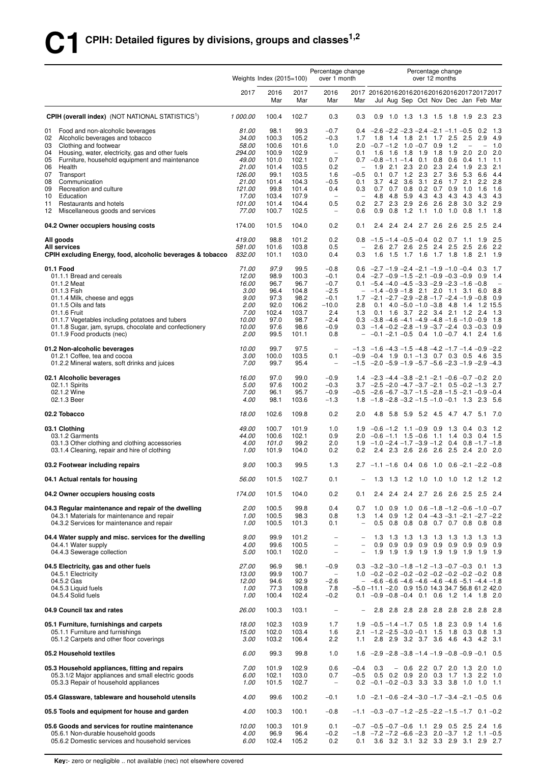# C1 CPIH: Detailed figures by divisions, groups and classes[1,2]

| | Weights | Index (2015=100) | | Percentage change over 1 month | | Percentage change over 12 months | | | | | | | | |
|---|---|---|---|---|---|---|---|---|---|---|---|---|---|---|
| | 2017 | 2016 Mar | 2017 Mar | 2016 Mar | 2017 Mar | 2016 Jul | 2016 Aug | 2016 Sep | 2016 Oct | 2016 Nov | 2016 Dec | 2017 Jan | 2017 Feb | 2017 Mar |
| **CPIH (overall index)** (NOT NATIONAL STATISTICS[1]) | *1 000.00* | 100.4 | 102.7 | 0.3 | 0.3 | 0.9 | 1.0 | 1.3 | 1.3 | 1.5 | 1.8 | 1.9 | 2.3 | 2.3 |
| 01 Food and non-alcoholic beverages | *81.00* | 98.1 | 99.3 | −0.7 | 0.4 | −2.6 | −2.2 | −2.3 | −2.4 | −2.1 | −1.1 | −0.5 | 0.2 | 1.3 |
| 02 Alcoholic beverages and tobacco | *34.00* | 100.3 | 105.2 | −0.3 | 1.7 | 1.8 | 1.4 | 1.8 | 2.1 | 1.7 | 2.5 | 2.5 | 2.9 | 4.9 |
| 03 Clothing and footwear | *58.00* | 100.6 | 101.6 | 1.0 | 2.0 | −0.7 | −1.2 | 1.0 | −0.7 | 0.9 | 1.2 | – | – | 1.0 |
| 04 Housing, water, electricity, gas and other fuels | *294.00* | 100.9 | 102.9 | – | 0.1 | 1.6 | 1.6 | 1.8 | 1.9 | 1.8 | 1.9 | 2.0 | 2.0 | 2.0 |
| 05 Furniture, household equipment and maintenance | *49.00* | 101.0 | 102.1 | 0.7 | 0.7 | −0.8 | −1.1 | −1.4 | 0.1 | 0.8 | 0.6 | 0.4 | 1.1 | 1.1 |
| 06 Health | *21.00* | 101.4 | 103.5 | 0.2 | – | 1.9 | 2.1 | 2.3 | 2.0 | 2.3 | 2.4 | 1.9 | 2.3 | 2.1 |
| 07 Transport | *126.00* | 99.1 | 103.5 | 1.6 | −0.5 | 0.1 | 0.7 | 1.2 | 2.3 | 2.7 | 3.6 | 5.3 | 6.6 | 4.4 |
| 08 Communication | *21.00* | 101.4 | 104.3 | −0.5 | 0.1 | 3.7 | 4.2 | 3.6 | 3.1 | 2.6 | 1.7 | 2.1 | 2.2 | 2.8 |
| 09 Recreation and culture | *121.00* | 99.8 | 101.4 | 0.4 | 0.3 | 0.7 | 0.7 | 0.8 | 0.2 | 0.7 | 0.9 | 1.0 | 1.6 | 1.6 |
| 10 Education | *17.00* | 103.4 | 107.9 | – | – | 4.8 | 4.8 | 5.9 | 4.3 | 4.3 | 4.3 | 4.3 | 4.3 | 4.3 |
| 11 Restaurants and hotels | *101.00* | 101.4 | 104.4 | 0.5 | 0.2 | 2.7 | 2.3 | 2.9 | 2.6 | 2.6 | 2.8 | 3.0 | 3.2 | 2.9 |
| 12 Miscellaneous goods and services | *77.00* | 100.7 | 102.5 | – | 0.6 | 0.9 | 0.8 | 1.2 | 1.1 | 1.0 | 1.0 | 0.8 | 1.1 | 1.8 |
| **04.2 Owner occupiers housing costs** | *174.00* | 101.5 | 104.0 | 0.2 | 0.1 | 2.4 | 2.4 | 2.4 | 2.7 | 2.6 | 2.6 | 2.5 | 2.5 | 2.4 |
| **All goods** | *419.00* | 98.8 | 101.2 | 0.2 | 0.8 | −1.5 | −1.4 | −0.5 | −0.4 | 0.2 | 0.7 | 1.1 | 1.9 | 2.5 |
| **All services** | *581.00* | 101.6 | 103.8 | 0.5 | – | 2.6 | 2.7 | 2.6 | 2.5 | 2.4 | 2.5 | 2.5 | 2.6 | 2.2 |
| **CPIH excluding Energy, food, alcoholic beverages & tobacco** | *832.00* | 101.1 | 103.0 | 0.4 | 0.3 | 1.6 | 1.5 | 1.7 | 1.6 | 1.7 | 1.8 | 1.8 | 2.1 | 1.9 |
| **01.1 Food** | *71.00* | *97.9* | 99.5 | −0.8 | 0.6 | −2.7 | −1.9 | −2.4 | −2.1 | −1.9 | −1.0 | −0.4 | 0.3 | 1.7 |
| 01.1.1 Bread and cereals | *12.00* | 98.9 | 100.3 | −0.1 | 0.4 | −2.7 | −0.9 | −1.5 | −2.1 | −0.9 | −0.3 | −0.9 | 0.9 | 1.4 |
| 01.1.2 Meat | *16.00* | 96.7 | 96.7 | −0.7 | 0.1 | −5.4 | −4.0 | −4.5 | −3.3 | −2.9 | −2.3 | −1.6 | −0.8 | – |
| 01.1.3 Fish | *3.00* | 96.4 | 104.8 | −2.5 | – | −1.4 | −0.9 | −1.8 | 2.1 | 2.0 | 1.1 | 3.1 | 6.0 | 8.8 |
| 01.1.4 Milk, cheese and eggs | *9.00* | 97.3 | 98.2 | −0.1 | 1.7 | −2.1 | −2.7 | −2.9 | −2.8 | −1.7 | −2.4 | −1.9 | −0.8 | 0.9 |
| 01.1.5 Oils and fats | *2.00* | 92.0 | 106.2 | −10.0 | 2.8 | 0.1 | 4.0 | −5.0 | −1.0 | −3.8 | 4.8 | 1.4 | 1.2 | 15.5 |
| 01.1.6 Fruit | *7.00* | 102.4 | 103.7 | 2.4 | 1.3 | 0.1 | 1.6 | 3.7 | 2.2 | 3.4 | 2.1 | 1.2 | 2.4 | 1.3 |
| 01.1.7 Vegetables including potatoes and tubers | *10.00* | 97.0 | 98.7 | −2.4 | 0.3 | −3.8 | −4.6 | −4.1 | −4.9 | −4.8 | −1.6 | −1.0 | −0.9 | 1.8 |
| 01.1.8 Sugar, jam, syrups, chocolate and confectionery | *10.00* | 97.6 | 98.6 | −0.9 | 0.3 | −1.4 | −0.2 | −2.8 | −1.9 | −3.7 | −2.4 | 0.3 | −0.3 | 0.9 |
| 01.1.9 Food products (nec) | *2.00* | 99.5 | 101.1 | 0.8 | – | −0.1 | −2.1 | −0.5 | 0.4 | 1.0 | −0.7 | 4.1 | 2.4 | 1.6 |
| **01.2 Non-alcoholic beverages** | *10.00* | 99.7 | 97.5 | – | −1.3 | −1.6 | −4.3 | −1.5 | −4.8 | −4.2 | −1.7 | −1.4 | −0.9 | −2.2 |
| 01.2.1 Coffee, tea and cocoa | *3.00* | 100.0 | 103.5 | 0.1 | −0.9 | −0.4 | 1.9 | 0.1 | −1.3 | 0.7 | 0.3 | 0.5 | 4.6 | 3.5 |
| 01.2.2 Mineral waters, soft drinks and juices | *7.00* | 99.7 | 95.4 | – | −1.5 | −2.0 | −5.9 | −1.9 | −5.7 | −5.6 | −2.3 | −1.9 | −2.9 | −4.3 |
| **02.1 Alcoholic beverages** | *16.00* | 97.0 | 99.0 | −0.9 | 1.4 | −2.3 | −4.4 | −3.8 | −2.1 | −2.1 | −0.6 | −0.7 | −0.2 | 2.0 |
| 02.1.1 Spirits | *5.00* | 97.6 | 100.2 | −0.3 | 3.7 | −2.5 | −2.0 | −4.7 | −3.7 | −2.1 | 0.5 | −0.2 | −1.3 | 2.7 |
| 02.1.2 Wine | *7.00* | 96.1 | 95.7 | −0.9 | −0.5 | −2.6 | −6.7 | −3.7 | −1.5 | −2.8 | −1.5 | −2.1 | −0.9 | −0.4 |
| 02.1.3 Beer | *4.00* | 98.1 | 103.6 | −1.3 | 1.8 | −1.8 | −2.8 | −3.2 | −1.5 | −1.0 | −0.1 | 1.3 | 2.3 | 5.6 |
| **02.2 Tobacco** | *18.00* | 102.6 | 109.8 | 0.2 | 2.0 | 4.8 | 5.8 | 5.9 | 5.2 | 4.5 | 4.7 | 4.7 | 5.1 | 7.0 |
| **03.1 Clothing** | *49.00* | 100.7 | 101.9 | 1.0 | 1.9 | −0.6 | −1.2 | 1.1 | −0.9 | 0.9 | 1.3 | 0.4 | 0.3 | 1.2 |
| 03.1.2 Garments | *44.00* | 100.6 | 102.1 | 0.9 | 2.0 | −0.6 | −1.1 | 1.5 | −0.6 | 1.1 | 1.4 | 0.3 | 0.4 | 1.5 |
| 03.1.3 Other clothing and clothing accessories | *4.00* | *101.0* | 99.2 | 2.0 | 1.9 | −1.0 | −2.4 | −1.7 | −3.9 | −1.2 | 0.4 | 0.8 | −1.7 | −1.8 |
| 03.1.4 Cleaning, repair and hire of clothing | *1.00* | 101.9 | 104.0 | 0.2 | 0.2 | 2.4 | 2.3 | 2.6 | 2.6 | 2.6 | 2.5 | 2.4 | 2.0 | 2.0 |
| **03.2 Footwear including repairs** | *9.00* | 100.3 | 99.5 | 1.3 | 2.7 | −1.1 | −1.6 | 0.4 | 0.6 | 1.0 | 0.6 | −2.1 | −2.2 | −0.8 |
| **04.1 Actual rentals for housing** | *56.00* | 101.5 | 102.7 | 0.1 | – | 1.3 | 1.3 | 1.2 | 1.0 | 1.0 | 1.0 | 1.2 | 1.2 | 1.2 |
| **04.2 Owner occupiers housing costs** | *174.00* | 101.5 | 104.0 | 0.2 | 0.1 | 2.4 | 2.4 | 2.4 | 2.7 | 2.6 | 2.6 | 2.5 | 2.5 | 2.4 |
| **04.3 Regular maintenance and repair of the dwelling** | *2.00* | 100.5 | 99.8 | 0.4 | 0.7 | 1.0 | 0.9 | 1.0 | 0.6 | −1.8 | −1.2 | −0.6 | −1.0 | −0.7 |
| 04.3.1 Materials for maintenance and repair | *1.00* | 100.5 | 98.3 | 0.8 | 1.3 | 1.4 | 0.9 | 1.2 | 0.4 | −4.3 | −3.1 | −2.1 | −2.7 | −2.2 |
| 04.3.2 Services for maintenance and repair | *1.00* | 100.5 | 101.3 | 0.1 | – | 0.5 | 0.8 | 0.8 | 0.8 | 0.7 | 0.7 | 0.8 | 0.8 | 0.8 |
| **04.4 Water supply and misc. services for the dwelling** | *9.00* | 99.9 | 101.2 | – | – | 1.3 | 1.3 | 1.3 | 1.3 | 1.3 | 1.3 | 1.3 | 1.3 | 1.3 |
| 04.4.1 Water supply | *4.00* | 99.6 | 100.5 | – | – | 0.9 | 0.9 | 0.9 | 0.9 | 0.9 | 0.9 | 0.9 | 0.9 | 0.9 |
| 04.4.3 Sewerage collection | *5.00* | 100.1 | 102.0 | – | – | 1.9 | 1.9 | 1.9 | 1.9 | 1.9 | 1.9 | 1.9 | 1.9 | 1.9 |
| **04.5 Electricity, gas and other fuels** | *27.00* | 96.9 | 98.1 | −0.9 | 0.3 | −3.2 | −3.0 | −1.8 | −1.2 | −1.3 | −0.7 | −0.3 | 0.1 | 1.3 |
| 04.5.1 Electricity | *13.00* | 99.9 | 100.7 | – | 1.0 | −0.2 | −0.2 | −0.2 | −0.2 | −0.2 | −0.2 | −0.2 | −0.2 | 0.8 |
| 04.5.2 Gas | *12.00* | 94.6 | 92.9 | −2.6 | – | −6.6 | −6.6 | −4.6 | −4.6 | −4.6 | −4.6 | −5.1 | −4.4 | −1.8 |
| 04.5.3 Liquid fuels | *1.00* | 77.3 | 109.8 | 7.8 | −5.0 | −11.1 | −2.0 | 0.9 | 15.0 | 14.3 | 34.7 | 56.8 | 61.2 | 42.0 |
| 04.5.4 Solid fuels | *1.00* | 100.4 | 102.4 | −0.2 | 0.1 | −0.9 | −0.8 | −0.4 | 0.1 | 0.6 | 1.2 | 1.4 | 1.8 | 2.0 |
| **04.9 Council tax and rates** | *26.00* | 100.3 | 103.1 | – | – | 2.8 | 2.8 | 2.8 | 2.8 | 2.8 | 2.8 | 2.8 | 2.8 | 2.8 |
| **05.1 Furniture, furnishings and carpets** | *18.00* | 102.3 | 103.9 | 1.7 | 1.9 | −0.5 | −1.4 | −1.7 | 0.5 | 1.8 | 2.3 | 0.9 | 1.4 | 1.6 |
| 05.1.1 Furniture and furnishings | *15.00* | 102.0 | 103.4 | 1.6 | 2.1 | −1.2 | −2.5 | −3.0 | −0.1 | 1.5 | 1.8 | 0.3 | 0.8 | 1.3 |
| 05.1.2 Carpets and other floor coverings | *3.00* | 103.2 | 106.4 | 2.2 | 1.1 | 2.8 | 2.9 | 3.2 | 3.7 | 3.6 | 4.6 | 4.3 | 4.2 | 3.1 |
| **05.2 Household textiles** | *6.00* | 99.3 | 99.8 | 1.0 | 1.6 | −2.9 | −2.8 | −3.8 | −1.4 | −1.9 | −0.8 | −0.9 | −0.1 | 0.5 |
| **05.3 Household appliances, fitting and repairs** | *7.00* | 101.9 | 102.9 | 0.6 | −0.4 | 0.3 | – | 0.6 | 2.2 | 0.7 | 2.0 | 1.3 | 2.0 | 1.0 |
| 05.3.1/2 Major appliances and small electric goods | *6.00* | 102.1 | 103.0 | 0.7 | −0.5 | 0.5 | 0.2 | 0.9 | 2.0 | 0.3 | 1.7 | 1.3 | 2.2 | 1.0 |
| 05.3.3 Repair of household appliances | *1.00* | 101.5 | 102.7 | – | 0.2 | −0.1 | −0.2 | −0.3 | 3.3 | 3.3 | 3.8 | 1.0 | 1.0 | 1.1 |
| **05.4 Glassware, tableware and household utensils** | *4.00* | 99.6 | 100.2 | −0.1 | 1.0 | −2.1 | −0.6 | −2.4 | −3.0 | −1.7 | −3.4 | −2.1 | −0.5 | 0.6 |
| **05.5 Tools and equipment for house and garden** | *4.00* | 100.3 | 100.1 | −0.8 | −1.1 | −0.3 | −0.7 | −1.2 | −2.5 | −2.2 | −1.5 | −1.7 | 0.1 | −0.2 |
| **05.6 Goods and services for routine maintenance** | *10.00* | 100.3 | 101.9 | 0.1 | −0.7 | −0.5 | −0.7 | −0.6 | 1.1 | 2.9 | 0.5 | 2.5 | 2.4 | 1.6 |
| 05.6.1 Non-durable household goods | *4.00* | 96.9 | 96.4 | −0.2 | −1.8 | −7.2 | −7.2 | −6.6 | −2.3 | 2.0 | −3.7 | 1.2 | 1.1 | −0.5 |
| 05.6.2 Domestic services and household services | *6.00* | 102.4 | 105.2 | 0.2 | 0.1 | 3.6 | 3.2 | 3.1 | 3.2 | 3.3 | 2.9 | 3.1 | 2.9 | 2.7 |

**Key:**- zero or negligible .. not available (nec) not elsewhere covered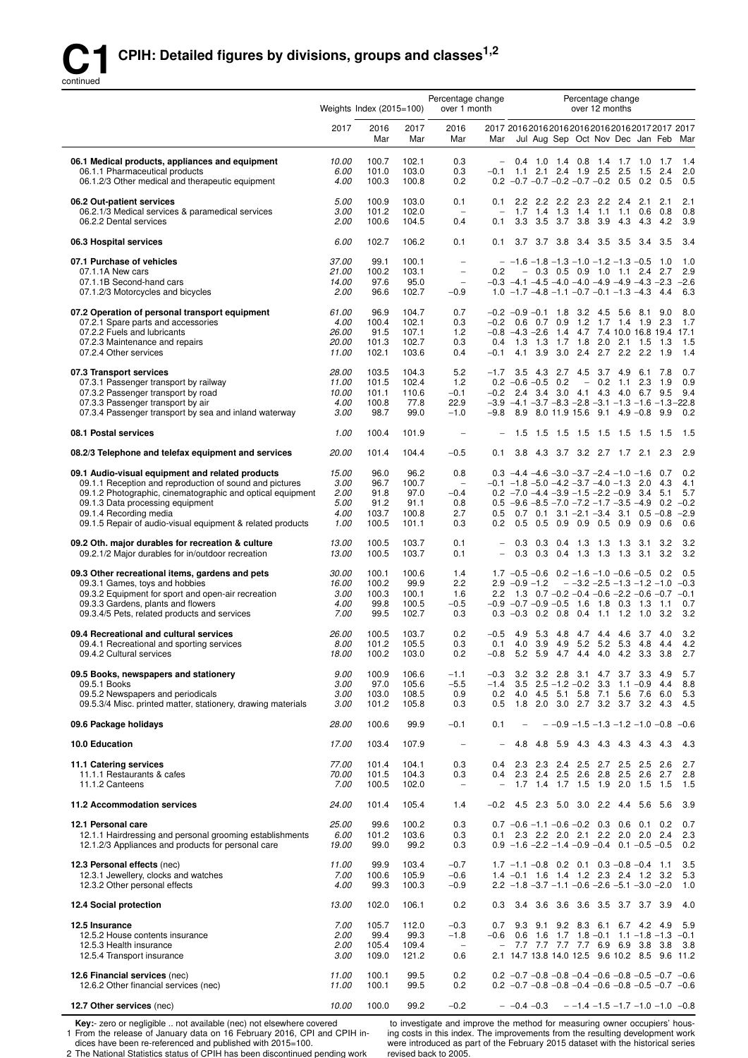# C1 CPIH: Detailed figures by divisions, groups and classes[1,2]

continued

| | Weights | Index (2015=100) | | Percentage change over 1 month | | Percentage change over 12 months | | | | | | | | |
|---|---|---|---|---|---|---|---|---|---|---|---|---|---|---|
| | 2017 | 2016 Mar | 2017 Mar | 2016 Mar | 2017 Mar | 2016 Jul | 2016 Aug | 2016 Sep | 2016 Oct | 2016 Nov | 2016 Dec | 2017 Jan | 2017 Feb | 2017 Mar |
| **06.1 Medical products, appliances and equipment** | *10.00* | 100.7 | 102.1 | 0.3 | – | 0.4 | 1.0 | 1.4 | 0.8 | 1.4 | 1.7 | 1.0 | 1.7 | 1.4 |
| 06.1.1 Pharmaceutical products | *6.00* | 101.0 | 103.0 | 0.3 | −0.1 | 1.1 | 2.1 | 2.4 | 1.9 | 2.5 | 2.5 | 1.5 | 2.4 | 2.0 |
| 06.1.2/3 Other medical and therapeutic equipment | *4.00* | 100.3 | 100.8 | 0.2 | 0.2 | −0.7 | −0.7 | −0.2 | −0.7 | −0.2 | 0.5 | 0.2 | 0.5 | 0.5 |
| **06.2 Out-patient services** | *5.00* | 100.9 | 103.0 | 0.1 | 0.1 | 2.2 | 2.2 | 2.2 | 2.3 | 2.2 | 2.4 | 2.1 | 2.1 | 2.1 |
| 06.2.1/3 Medical services & paramedical services | *3.00* | 101.2 | 102.0 | – | – | 1.7 | 1.4 | 1.3 | 1.4 | 1.1 | 1.1 | 0.6 | 0.8 | 0.8 |
| 06.2.2 Dental services | *2.00* | 100.6 | 104.5 | 0.4 | 0.1 | 3.3 | 3.5 | 3.7 | 3.8 | 3.9 | 4.3 | 4.3 | 4.2 | 3.9 |
| **06.3 Hospital services** | *6.00* | 102.7 | 106.2 | 0.1 | 0.1 | 3.7 | 3.7 | 3.8 | 3.4 | 3.5 | 3.5 | 3.4 | 3.5 | 3.4 |
| **07.1 Purchase of vehicles** | *37.00* | 99.1 | 100.1 | – | – | −1.6 | −1.8 | −1.3 | −1.0 | −1.2 | −1.3 | −0.5 | 1.0 | 1.0 |
| 07.1.1A New cars | *21.00* | 100.2 | 103.1 | – | 0.2 | – | 0.3 | 0.5 | 0.9 | 1.0 | 1.1 | 2.4 | 2.7 | 2.9 |
| 07.1.1B Second-hand cars | *14.00* | 97.6 | 95.0 | – | −0.3 | −4.1 | −4.5 | −4.0 | −4.0 | −4.9 | −4.9 | −4.3 | −2.3 | −2.6 |
| 07.1.2/3 Motorcycles and bicycles | *2.00* | 96.6 | 102.7 | −0.9 | 1.0 | −1.7 | −4.8 | −1.1 | −0.7 | −0.1 | −1.3 | −4.3 | 4.4 | 6.3 |
| **07.2 Operation of personal transport equipment** | *61.00* | 96.9 | 104.7 | 0.7 | −0.2 | −0.9 | −0.1 | 1.8 | 3.2 | 4.5 | 5.6 | 8.1 | 9.0 | 8.0 |
| 07.2.1 Spare parts and accessories | *4.00* | 100.4 | 102.1 | 0.3 | −0.2 | 0.6 | 0.7 | 0.9 | 1.2 | 1.7 | 1.4 | 1.9 | 2.3 | 1.7 |
| 07.2.2 Fuels and lubricants | *26.00* | 91.5 | 107.1 | 1.2 | −0.8 | −4.3 | −2.6 | 1.4 | 4.7 | 7.4 | 10.0 | 16.8 | 19.4 | 17.1 |
| 07.2.3 Maintenance and repairs | *20.00* | 101.3 | 102.7 | 0.3 | 0.4 | 1.3 | 1.3 | 1.7 | 1.8 | 2.0 | 2.1 | 1.5 | 1.3 | 1.5 |
| 07.2.4 Other services | *11.00* | 102.1 | 103.6 | 0.4 | −0.1 | 4.1 | 3.9 | 3.0 | 2.4 | 2.7 | 2.2 | 2.2 | 1.9 | 1.4 |
| **07.3 Transport services** | *28.00* | 103.5 | 104.3 | 5.2 | −1.7 | 3.5 | 4.3 | 2.7 | 4.5 | 3.7 | 4.9 | 6.1 | 7.8 | 0.7 |
| 07.3.1 Passenger transport by railway | *11.00* | 101.5 | 102.4 | 1.2 | 0.2 | −0.6 | −0.5 | 0.2 | – | 0.2 | 1.1 | 2.3 | 1.9 | 0.9 |
| 07.3.2 Passenger transport by road | *10.00* | 101.1 | 110.6 | −0.1 | −0.2 | 2.4 | 3.4 | 3.0 | 4.1 | 4.3 | 4.0 | 6.7 | 9.5 | 9.4 |
| 07.3.3 Passenger transport by air | *4.00* | 100.8 | 77.8 | 22.9 | −3.9 | −4.1 | −3.7 | −8.3 | −2.8 | −3.1 | −1.3 | −1.6 | −1.3 | −22.8 |
| 07.3.4 Passenger transport by sea and inland waterway | *3.00* | 98.7 | 99.0 | −1.0 | −9.8 | 8.9 | 8.0 | 11.9 | 15.6 | 9.1 | 4.9 | −0.8 | 9.9 | 0.2 |
| **08.1 Postal services** | *1.00* | 100.4 | 101.9 | – | – | 1.5 | 1.5 | 1.5 | 1.5 | 1.5 | 1.5 | 1.5 | 1.5 | 1.5 |
| **08.2/3 Telephone and telefax equipment and services** | *20.00* | 101.4 | 104.4 | −0.5 | 0.1 | 3.8 | 4.3 | 3.7 | 3.2 | 2.7 | 1.7 | 2.1 | 2.3 | 2.9 |
| **09.1 Audio-visual equipment and related products** | *15.00* | 96.0 | 96.2 | 0.8 | 0.3 | −4.4 | −4.6 | −3.0 | −3.7 | −2.4 | −1.0 | −1.6 | 0.7 | 0.2 |
| 09.1.1 Reception and reproduction of sound and pictures | *3.00* | 96.7 | 100.7 | – | −0.1 | −1.8 | −5.0 | −4.2 | −3.7 | −4.0 | −1.3 | 2.0 | 4.3 | 4.1 |
| 09.1.2 Photographic, cinematographic and optical equipment | *2.00* | 91.8 | 97.0 | −0.4 | 0.2 | −7.0 | −4.4 | −3.9 | −1.5 | −2.2 | −0.9 | 3.4 | 5.1 | 5.7 |
| 09.1.3 Data processing equipment | *5.00* | 91.2 | 91.1 | 0.8 | 0.5 | −9.6 | −8.5 | −7.0 | −7.2 | −1.7 | −3.5 | −4.9 | 0.2 | −0.2 |
| 09.1.4 Recording media | *4.00* | 103.7 | 100.8 | 2.7 | 0.5 | 0.7 | 0.1 | 3.1 | −2.1 | −3.4 | 3.1 | 0.5 | −0.8 | −2.9 |
| 09.1.5 Repair of audio-visual equipment & related products | *1.00* | 100.5 | 101.1 | 0.3 | 0.2 | 0.5 | 0.5 | 0.9 | 0.9 | 0.5 | 0.9 | 0.9 | 0.6 | 0.6 |
| **09.2 Oth. major durables for recreation & culture** | *13.00* | 100.5 | 103.7 | 0.1 | – | 0.3 | 0.3 | 0.4 | 1.3 | 1.3 | 1.3 | 3.1 | 3.2 | 3.2 |
| 09.2.1/2 Major durables for in/outdoor recreation | *13.00* | 100.5 | 103.7 | 0.1 | – | 0.3 | 0.3 | 0.4 | 1.3 | 1.3 | 1.3 | 3.1 | 3.2 | 3.2 |
| **09.3 Other recreational items, gardens and pets** | *30.00* | 100.1 | 100.6 | 1.4 | 1.7 | −0.5 | −0.6 | 0.2 | −1.6 | −1.0 | −0.6 | −0.5 | 0.2 | 0.5 |
| 09.3.1 Games, toys and hobbies | *16.00* | 100.2 | 99.9 | 2.2 | 2.9 | −0.9 | −1.2 | – | −3.2 | −2.5 | −1.3 | −1.2 | −1.0 | −0.3 |
| 09.3.2 Equipment for sport and open-air recreation | *3.00* | 100.3 | 100.1 | 1.6 | 2.2 | 1.3 | 0.7 | −0.2 | −0.4 | −0.6 | −2.2 | −0.6 | −0.7 | −0.1 |
| 09.3.3 Gardens, plants and flowers | *4.00* | 99.8 | 100.5 | −0.5 | −0.9 | −0.7 | −0.9 | −0.5 | 1.6 | 1.8 | 0.3 | 1.3 | 1.1 | 0.7 |
| 09.3.4/5 Pets, related products and services | *7.00* | 99.5 | 102.7 | 0.3 | 0.3 | −0.3 | 0.2 | 0.8 | 0.4 | 1.1 | 1.2 | 1.0 | 3.2 | 3.2 |
| **09.4 Recreational and cultural services** | *26.00* | 100.5 | 103.7 | 0.2 | −0.5 | 4.9 | 5.3 | 4.8 | 4.7 | 4.4 | 4.6 | 3.7 | 4.0 | 3.2 |
| 09.4.1 Recreational and sporting services | *8.00* | 101.2 | 105.5 | 0.3 | 0.1 | 4.0 | 3.9 | 4.9 | 5.2 | 5.2 | 5.3 | 4.8 | 4.4 | 4.2 |
| 09.4.2 Cultural services | *18.00* | 100.2 | 103.0 | 0.2 | −0.8 | 5.2 | 5.9 | 4.7 | 4.4 | 4.0 | 4.2 | 3.3 | 3.8 | 2.7 |
| **09.5 Books, newspapers and stationery** | *9.00* | 100.9 | 106.6 | −1.1 | −0.3 | 3.2 | 3.2 | 2.8 | 3.1 | 4.7 | 3.7 | 3.3 | 4.9 | 5.7 |
| 09.5.1 Books | *3.00* | 97.0 | 105.6 | −5.5 | −1.4 | 3.5 | 2.5 | −1.2 | −0.2 | 3.3 | 1.1 | −0.9 | 4.4 | 8.8 |
| 09.5.2 Newspapers and periodicals | *3.00* | 103.0 | 108.5 | 0.9 | 0.2 | 4.0 | 4.5 | 5.1 | 5.8 | 7.1 | 5.6 | 7.6 | 6.0 | 5.3 |
| 09.5.3/4 Misc. printed matter, stationery, drawing materials | *3.00* | 101.2 | 105.8 | 0.3 | 0.5 | 1.8 | 2.0 | 3.0 | 2.7 | 3.2 | 3.7 | 3.2 | 4.3 | 4.5 |
| **09.6 Package holidays** | *28.00* | 100.6 | 99.9 | −0.1 | 0.1 | – | – | −0.9 | −1.5 | −1.3 | −1.2 | −1.0 | −0.8 | −0.6 |
| **10.0 Education** | *17.00* | 103.4 | 107.9 | – | – | 4.8 | 4.8 | 5.9 | 4.3 | 4.3 | 4.3 | 4.3 | 4.3 | 4.3 |
| **11.1 Catering services** | *77.00* | 101.4 | 104.1 | 0.3 | 0.4 | 2.3 | 2.3 | 2.4 | 2.5 | 2.7 | 2.5 | 2.5 | 2.6 | 2.7 |
| 11.1.1 Restaurants & cafes | *70.00* | 101.5 | 104.3 | 0.3 | 0.4 | 2.3 | 2.4 | 2.5 | 2.6 | 2.8 | 2.5 | 2.6 | 2.7 | 2.8 |
| 11.1.2 Canteens | *7.00* | 100.5 | 102.0 | – | – | 1.7 | 1.4 | 1.7 | 1.5 | 1.9 | 2.0 | 1.5 | 1.5 | 1.5 |
| **11.2 Accommodation services** | *24.00* | 101.4 | 105.4 | 1.4 | −0.2 | 4.5 | 2.3 | 5.0 | 3.0 | 2.2 | 4.4 | 5.6 | 5.6 | 3.9 |
| **12.1 Personal care** | *25.00* | 99.6 | 100.2 | 0.3 | 0.7 | −0.6 | −1.1 | −0.6 | −0.2 | 0.3 | 0.6 | 0.1 | 0.2 | 0.7 |
| 12.1.1 Hairdressing and personal grooming establishments | *6.00* | 101.2 | 103.6 | 0.3 | 0.1 | 2.3 | 2.2 | 2.0 | 2.1 | 2.2 | 2.0 | 2.0 | 2.4 | 2.3 |
| 12.1.2/3 Appliances and products for personal care | *19.00* | 99.0 | 99.2 | 0.3 | 0.9 | −1.6 | −2.2 | −1.4 | −0.9 | −0.4 | 0.1 | −0.5 | −0.5 | 0.2 |
| **12.3 Personal effects** (nec) | *11.00* | 99.9 | 103.4 | −0.7 | 1.7 | −1.1 | −0.8 | 0.2 | 0.1 | 0.3 | −0.8 | −0.4 | 1.1 | 3.5 |
| 12.3.1 Jewellery, clocks and watches | *7.00* | 100.6 | 105.9 | −0.6 | 1.4 | −0.1 | 1.6 | 1.4 | 1.2 | 2.3 | 2.4 | 1.2 | 3.2 | 5.3 |
| 12.3.2 Other personal effects | *4.00* | 99.3 | 100.3 | −0.9 | 2.2 | −1.8 | −3.7 | −1.1 | −0.6 | −2.6 | −5.1 | −3.0 | −2.0 | 1.0 |
| **12.4 Social protection** | *13.00* | 102.0 | 106.1 | 0.2 | 0.3 | 3.4 | 3.6 | 3.6 | 3.6 | 3.5 | 3.7 | 3.7 | 3.9 | 4.0 |
| **12.5 Insurance** | *7.00* | 105.7 | 112.0 | −0.3 | 0.7 | 9.3 | 9.1 | 9.2 | 8.3 | 6.1 | 6.7 | 4.2 | 4.9 | 5.9 |
| 12.5.2 House contents insurance | *2.00* | 99.4 | 99.3 | −1.8 | −0.6 | 0.6 | 1.6 | 1.7 | 1.8 | −0.1 | 1.1 | −1.8 | −1.3 | −0.1 |
| 12.5.3 Health insurance | *2.00* | 105.4 | 109.4 | – | – | 7.7 | 7.7 | 7.7 | 7.7 | 6.9 | 6.9 | 3.8 | 3.8 | 3.8 |
| 12.5.4 Transport insurance | *3.00* | 109.0 | 121.2 | 0.6 | 2.1 | 14.7 | 13.8 | 14.0 | 12.5 | 9.6 | 10.2 | 8.5 | 9.6 | 11.2 |
| **12.6 Financial services** (nec) | *11.00* | 100.1 | 99.5 | 0.2 | 0.2 | −0.7 | −0.8 | −0.8 | −0.4 | −0.6 | −0.8 | −0.5 | −0.7 | −0.6 |
| 12.6.2 Other financial services (nec) | *11.00* | 100.1 | 99.5 | 0.2 | 0.2 | −0.7 | −0.8 | −0.8 | −0.4 | −0.6 | −0.8 | −0.5 | −0.7 | −0.6 |
| **12.7 Other services** (nec) | *10.00* | 100.0 | 99.2 | −0.2 | – | −0.4 | −0.3 | – | −1.4 | −1.5 | −1.7 | −1.0 | −1.0 | −0.8 |

**Key:**- zero or negligible .. not available (nec) not elsewhere covered

1 From the release of January data on 16 February 2016, CPI and CPIH indices have been re-referenced and published with 2015=100.

2 The National Statistics status of CPIH has been discontinued pending work to investigate and improve the method for measuring owner occupiers' housing costs in this index. The improvements from the resulting development work were introduced as part of the February 2015 dataset with the historical series revised back to 2005.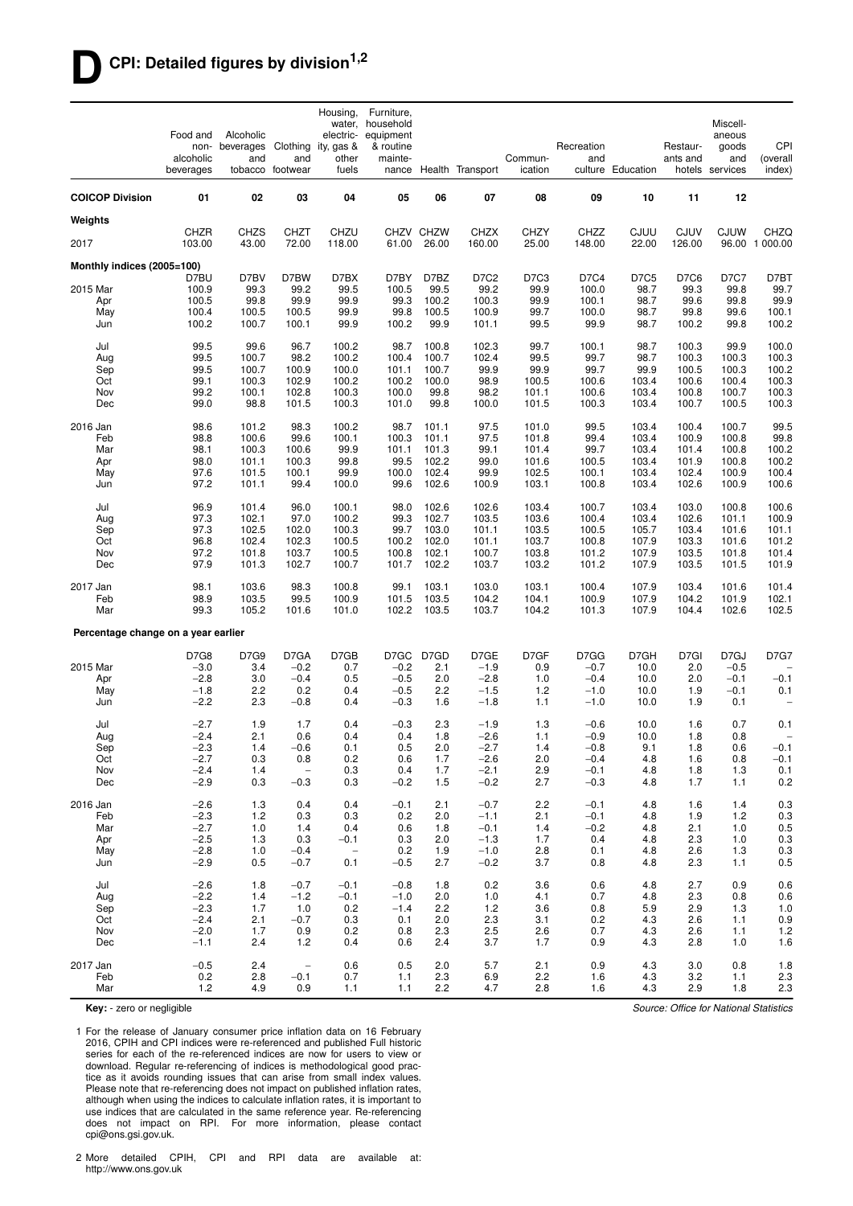# D CPI: Detailed figures by division[1,2]

| | Food and non-alcoholic beverages | Alcoholic beverages and tobacco | Clothing and footwear | Housing, water, electricity, gas & other fuels | Furniture, household equipment & routine maintenance | Health | Transport | Communication | Recreation and culture | Education | Restaurants and hotels | Miscellaneous goods and services | CPI (overall index) |
|---|---|---|---|---|---|---|---|---|---|---|---|---|---|
| **COICOP Division** | 01 | 02 | 03 | 04 | 05 | 06 | 07 | 08 | 09 | 10 | 11 | 12 | |
| **Weights** | | | | | | | | | | | | | |
| | CHZR | CHZS | CHZT | CHZU | CHZV | CHZW | CHZX | CHZY | CHZZ | CJUU | CJUV | CJUW | CHZQ |
| 2017 | 103.00 | 43.00 | 72.00 | 118.00 | 61.00 | 26.00 | 160.00 | 25.00 | 148.00 | 22.00 | 126.00 | 96.00 | 1 000.00 |
| **Monthly indices (2005=100)** | | | | | | | | | | | | | |
| | D7BU | D7BV | D7BW | D7BX | D7BY | D7BZ | D7C2 | D7C3 | D7C4 | D7C5 | D7C6 | D7C7 | D7BT |
| 2015 Mar | 100.9 | 99.3 | 99.2 | 99.5 | 100.5 | 99.5 | 99.2 | 99.9 | 100.0 | 98.7 | 99.3 | 99.8 | 99.7 |
| Apr | 100.5 | 99.8 | 99.9 | 99.9 | 99.3 | 100.2 | 100.3 | 99.9 | 100.1 | 98.7 | 99.6 | 99.8 | 99.9 |
| May | 100.4 | 100.5 | 100.5 | 99.9 | 99.8 | 100.5 | 100.9 | 99.7 | 100.0 | 98.7 | 99.8 | 99.6 | 100.1 |
| Jun | 100.2 | 100.7 | 100.1 | 99.9 | 100.2 | 99.9 | 101.1 | 99.5 | 99.9 | 98.7 | 100.2 | 99.8 | 100.2 |
| Jul | 99.5 | 99.6 | 96.7 | 100.2 | 98.7 | 100.8 | 102.3 | 99.7 | 100.1 | 98.7 | 100.3 | 99.9 | 100.0 |
| Aug | 99.5 | 100.7 | 98.2 | 100.2 | 100.4 | 100.7 | 102.4 | 99.5 | 99.7 | 98.7 | 100.3 | 100.3 | 100.3 |
| Sep | 99.5 | 100.7 | 100.9 | 100.0 | 101.1 | 100.7 | 99.9 | 99.9 | 99.7 | 99.9 | 100.5 | 100.3 | 100.2 |
| Oct | 99.1 | 100.3 | 102.9 | 100.2 | 100.2 | 100.0 | 98.9 | 100.5 | 100.6 | 103.4 | 100.6 | 100.4 | 100.3 |
| Nov | 99.2 | 100.1 | 102.8 | 100.3 | 100.0 | 99.8 | 98.2 | 101.1 | 100.6 | 103.4 | 100.8 | 100.7 | 100.3 |
| Dec | 99.0 | 98.8 | 101.5 | 100.3 | 101.0 | 99.8 | 100.0 | 101.5 | 100.3 | 103.4 | 100.7 | 100.5 | 100.3 |
| 2016 Jan | 98.6 | 101.2 | 98.3 | 100.2 | 98.7 | 101.1 | 97.5 | 101.0 | 99.5 | 103.4 | 100.4 | 100.7 | 99.5 |
| Feb | 98.8 | 100.6 | 99.6 | 100.1 | 100.3 | 101.1 | 97.5 | 101.8 | 99.4 | 103.4 | 100.9 | 100.8 | 99.8 |
| Mar | 98.1 | 100.3 | 100.6 | 99.9 | 101.1 | 101.3 | 99.1 | 101.4 | 99.7 | 103.4 | 101.4 | 100.8 | 100.2 |
| Apr | 98.0 | 101.1 | 100.3 | 99.8 | 99.5 | 102.2 | 99.0 | 101.6 | 100.5 | 103.4 | 101.9 | 100.8 | 100.2 |
| May | 97.6 | 101.5 | 100.1 | 99.9 | 100.0 | 102.4 | 99.9 | 102.5 | 100.1 | 103.4 | 102.4 | 100.9 | 100.4 |
| Jun | 97.2 | 101.1 | 99.4 | 100.0 | 99.6 | 102.6 | 100.9 | 103.1 | 100.8 | 103.4 | 102.6 | 100.9 | 100.6 |
| Jul | 96.9 | 101.4 | 96.0 | 100.1 | 98.0 | 102.6 | 102.6 | 103.4 | 100.7 | 103.4 | 103.0 | 100.8 | 100.6 |
| Aug | 97.3 | 102.1 | 97.0 | 100.2 | 99.3 | 102.7 | 103.5 | 103.6 | 100.4 | 103.4 | 102.6 | 101.1 | 100.9 |
| Sep | 97.3 | 102.5 | 102.0 | 100.3 | 99.7 | 103.0 | 101.1 | 103.5 | 100.5 | 105.7 | 103.4 | 101.6 | 101.1 |
| Oct | 96.8 | 102.4 | 102.3 | 100.5 | 100.2 | 102.0 | 101.1 | 103.7 | 100.8 | 107.9 | 103.3 | 101.6 | 101.2 |
| Nov | 97.2 | 101.8 | 103.7 | 100.5 | 100.8 | 102.1 | 100.7 | 103.8 | 101.2 | 107.9 | 103.5 | 101.8 | 101.4 |
| Dec | 97.9 | 101.3 | 102.7 | 100.7 | 101.7 | 102.2 | 103.7 | 103.2 | 101.2 | 107.9 | 103.5 | 101.5 | 101.9 |
| 2017 Jan | 98.1 | 103.6 | 98.3 | 100.8 | 99.1 | 103.1 | 103.0 | 103.1 | 100.4 | 107.9 | 103.4 | 101.6 | 101.4 |
| Feb | 98.9 | 103.5 | 99.5 | 100.9 | 101.5 | 103.5 | 104.2 | 104.1 | 100.9 | 107.9 | 104.2 | 101.9 | 102.1 |
| Mar | 99.3 | 105.2 | 101.6 | 101.0 | 102.2 | 103.5 | 103.7 | 104.2 | 101.3 | 107.9 | 104.4 | 102.6 | 102.5 |
| **Percentage change on a year earlier** | | | | | | | | | | | | | |
| | D7G8 | D7G9 | D7GA | D7GB | D7GC | D7GD | D7GE | D7GF | D7GG | D7GH | D7GI | D7GJ | D7G7 |
| 2015 Mar | −3.0 | 3.4 | −0.2 | 0.7 | −0.2 | 2.1 | −1.9 | 0.9 | −0.7 | 10.0 | 2.0 | −0.5 | – |
| Apr | −2.8 | 3.0 | −0.4 | 0.5 | −0.5 | 2.0 | −2.8 | 1.0 | −0.4 | 10.0 | 2.0 | −0.1 | −0.1 |
| May | −1.8 | 2.2 | 0.2 | 0.4 | −0.5 | 2.2 | −1.5 | 1.2 | −1.0 | 10.0 | 1.9 | −0.1 | 0.1 |
| Jun | −2.2 | 2.3 | −0.8 | 0.4 | −0.3 | 1.6 | −1.8 | 1.1 | −1.0 | 10.0 | 1.9 | 0.1 | – |
| Jul | −2.7 | 1.9 | 1.7 | 0.4 | −0.3 | 2.3 | −1.9 | 1.3 | −0.6 | 10.0 | 1.6 | 0.7 | 0.1 |
| Aug | −2.4 | 2.1 | 0.6 | 0.4 | 0.4 | 1.8 | −2.6 | 1.1 | −0.9 | 10.0 | 1.8 | 0.8 | – |
| Sep | −2.3 | 1.4 | −0.6 | 0.1 | 0.5 | 2.0 | −2.7 | 1.4 | −0.8 | 9.1 | 1.8 | 0.6 | −0.1 |
| Oct | −2.7 | 0.3 | 0.8 | 0.2 | 0.6 | 1.7 | −2.6 | 2.0 | −0.4 | 4.8 | 1.6 | 0.8 | −0.1 |
| Nov | −2.4 | 1.4 | – | 0.3 | 0.4 | 1.7 | −2.1 | 2.9 | −0.1 | 4.8 | 1.8 | 1.3 | 0.1 |
| Dec | −2.9 | 0.3 | −0.3 | 0.3 | −0.2 | 1.5 | −0.2 | 2.7 | −0.3 | 4.8 | 1.7 | 1.1 | 0.2 |
| 2016 Jan | −2.6 | 1.3 | 0.4 | 0.4 | −0.1 | 2.1 | −0.7 | 2.2 | −0.1 | 4.8 | 1.6 | 1.4 | 0.3 |
| Feb | −2.3 | 1.2 | 0.3 | 0.3 | 0.2 | 2.0 | −1.1 | 2.1 | −0.1 | 4.8 | 1.9 | 1.2 | 0.3 |
| Mar | −2.7 | 1.0 | 1.4 | 0.4 | 0.6 | 1.8 | −0.1 | 1.4 | −0.2 | 4.8 | 2.1 | 1.0 | 0.5 |
| Apr | −2.5 | 1.3 | 0.3 | −0.1 | 0.3 | 2.0 | −1.3 | 1.7 | 0.4 | 4.8 | 2.3 | 1.0 | 0.3 |
| May | −2.8 | 1.0 | −0.4 | – | 0.2 | 1.9 | −1.0 | 2.8 | 0.1 | 4.8 | 2.6 | 1.3 | 0.3 |
| Jun | −2.9 | 0.5 | −0.7 | 0.1 | −0.5 | 2.7 | −0.2 | 3.7 | 0.8 | 4.8 | 2.3 | 1.1 | 0.5 |
| Jul | −2.6 | 1.8 | −0.7 | −0.1 | −0.8 | 1.8 | 0.2 | 3.6 | 0.6 | 4.8 | 2.7 | 0.9 | 0.6 |
| Aug | −2.2 | 1.4 | −1.2 | −0.1 | −1.0 | 2.0 | 1.0 | 4.1 | 0.7 | 4.8 | 2.3 | 0.8 | 0.6 |
| Sep | −2.3 | 1.7 | 1.0 | 0.2 | −1.4 | 2.2 | 1.2 | 3.6 | 0.8 | 5.9 | 2.9 | 1.3 | 1.0 |
| Oct | −2.4 | 2.1 | −0.7 | 0.3 | 0.1 | 2.0 | 2.3 | 3.1 | 0.2 | 4.3 | 2.6 | 1.1 | 0.9 |
| Nov | −2.0 | 1.7 | 0.9 | 0.2 | 0.8 | 2.3 | 2.5 | 2.6 | 0.7 | 4.3 | 2.6 | 1.1 | 1.2 |
| Dec | −1.1 | 2.4 | 1.2 | 0.4 | 0.6 | 2.4 | 3.7 | 1.7 | 0.9 | 4.3 | 2.8 | 1.0 | 1.6 |
| 2017 Jan | −0.5 | 2.4 | – | 0.6 | 0.5 | 2.0 | 5.7 | 2.1 | 0.9 | 4.3 | 3.0 | 0.8 | 1.8 |
| Feb | 0.2 | 2.8 | −0.1 | 0.7 | 1.1 | 2.3 | 6.9 | 2.2 | 1.6 | 4.3 | 3.2 | 1.1 | 2.3 |
| Mar | 1.2 | 4.9 | 0.9 | 1.1 | 1.1 | 2.2 | 4.7 | 2.8 | 1.6 | 4.3 | 2.9 | 1.8 | 2.3 |

**Key:** - zero or negligible

*Source: Office for National Statistics*

1 For the release of January consumer price inflation data on 16 February 2016, CPIH and CPI indices were re-referenced and published Full historic series for each of the re-referenced indices are now for users to view or download. Regular re-referencing of indices is methodological good practice as it avoids rounding issues that can arise from small index values. Please note that re-referencing does not impact on published inflation rates, although when using the indices to calculate inflation rates, it is important to use indices that are calculated in the same reference year. Re-referencing does not impact on RPI. For more information, please contact cpi@ons.gsi.gov.uk.

2 More detailed CPIH, CPI and RPI data are available at: http://www.ons.gov.uk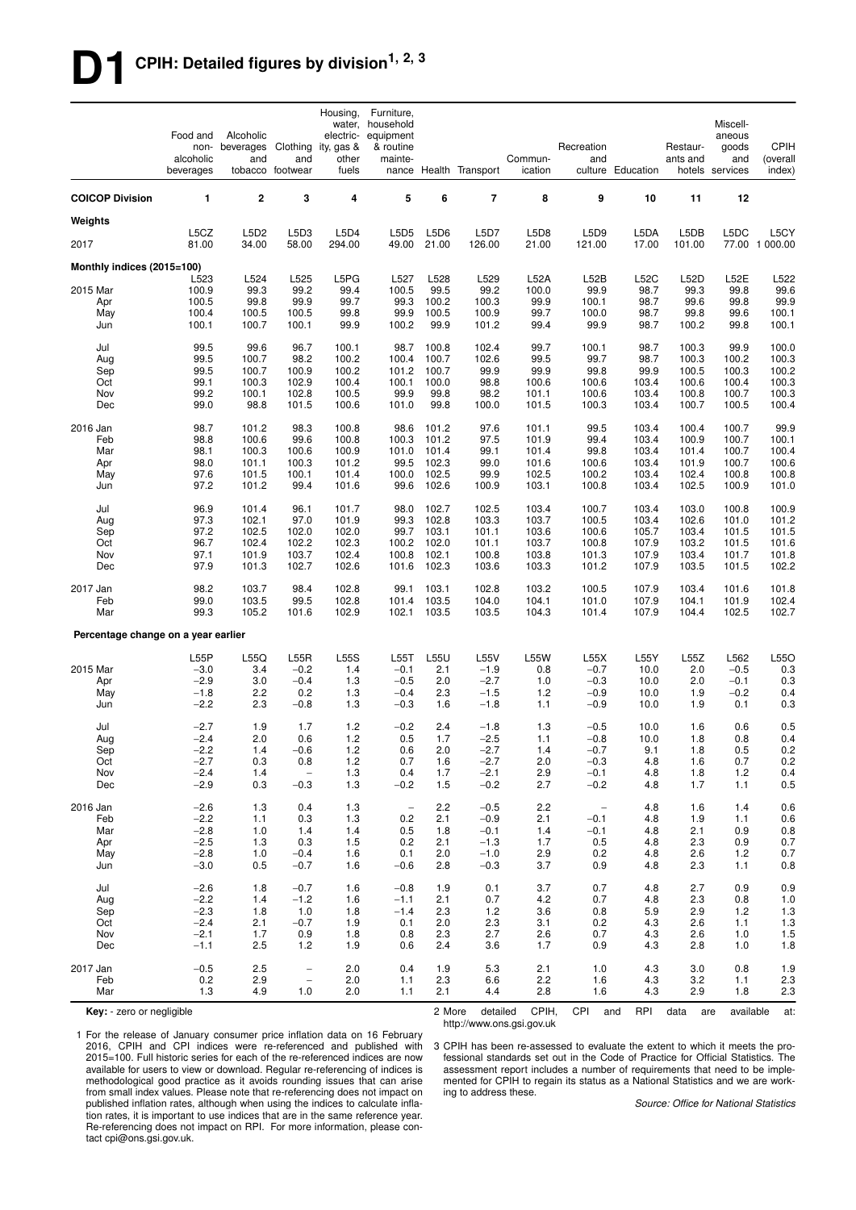# D1 CPIH: Detailed figures by division[1, 2, 3]

| | Food and non-alcoholic beverages | Alcoholic beverages and tobacco | Clothing and footwear | Housing, water, electricity, gas & other fuels | Furniture, household equipment & routine maintenance | Health | Transport | Communication | Recreation and culture | Education | Restaurants and hotels | Miscellaneous goods and services | CPIH (overall index) |
|---|---|---|---|---|---|---|---|---|---|---|---|---|---|
| **COICOP Division** | **1** | **2** | **3** | **4** | **5** | **6** | **7** | **8** | **9** | **10** | **11** | **12** | |
| **Weights** | | | | | | | | | | | | | |
| | L5CZ | L5D2 | L5D3 | L5D4 | L5D5 | L5D6 | L5D7 | L5D8 | L5D9 | L5DA | L5DB | L5DC | L5CY |
| 2017 | 81.00 | 34.00 | 58.00 | 294.00 | 49.00 | 21.00 | 126.00 | 21.00 | 121.00 | 17.00 | 101.00 | 77.00 | 1 000.00 |
| **Monthly indices (2015=100)** | | | | | | | | | | | | | |
| | L523 | L524 | L525 | L5PG | L527 | L528 | L529 | L52A | L52B | L52C | L52D | L52E | L522 |
| 2015 Mar | 100.9 | 99.3 | 99.2 | 99.4 | 100.5 | 99.5 | 99.2 | 100.0 | 99.9 | 98.7 | 99.3 | 99.8 | 99.6 |
| Apr | 100.5 | 99.8 | 99.9 | 99.7 | 99.3 | 100.2 | 100.3 | 99.9 | 100.1 | 98.7 | 99.6 | 99.8 | 99.9 |
| May | 100.4 | 100.5 | 100.5 | 99.8 | 99.9 | 100.5 | 100.9 | 99.7 | 100.0 | 98.7 | 99.8 | 99.6 | 100.1 |
| Jun | 100.1 | 100.7 | 100.1 | 99.9 | 100.2 | 99.9 | 101.2 | 99.4 | 99.9 | 98.7 | 100.2 | 99.8 | 100.1 |
| Jul | 99.5 | 99.6 | 96.7 | 100.1 | 98.7 | 100.8 | 102.4 | 99.7 | 100.1 | 98.7 | 100.3 | 99.9 | 100.0 |
| Aug | 99.5 | 100.7 | 98.2 | 100.2 | 100.4 | 100.7 | 102.6 | 99.5 | 99.7 | 98.7 | 100.3 | 100.2 | 100.3 |
| Sep | 99.5 | 100.7 | 100.9 | 100.2 | 101.2 | 100.7 | 99.9 | 99.9 | 99.8 | 99.9 | 100.5 | 100.3 | 100.2 |
| Oct | 99.1 | 100.3 | 102.9 | 100.4 | 100.1 | 100.0 | 98.8 | 100.6 | 100.6 | 103.4 | 100.6 | 100.4 | 100.3 |
| Nov | 99.2 | 100.1 | 102.8 | 100.5 | 99.9 | 99.8 | 98.2 | 101.1 | 100.6 | 103.4 | 100.8 | 100.7 | 100.3 |
| Dec | 99.0 | 98.8 | 101.5 | 100.6 | 101.0 | 99.8 | 100.0 | 101.5 | 100.3 | 103.4 | 100.7 | 100.5 | 100.4 |
| 2016 Jan | 98.7 | 101.2 | 98.3 | 100.8 | 98.6 | 101.2 | 97.6 | 101.1 | 99.5 | 103.4 | 100.4 | 100.7 | 99.9 |
| Feb | 98.8 | 100.6 | 99.6 | 100.8 | 100.3 | 101.2 | 97.5 | 101.9 | 99.4 | 103.4 | 100.9 | 100.7 | 100.1 |
| Mar | 98.1 | 100.3 | 100.6 | 100.9 | 101.0 | 101.4 | 99.1 | 101.4 | 99.8 | 103.4 | 101.4 | 100.7 | 100.4 |
| Apr | 98.0 | 101.1 | 100.3 | 101.2 | 99.5 | 102.3 | 99.0 | 101.6 | 100.6 | 103.4 | 101.9 | 100.7 | 100.6 |
| May | 97.6 | 101.5 | 100.1 | 101.4 | 100.0 | 102.5 | 99.9 | 102.5 | 100.2 | 103.4 | 102.4 | 100.8 | 100.8 |
| Jun | 97.2 | 101.2 | 99.4 | 101.6 | 99.6 | 102.6 | 100.9 | 103.1 | 100.8 | 103.4 | 102.5 | 100.9 | 101.0 |
| Jul | 96.9 | 101.4 | 96.1 | 101.7 | 98.0 | 102.7 | 102.5 | 103.4 | 100.7 | 103.4 | 103.0 | 100.8 | 100.9 |
| Aug | 97.3 | 102.1 | 97.0 | 101.9 | 99.3 | 102.8 | 103.3 | 103.7 | 100.5 | 103.4 | 102.6 | 101.0 | 101.2 |
| Sep | 97.2 | 102.5 | 102.0 | 102.0 | 99.7 | 103.1 | 101.1 | 103.6 | 100.6 | 105.7 | 103.4 | 101.5 | 101.5 |
| Oct | 96.7 | 102.4 | 102.2 | 102.3 | 100.2 | 102.0 | 101.1 | 103.7 | 100.8 | 107.9 | 103.2 | 101.5 | 101.6 |
| Nov | 97.1 | 101.9 | 103.7 | 102.4 | 100.8 | 102.1 | 100.8 | 103.8 | 101.3 | 107.9 | 103.4 | 101.7 | 101.8 |
| Dec | 97.9 | 101.3 | 102.7 | 102.6 | 101.6 | 102.3 | 103.6 | 103.3 | 101.2 | 107.9 | 103.5 | 101.5 | 102.2 |
| 2017 Jan | 98.2 | 103.7 | 98.4 | 102.8 | 99.1 | 103.1 | 102.8 | 103.2 | 100.5 | 107.9 | 103.4 | 101.6 | 101.8 |
| Feb | 99.0 | 103.5 | 99.5 | 102.8 | 101.4 | 103.5 | 104.0 | 104.1 | 101.0 | 107.9 | 104.1 | 101.9 | 102.4 |
| Mar | 99.3 | 105.2 | 101.6 | 102.9 | 102.1 | 103.5 | 103.5 | 104.3 | 101.4 | 107.9 | 104.4 | 102.5 | 102.7 |
| **Percentage change on a year earlier** | | | | | | | | | | | | | |
| | L55P | L55Q | L55R | L55S | L55T | L55U | L55V | L55W | L55X | L55Y | L55Z | L562 | L55O |
| 2015 Mar | −3.0 | 3.4 | −0.2 | 1.4 | −0.1 | 2.1 | −1.9 | 0.8 | −0.7 | 10.0 | 2.0 | −0.5 | 0.3 |
| Apr | −2.9 | 3.0 | −0.4 | 1.3 | −0.5 | 2.0 | −2.7 | 1.0 | −0.3 | 10.0 | 2.0 | −0.1 | 0.3 |
| May | −1.8 | 2.2 | 0.2 | 1.3 | −0.4 | 2.3 | −1.5 | 1.2 | −0.9 | 10.0 | 1.9 | −0.2 | 0.4 |
| Jun | −2.2 | 2.3 | −0.8 | 1.3 | −0.3 | 1.6 | −1.8 | 1.1 | −0.9 | 10.0 | 1.9 | 0.1 | 0.3 |
| Jul | −2.7 | 1.9 | 1.7 | 1.2 | −0.2 | 2.4 | −1.8 | 1.3 | −0.5 | 10.0 | 1.6 | 0.6 | 0.5 |
| Aug | −2.4 | 2.0 | 0.6 | 1.2 | 0.5 | 1.7 | −2.5 | 1.1 | −0.8 | 10.0 | 1.8 | 0.8 | 0.4 |
| Sep | −2.2 | 1.4 | −0.6 | 1.2 | 0.6 | 2.0 | −2.7 | 1.4 | −0.7 | 9.1 | 1.8 | 0.5 | 0.2 |
| Oct | −2.7 | 0.3 | 0.8 | 1.2 | 0.7 | 1.6 | −2.7 | 2.0 | −0.3 | 4.8 | 1.6 | 0.7 | 0.2 |
| Nov | −2.4 | 1.4 | – | 1.3 | 0.4 | 1.7 | −2.1 | 2.9 | −0.1 | 4.8 | 1.8 | 1.2 | 0.4 |
| Dec | −2.9 | 0.3 | −0.3 | 1.3 | −0.2 | 1.5 | −0.2 | 2.7 | −0.2 | 4.8 | 1.7 | 1.1 | 0.5 |
| 2016 Jan | −2.6 | 1.3 | 0.4 | 1.3 | – | 2.2 | −0.5 | 2.2 | – | 4.8 | 1.6 | 1.4 | 0.6 |
| Feb | −2.2 | 1.1 | 0.3 | 1.3 | 0.2 | 2.1 | −0.9 | 2.1 | −0.1 | 4.8 | 1.9 | 1.1 | 0.6 |
| Mar | −2.8 | 1.0 | 1.4 | 1.4 | 0.5 | 1.8 | −0.1 | 1.4 | −0.1 | 4.8 | 2.1 | 0.9 | 0.8 |
| Apr | −2.5 | 1.3 | 0.3 | 1.5 | 0.2 | 2.1 | −1.3 | 1.7 | 0.5 | 4.8 | 2.3 | 0.9 | 0.7 |
| May | −2.8 | 1.0 | −0.4 | 1.6 | 0.1 | 2.0 | −1.0 | 2.9 | 0.2 | 4.8 | 2.6 | 1.2 | 0.7 |
| Jun | −3.0 | 0.5 | −0.7 | 1.6 | −0.6 | 2.8 | −0.3 | 3.7 | 0.9 | 4.8 | 2.3 | 1.1 | 0.8 |
| Jul | −2.6 | 1.8 | −0.7 | 1.6 | −0.8 | 1.9 | 0.1 | 3.7 | 0.7 | 4.8 | 2.7 | 0.9 | 0.9 |
| Aug | −2.2 | 1.4 | −1.2 | 1.6 | −1.1 | 2.1 | 0.7 | 4.2 | 0.7 | 4.8 | 2.3 | 0.8 | 1.0 |
| Sep | −2.3 | 1.8 | 1.0 | 1.8 | −1.4 | 2.3 | 1.2 | 3.6 | 0.8 | 5.9 | 2.9 | 1.2 | 1.3 |
| Oct | −2.4 | 2.1 | −0.7 | 1.9 | 0.1 | 2.0 | 2.3 | 3.1 | 0.2 | 4.3 | 2.6 | 1.1 | 1.3 |
| Nov | −2.1 | 1.7 | 0.9 | 1.8 | 0.8 | 2.3 | 2.7 | 2.6 | 0.7 | 4.3 | 2.6 | 1.0 | 1.5 |
| Dec | −1.1 | 2.5 | 1.2 | 1.9 | 0.6 | 2.4 | 3.6 | 1.7 | 0.9 | 4.3 | 2.8 | 1.0 | 1.8 |
| 2017 Jan | −0.5 | 2.5 | – | 2.0 | 0.4 | 1.9 | 5.3 | 2.1 | 1.0 | 4.3 | 3.0 | 0.8 | 1.9 |
| Feb | 0.2 | 2.9 | – | 2.0 | 1.1 | 2.3 | 6.6 | 2.2 | 1.6 | 4.3 | 3.2 | 1.1 | 2.3 |
| Mar | 1.3 | 4.9 | 1.0 | 2.0 | 1.1 | 2.1 | 4.4 | 2.8 | 1.6 | 4.3 | 2.9 | 1.8 | 2.3 |

**Key:** - zero or negligible

1 For the release of January consumer price inflation data on 16 February 2016, CPIH and CPI indices were re-referenced and published with 2015=100. Full historic series for each of the re-referenced indices are now available for users to view or download. Regular re-referencing of indices is methodological good practice as it avoids rounding issues that can arise from small index values. Please note that re-referencing does not impact on published inflation rates, although when using the indices to calculate inflation rates, it is important to use indices that are in the same reference year. Re-referencing does not impact on RPI. For more information, please contact cpi@ons.gsi.gov.uk.

2 More detailed CPIH, CPI and RPI data are available at: http://www.ons.gsi.gov.uk

3 CPIH has been re-assessed to evaluate the extent to which it meets the professional standards set out in the Code of Practice for Official Statistics. The assessment report includes a number of requirements that need to be implemented for CPIH to regain its status as a National Statistics and we are working to address these.

*Source: Office for National Statistics*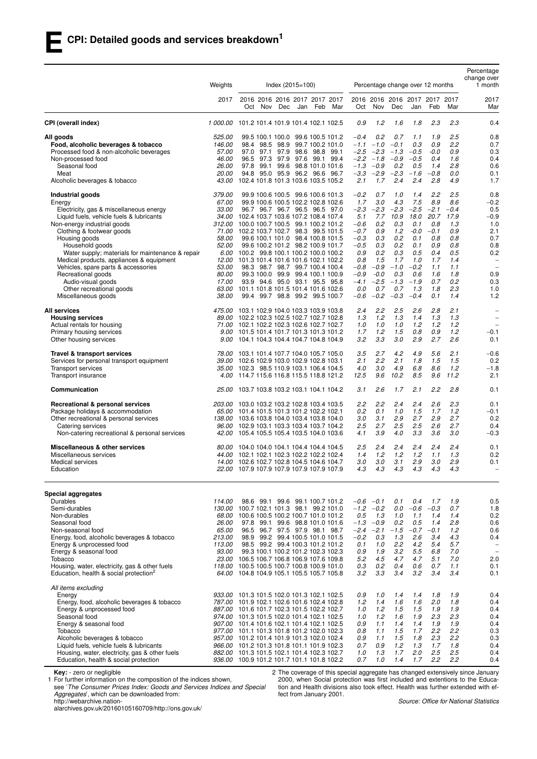# E CPI: Detailed goods and services breakdown[1]

| | Weights | Index (2015=100) | | | | | | Percentage change over 12 months | | | | | | Percentage change over 1 month |
|---|---|---|---|---|---|---|---|---|---|---|---|---|---|---|
| | 2017 | 2016 Oct | 2016 Nov | 2016 Dec | 2017 Jan | 2017 Feb | 2017 Mar | 2016 Oct | 2016 Nov | 2016 Dec | 2017 Jan | 2017 Feb | 2017 Mar | 2017 Mar |
| **CPI (overall index)** | 1 000.00 | 101.2 | 101.4 | 101.9 | 101.4 | 102.1 | 102.5 | 0.9 | 1.2 | 1.6 | 1.8 | 2.3 | 2.3 | 0.4 |
| **All goods** | 525.00 | 99.5 | 100.1 | 100.0 | 99.6 | 100.5 | 101.2 | −0.4 | 0.2 | 0.7 | 1.1 | 1.9 | 2.5 | 0.8 |
| **Food, alcoholic beverages & tobacco** | 146.00 | 98.4 | 98.5 | 98.9 | 99.7 | 100.2 | 101.0 | −1.1 | −1.0 | −0.1 | 0.3 | 0.9 | 2.2 | 0.7 |
| Processed food & non-alcoholic beverages | 57.00 | 97.0 | 97.1 | 97.9 | 98.6 | 98.8 | 99.1 | −2.5 | −2.3 | −1.3 | −0.5 | −0.0 | 0.9 | 0.3 |
| Non-processed food | 46.00 | 96.5 | 97.3 | 97.9 | 97.6 | 99.1 | 99.4 | −2.2 | −1.8 | −0.9 | −0.5 | 0.4 | 1.6 | 0.4 |
| Seasonal food | 26.00 | 97.8 | 99.1 | 99.6 | 98.8 | 101.0 | 101.6 | −1.3 | −0.9 | 0.2 | 0.5 | 1.4 | 2.8 | 0.6 |
| Meat | 20.00 | 94.8 | 95.0 | 95.9 | 96.2 | 96.6 | 96.7 | −3.3 | −2.9 | −2.3 | −1.6 | −0.8 | 0.0 | 0.1 |
| Alcoholic beverages & tobacco | 43.00 | 102.4 | 101.8 | 101.3 | 103.6 | 103.5 | 105.2 | 2.1 | 1.7 | 2.4 | 2.4 | 2.8 | 4.9 | 1.7 |
| **Industrial goods** | 379.00 | 99.9 | 100.6 | 100.5 | 99.6 | 100.6 | 101.3 | −0.2 | 0.7 | 1.0 | 1.4 | 2.2 | 2.5 | 0.8 |
| Energy | 67.00 | 99.9 | 100.6 | 100.5 | 102.2 | 102.8 | 102.6 | 1.7 | 3.0 | 4.3 | 7.5 | 8.9 | 8.6 | −0.2 |
| Electricity, gas & miscellaneous energy | 33.00 | 96.7 | 96.7 | 96.7 | 96.5 | 96.5 | 97.0 | −2.3 | −2.3 | −2.3 | −2.5 | −2.1 | −0.4 | 0.5 |
| Liquid fuels, vehicle fuels & lubricants | 34.00 | 102.4 | 103.7 | 103.6 | 107.2 | 108.4 | 107.4 | 5.1 | 7.7 | 10.9 | 18.0 | 20.7 | 17.9 | −0.9 |
| Non-energy industrial goods | 312.00 | 100.0 | 100.7 | 100.5 | 99.1 | 100.2 | 101.2 | −0.6 | 0.2 | 0.3 | 0.1 | 0.8 | 1.3 | 1.0 |
| Clothing & footwear goods | 71.00 | 102.2 | 103.7 | 102.7 | 98.3 | 99.5 | 101.5 | −0.7 | 0.9 | 1.2 | −0.0 | −0.1 | 0.9 | 2.1 |
| Housing goods | 58.00 | 99.6 | 100.1 | 101.0 | 98.4 | 100.8 | 101.5 | −0.3 | 0.3 | 0.2 | 0.1 | 0.8 | 0.8 | 0.7 |
| Household goods | 52.00 | 99.6 | 100.2 | 101.2 | 98.2 | 100.9 | 101.7 | −0.5 | 0.3 | 0.2 | 0.1 | 0.9 | 0.8 | 0.8 |
| Water supply; materials for maintenance & repair | 6.00 | 100.2 | 99.8 | 100.1 | 100.2 | 100.0 | 100.2 | 0.9 | 0.2 | 0.3 | 0.5 | 0.4 | 0.5 | 0.2 |
| Medical products, appliances & equipment | 12.00 | 101.3 | 101.4 | 101.6 | 101.6 | 102.1 | 102.2 | 0.8 | 1.5 | 1.7 | 1.0 | 1.7 | 1.4 | – |
| Vehicles, spare parts & accessories | 53.00 | 98.3 | 98.7 | 98.7 | 99.7 | 100.4 | 100.4 | −0.8 | −0.9 | −1.0 | −0.2 | 1.1 | 1.1 | – |
| Recreational goods | 80.00 | 99.3 | 100.0 | 99.9 | 99.4 | 100.1 | 100.9 | −0.9 | −0.0 | 0.3 | 0.6 | 1.6 | 1.8 | 0.9 |
| Audio-visual goods | 17.00 | 93.9 | 94.6 | 95.0 | 93.1 | 95.5 | 95.8 | −4.1 | −2.5 | −1.3 | −1.9 | 0.7 | 0.2 | 0.3 |
| Other recreational goods | 63.00 | 101.1 | 101.8 | 101.5 | 101.4 | 101.6 | 102.6 | 0.0 | 0.7 | 0.7 | 1.3 | 1.8 | 2.3 | 1.0 |
| Miscellaneous goods | 38.00 | 99.4 | 99.7 | 98.8 | 99.2 | 99.5 | 100.7 | −0.6 | −0.2 | −0.3 | −0.4 | 0.1 | 1.4 | 1.2 |
| **All services** | 475.00 | 103.1 | 102.9 | 104.0 | 103.3 | 103.9 | 103.8 | 2.4 | 2.2 | 2.5 | 2.6 | 2.8 | 2.1 | – |
| **Housing services** | 89.00 | 102.2 | 102.3 | 102.5 | 102.7 | 102.7 | 102.8 | 1.3 | 1.2 | 1.3 | 1.4 | 1.3 | 1.3 | – |
| Actual rentals for housing | 71.00 | 102.1 | 102.2 | 102.3 | 102.6 | 102.7 | 102.7 | 1.0 | 1.0 | 1.0 | 1.2 | 1.2 | 1.2 | – |
| Primary housing services | 9.00 | 101.5 | 101.4 | 101.7 | 101.3 | 101.3 | 101.2 | 1.7 | 1.2 | 1.5 | 0.8 | 0.9 | 1.2 | −0.1 |
| Other housing services | 9.00 | 104.1 | 104.3 | 104.4 | 104.7 | 104.8 | 104.9 | 3.2 | 3.3 | 3.0 | 2.9 | 2.7 | 2.6 | 0.1 |
| **Travel & transport services** | 78.00 | 103.1 | 101.4 | 107.7 | 104.0 | 105.7 | 105.0 | 3.5 | 2.7 | 4.2 | 4.9 | 5.6 | 2.1 | −0.6 |
| Services for personal transport equipment | 39.00 | 102.6 | 102.9 | 103.0 | 102.9 | 102.8 | 103.1 | 2.1 | 2.2 | 2.1 | 1.8 | 1.5 | 1.5 | 0.2 |
| Transport services | 35.00 | 102.3 | 98.5 | 110.9 | 103.1 | 106.4 | 104.5 | 4.0 | 3.0 | 4.9 | 6.8 | 8.6 | 1.2 | −1.8 |
| Transport insurance | 4.00 | 114.7 | 115.6 | 116.8 | 115.5 | 118.8 | 121.2 | 12.5 | 9.6 | 10.2 | 8.5 | 9.6 | 11.2 | 2.1 |
| **Communication** | 25.00 | 103.7 | 103.8 | 103.2 | 103.1 | 104.1 | 104.2 | 3.1 | 2.6 | 1.7 | 2.1 | 2.2 | 2.8 | 0.1 |
| **Recreational & personal services** | 203.00 | 103.0 | 103.2 | 103.2 | 102.8 | 103.4 | 103.5 | 2.2 | 2.2 | 2.4 | 2.4 | 2.6 | 2.3 | 0.1 |
| Package holidays & accommodation | 65.00 | 101.4 | 101.5 | 101.3 | 101.2 | 102.2 | 102.1 | 0.2 | 0.1 | 1.0 | 1.5 | 1.7 | 1.2 | −0.1 |
| Other recreational & personal services | 138.00 | 103.6 | 103.8 | 104.0 | 103.4 | 103.8 | 104.0 | 3.0 | 3.1 | 2.9 | 2.7 | 2.9 | 2.7 | 0.2 |
| Catering services | 96.00 | 102.9 | 103.1 | 103.3 | 103.4 | 103.7 | 104.2 | 2.5 | 2.7 | 2.5 | 2.5 | 2.6 | 2.7 | 0.4 |
| Non-catering recreational & personal services | 42.00 | 105.4 | 105.5 | 105.4 | 103.5 | 104.0 | 103.6 | 4.1 | 3.9 | 4.0 | 3.3 | 3.6 | 3.0 | −0.3 |
| **Miscellaneous & other services** | 80.00 | 104.0 | 104.0 | 104.1 | 104.4 | 104.4 | 104.5 | 2.5 | 2.4 | 2.4 | 2.4 | 2.4 | 2.4 | 0.1 |
| Miscellaneous services | 44.00 | 102.1 | 102.1 | 102.3 | 102.2 | 102.2 | 102.4 | 1.4 | 1.2 | 1.2 | 1.2 | 1.1 | 1.3 | 0.2 |
| Medical services | 14.00 | 102.6 | 102.7 | 102.8 | 104.5 | 104.6 | 104.7 | 3.0 | 3.0 | 3.1 | 2.9 | 3.0 | 2.9 | 0.1 |
| Education | 22.00 | 107.9 | 107.9 | 107.9 | 107.9 | 107.9 | 107.9 | 4.3 | 4.3 | 4.3 | 4.3 | 4.3 | 4.3 | – |
| **Special aggregates** | | | | | | | | | | | | | | |
| Durables | 114.00 | 98.6 | 99.1 | 99.6 | 99.1 | 100.7 | 101.2 | −0.6 | −0.1 | 0.1 | 0.4 | 1.7 | 1.9 | 0.5 |
| Semi-durables | 130.00 | 100.7 | 102.1 | 101.3 | 98.1 | 99.2 | 101.0 | −1.2 | −0.2 | 0.0 | −0.6 | −0.3 | 0.7 | 1.8 |
| Non-durables | 68.00 | 100.6 | 100.5 | 100.2 | 100.7 | 101.0 | 101.2 | 0.5 | 1.3 | 1.0 | 1.1 | 1.4 | 1.4 | 0.2 |
| Seasonal food | 26.00 | 97.8 | 99.1 | 99.6 | 98.8 | 101.0 | 101.6 | −1.3 | −0.9 | 0.2 | 0.5 | 1.4 | 2.8 | 0.6 |
| Non-seasonal food | 65.00 | 96.5 | 96.7 | 97.5 | 97.9 | 98.1 | 98.7 | −2.4 | −2.1 | −1.5 | −0.7 | −0.1 | 1.2 | 0.6 |
| Energy, food, alcoholic beverages & tobacco | 213.00 | 98.9 | 99.2 | 99.4 | 100.5 | 101.0 | 101.5 | −0.2 | 0.3 | 1.3 | 2.6 | 3.4 | 4.3 | 0.4 |
| Energy & unprocessed food | 113.00 | 98.5 | 99.2 | 99.4 | 100.3 | 101.2 | 101.2 | 0.1 | 1.0 | 2.2 | 4.2 | 5.4 | 5.7 | – |
| Energy & seasonal food | 93.00 | 99.3 | 100.1 | 100.2 | 101.2 | 102.3 | 102.3 | 0.9 | 1.9 | 3.2 | 5.5 | 6.8 | 7.0 | – |
| Tobacco | 23.00 | 106.5 | 106.7 | 106.8 | 106.9 | 107.6 | 109.8 | 5.2 | 4.5 | 4.7 | 4.7 | 5.1 | 7.0 | 2.0 |
| Housing, water, electricity, gas & other fuels | 118.00 | 100.5 | 100.5 | 100.7 | 100.8 | 100.9 | 101.0 | 0.3 | 0.2 | 0.4 | 0.6 | 0.7 | 1.1 | 0.1 |
| Education, health & social protection[2] | 64.00 | 104.8 | 104.9 | 105.1 | 105.5 | 105.7 | 105.8 | 3.2 | 3.3 | 3.4 | 3.2 | 3.4 | 3.4 | 0.1 |
| *All items excluding* | | | | | | | | | | | | | | |
| Energy | 933.00 | 101.3 | 101.5 | 102.0 | 101.3 | 102.1 | 102.5 | 0.9 | 1.0 | 1.4 | 1.4 | 1.8 | 1.9 | 0.4 |
| Energy, food, alcoholic beverages & tobacco | 787.00 | 101.9 | 102.1 | 102.6 | 101.6 | 102.4 | 102.8 | 1.2 | 1.4 | 1.6 | 1.6 | 2.0 | 1.8 | 0.4 |
| Energy & unprocessed food | 887.00 | 101.6 | 101.7 | 102.3 | 101.5 | 102.2 | 102.7 | 1.0 | 1.2 | 1.5 | 1.5 | 1.9 | 1.9 | 0.4 |
| Seasonal food | 974.00 | 101.3 | 101.5 | 102.0 | 101.4 | 102.1 | 102.5 | 1.0 | 1.2 | 1.6 | 1.9 | 2.3 | 2.3 | 0.4 |
| Energy & seasonal food | 907.00 | 101.4 | 101.6 | 102.1 | 101.4 | 102.1 | 102.5 | 0.9 | 1.1 | 1.4 | 1.4 | 1.9 | 1.9 | 0.4 |
| Tobacco | 977.00 | 101.1 | 101.3 | 101.8 | 101.2 | 102.0 | 102.3 | 0.8 | 1.1 | 1.5 | 1.7 | 2.2 | 2.2 | 0.3 |
| Alcoholic beverages & tobacco | 957.00 | 101.2 | 101.4 | 101.9 | 101.3 | 102.0 | 102.4 | 0.9 | 1.1 | 1.5 | 1.8 | 2.3 | 2.2 | 0.3 |
| Liquid fuels, vehicle fuels & lubricants | 966.00 | 101.2 | 101.3 | 101.8 | 101.1 | 101.9 | 102.3 | 0.7 | 0.9 | 1.2 | 1.3 | 1.7 | 1.8 | 0.4 |
| Housing, water, electricity, gas & other fuels | 882.00 | 101.3 | 101.5 | 102.1 | 101.4 | 102.3 | 102.7 | 1.0 | 1.3 | 1.7 | 2.0 | 2.5 | 2.5 | 0.4 |
| Education, health & social protection | 936.00 | 100.9 | 101.2 | 101.7 | 101.1 | 101.8 | 102.2 | 0.7 | 1.0 | 1.4 | 1.7 | 2.2 | 2.2 | 0.4 |

**Key:** - zero or negligible

1 For further information on the composition of the indices shown, see '*The Consumer Prices Index: Goods and Services Indices and Special Aggregates*', which can be downloaded from: http://webarchive.nationalarchives.gov.uk/20160105160709/http://ons.gov.uk/

2 The coverage of this special aggregate has changed extensively since January 2000, when Social protection was first included and extentions to the Education and Health divisions also took effect. Health was further extended with effect from January 2001.

*Source: Office for National Statistics*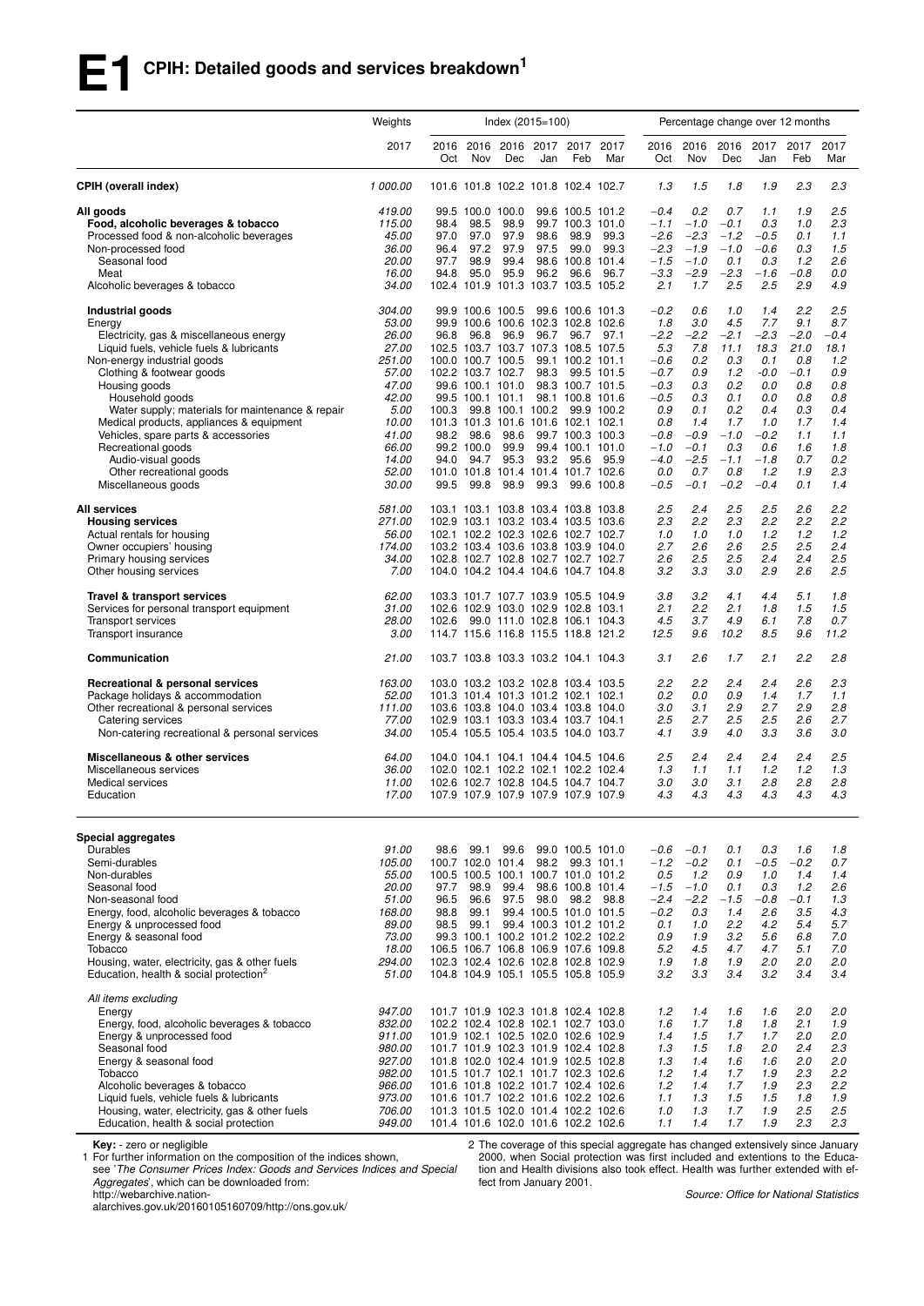# E1 CPIH: Detailed goods and services breakdown[1]

| | Weights | Index (2015=100) | | | | | | Percentage change over 12 months | | | | | |
|---|---|---|---|---|---|---|---|---|---|---|---|---|---|
| | 2017 | 2016 Oct | 2016 Nov | 2016 Dec | 2017 Jan | 2017 Feb | 2017 Mar | 2016 Oct | 2016 Nov | 2016 Dec | 2017 Jan | 2017 Feb | 2017 Mar |
| **CPIH (overall index)** | *1 000.00* | 101.6 | 101.8 | 102.2 | 101.8 | 102.4 | 102.7 | *1.3* | *1.5* | *1.8* | *1.9* | *2.3* | *2.3* |
| **All goods** | *419.00* | 99.5 | 100.0 | 100.0 | 99.6 | 100.5 | 101.2 | *−0.4* | *0.2* | *0.7* | *1.1* | *1.9* | *2.5* |
| **Food, alcoholic beverages & tobacco** | *115.00* | 98.4 | 98.5 | 98.9 | 99.7 | 100.3 | 101.0 | *−1.1* | *−1.0* | *−0.1* | *0.3* | *1.0* | *2.3* |
| Processed food & non-alcoholic beverages | *45.00* | 97.0 | 97.0 | 97.9 | 98.6 | 98.9 | 99.3 | *−2.6* | *−2.3* | *−1.2* | *−0.5* | *0.1* | *1.1* |
| Non-processed food | *36.00* | 96.4 | 97.2 | 97.9 | 97.5 | 99.0 | 99.3 | *−2.3* | *−1.9* | *−1.0* | *−0.6* | *0.3* | *1.5* |
| Seasonal food | *20.00* | 97.7 | 98.9 | 99.4 | 98.6 | 100.8 | 101.4 | *−1.5* | *−1.0* | *0.1* | *0.3* | *1.2* | *2.6* |
| Meat | *16.00* | 94.8 | 95.0 | 95.9 | 96.2 | 96.6 | 96.7 | *−3.3* | *−2.9* | *−2.3* | *−1.6* | *−0.8* | *0.0* |
| Alcoholic beverages & tobacco | *34.00* | 102.4 | 101.9 | 101.3 | 103.7 | 103.5 | 105.2 | *2.1* | *1.7* | *2.5* | *2.5* | *2.9* | *4.9* |
| **Industrial goods** | *304.00* | 99.9 | 100.6 | 100.5 | 99.6 | 100.6 | 101.3 | *−0.2* | *0.6* | *1.0* | *1.4* | *2.2* | *2.5* |
| Energy | *53.00* | 99.9 | 100.6 | 100.6 | 102.3 | 102.8 | 102.6 | *1.8* | *3.0* | *4.5* | *7.7* | *9.1* | *8.7* |
| Electricity, gas & miscellaneous energy | *26.00* | 96.8 | 96.8 | 96.9 | 96.7 | 96.7 | 97.1 | *−2.2* | *−2.2* | *−2.1* | *−2.3* | *−2.0* | *−0.4* |
| Liquid fuels, vehicle fuels & lubricants | *27.00* | 102.5 | 103.7 | 103.7 | 107.3 | 108.5 | 107.5 | *5.3* | *7.8* | *11.1* | *18.3* | *21.0* | *18.1* |
| Non-energy industrial goods | *251.00* | 100.0 | 100.7 | 100.5 | 99.1 | 100.2 | 101.1 | *−0.6* | *0.2* | *0.3* | *0.1* | *0.8* | *1.2* |
| Clothing & footwear goods | *57.00* | 102.2 | 103.7 | 102.7 | 98.3 | 99.5 | 101.5 | *−0.7* | *0.9* | *1.2* | *-0.0* | *−0.1* | *0.9* |
| Housing goods | *47.00* | 99.6 | 100.1 | 101.0 | 98.3 | 100.7 | 101.5 | *−0.3* | *0.3* | *0.2* | *0.0* | *0.8* | *0.8* |
| Household goods | *42.00* | 99.5 | 100.1 | 101.1 | 98.1 | 100.8 | 101.6 | *−0.5* | *0.3* | *0.1* | *0.0* | *0.8* | *0.8* |
| Water supply; materials for maintenance & repair | *5.00* | 100.3 | 99.8 | 100.1 | 100.2 | 99.9 | 100.2 | *0.9* | *0.1* | *0.2* | *0.4* | *0.3* | *0.4* |
| Medical products, appliances & equipment | *10.00* | 101.3 | 101.3 | 101.6 | 101.6 | 102.1 | 102.1 | *0.8* | *1.4* | *1.7* | *1.0* | *1.7* | *1.4* |
| Vehicles, spare parts & accessories | *41.00* | 98.2 | 98.6 | 98.6 | 99.7 | 100.3 | 100.3 | *−0.8* | *−0.9* | *−1.0* | *−0.2* | *1.1* | *1.1* |
| Recreational goods | *66.00* | 99.2 | 100.0 | 99.9 | 99.4 | 100.1 | 101.0 | *−1.0* | *−0.1* | *0.3* | *0.6* | *1.6* | *1.8* |
| Audio-visual goods | *14.00* | 94.0 | 94.7 | 95.3 | 93.2 | 95.6 | 95.9 | *−4.0* | *−2.5* | *−1.1* | *−1.8* | *0.7* | *0.2* |
| Other recreational goods | *52.00* | 101.0 | 101.8 | 101.4 | 101.4 | 101.7 | 102.6 | *0.0* | *0.7* | *0.8* | *1.2* | *1.9* | *2.3* |
| Miscellaneous goods | *30.00* | 99.5 | 99.8 | 98.9 | 99.3 | 99.6 | 100.8 | *−0.5* | *−0.1* | *−0.2* | *−0.4* | *0.1* | *1.4* |
| **All services** | *581.00* | 103.1 | 103.1 | 103.8 | 103.4 | 103.8 | 103.8 | *2.5* | *2.4* | *2.5* | *2.5* | *2.6* | *2.2* |
| **Housing services** | *271.00* | 102.9 | 103.1 | 103.2 | 103.4 | 103.5 | 103.6 | *2.3* | *2.2* | *2.3* | *2.2* | *2.2* | *2.2* |
| Actual rentals for housing | *56.00* | 102.1 | 102.2 | 102.3 | 102.6 | 102.7 | 102.7 | *1.0* | *1.0* | *1.0* | *1.2* | *1.2* | *1.2* |
| Owner occupiers' housing | *174.00* | 103.2 | 103.4 | 103.6 | 103.8 | 103.9 | 104.0 | *2.7* | *2.6* | *2.6* | *2.5* | *2.5* | *2.4* |
| Primary housing services | *34.00* | 102.8 | 102.7 | 102.8 | 102.7 | 102.7 | 102.7 | *2.6* | *2.5* | *2.5* | *2.4* | *2.4* | *2.5* |
| Other housing services | *7.00* | 104.0 | 104.2 | 104.4 | 104.6 | 104.7 | 104.8 | *3.2* | *3.3* | *3.0* | *2.9* | *2.6* | *2.5* |
| **Travel & transport services** | *62.00* | 103.3 | 101.7 | 107.7 | 103.9 | 105.5 | 104.9 | *3.8* | *3.2* | *4.1* | *4.4* | *5.1* | *1.8* |
| Services for personal transport equipment | *31.00* | 102.6 | 102.9 | 103.0 | 102.9 | 102.8 | 103.1 | *2.1* | *2.2* | *2.1* | *1.8* | *1.5* | *1.5* |
| Transport services | *28.00* | 102.6 | 99.0 | 111.0 | 102.8 | 106.1 | 104.3 | *4.5* | *3.7* | *4.9* | *6.1* | *7.8* | *0.7* |
| Transport insurance | *3.00* | 114.7 | 115.6 | 116.8 | 115.5 | 118.8 | 121.2 | *12.5* | *9.6* | *10.2* | *8.5* | *9.6* | *11.2* |
| **Communication** | *21.00* | 103.7 | 103.8 | 103.3 | 103.2 | 104.1 | 104.3 | *3.1* | *2.6* | *1.7* | *2.1* | *2.2* | *2.8* |
| **Recreational & personal services** | *163.00* | 103.0 | 103.2 | 103.2 | 102.8 | 103.4 | 103.5 | *2.2* | *2.2* | *2.4* | *2.4* | *2.6* | *2.3* |
| Package holidays & accommodation | *52.00* | 101.3 | 101.4 | 101.3 | 101.2 | 102.1 | 102.1 | *0.2* | *0.0* | *0.9* | *1.4* | *1.7* | *1.1* |
| Other recreational & personal services | *111.00* | 103.6 | 103.8 | 104.0 | 103.4 | 103.8 | 104.0 | *3.0* | *3.1* | *2.9* | *2.7* | *2.9* | *2.8* |
| Catering services | *77.00* | 102.9 | 103.1 | 103.3 | 103.4 | 103.7 | 104.1 | *2.5* | *2.7* | *2.5* | *2.5* | *2.6* | *2.7* |
| Non-catering recreational & personal services | *34.00* | 105.4 | 105.5 | 105.4 | 103.5 | 104.0 | 103.7 | *4.1* | *3.9* | *4.0* | *3.3* | *3.6* | *3.0* |
| **Miscellaneous & other services** | *64.00* | 104.0 | 104.1 | 104.1 | 104.4 | 104.5 | 104.6 | *2.5* | *2.4* | *2.4* | *2.4* | *2.4* | *2.5* |
| Miscellaneous services | *36.00* | 102.0 | 102.1 | 102.2 | 102.1 | 102.2 | 102.4 | *1.3* | *1.1* | *1.1* | *1.2* | *1.2* | *1.3* |
| Medical services | *11.00* | 102.6 | 102.7 | 102.8 | 104.5 | 104.7 | 104.7 | *3.0* | *3.0* | *3.1* | *2.8* | *2.8* | *2.8* |
| Education | *17.00* | 107.9 | 107.9 | 107.9 | 107.9 | 107.9 | 107.9 | *4.3* | *4.3* | *4.3* | *4.3* | *4.3* | *4.3* |
| **Special aggregates** | | | | | | | | | | | | | |
| Durables | *91.00* | 98.6 | 99.1 | 99.6 | 99.0 | 100.5 | 101.0 | *−0.6* | *−0.1* | *0.1* | *0.3* | *1.6* | *1.8* |
| Semi-durables | *105.00* | 100.7 | 102.0 | 101.4 | 98.2 | 99.3 | 101.1 | *−1.2* | *−0.2* | *0.1* | *−0.5* | *−0.2* | *0.7* |
| Non-durables | *55.00* | 100.5 | 100.5 | 100.1 | 100.7 | 101.0 | 101.2 | *0.5* | *1.2* | *0.9* | *1.0* | *1.4* | *1.4* |
| Seasonal food | *20.00* | 97.7 | 98.9 | 99.4 | 98.6 | 100.8 | 101.4 | *−1.5* | *−1.0* | *0.1* | *0.3* | *1.2* | *2.6* |
| Non-seasonal food | *51.00* | 96.5 | 96.6 | 97.5 | 98.0 | 98.2 | 98.8 | *−2.4* | *−2.2* | *−1.5* | *−0.8* | *−0.1* | *1.3* |
| Energy, food, alcoholic beverages & tobacco | *168.00* | 98.8 | 99.1 | 99.4 | 100.5 | 101.0 | 101.5 | *−0.2* | *0.3* | *1.4* | *2.6* | *3.5* | *4.3* |
| Energy & unprocessed food | *89.00* | 98.5 | 99.1 | 99.4 | 100.3 | 101.2 | 101.2 | *0.1* | *1.0* | *2.2* | *4.2* | *5.4* | *5.7* |
| Energy & seasonal food | *73.00* | 99.3 | 100.1 | 100.2 | 101.2 | 102.2 | 102.2 | *0.9* | *1.9* | *3.2* | *5.6* | *6.8* | *7.0* |
| Tobacco | *18.00* | 106.5 | 106.7 | 106.8 | 106.9 | 107.6 | 109.8 | *5.2* | *4.5* | *4.7* | *4.7* | *5.1* | *7.0* |
| Housing, water, electricity, gas & other fuels | *294.00* | 102.3 | 102.4 | 102.6 | 102.8 | 102.8 | 102.9 | *1.9* | *1.8* | *1.9* | *2.0* | *2.0* | *2.0* |
| Education, health & social protection[2] | *51.00* | 104.8 | 104.9 | 105.1 | 105.5 | 105.8 | 105.9 | *3.2* | *3.3* | *3.4* | *3.2* | *3.4* | *3.4* |
| *All items excluding* | | | | | | | | | | | | | |
| Energy | *947.00* | 101.7 | 101.9 | 102.3 | 101.8 | 102.4 | 102.8 | *1.2* | *1.4* | *1.6* | *1.6* | *2.0* | *2.0* |
| Energy, food, alcoholic beverages & tobacco | *832.00* | 102.2 | 102.4 | 102.8 | 102.1 | 102.7 | 103.0 | *1.6* | *1.7* | *1.8* | *1.8* | *2.1* | *1.9* |
| Energy & unprocessed food | *911.00* | 101.9 | 102.1 | 102.5 | 102.0 | 102.6 | 102.9 | *1.4* | *1.5* | *1.7* | *1.7* | *2.0* | *2.0* |
| Seasonal food | *980.00* | 101.7 | 101.9 | 102.3 | 101.9 | 102.4 | 102.8 | *1.3* | *1.5* | *1.8* | *2.0* | *2.4* | *2.3* |
| Energy & seasonal food | *927.00* | 101.8 | 102.0 | 102.4 | 101.9 | 102.5 | 102.8 | *1.3* | *1.4* | *1.6* | *1.6* | *2.0* | *2.0* |
| Tobacco | *982.00* | 101.5 | 101.7 | 102.1 | 101.7 | 102.3 | 102.6 | *1.2* | *1.4* | *1.7* | *1.9* | *2.3* | *2.2* |
| Alcoholic beverages & tobacco | *966.00* | 101.6 | 101.8 | 102.2 | 101.7 | 102.4 | 102.6 | *1.2* | *1.4* | *1.7* | *1.9* | *2.3* | *2.2* |
| Liquid fuels, vehicle fuels & lubricants | *973.00* | 101.6 | 101.7 | 102.2 | 101.6 | 102.2 | 102.6 | *1.1* | *1.3* | *1.5* | *1.5* | *1.8* | *1.9* |
| Housing, water, electricity, gas & other fuels | *706.00* | 101.3 | 101.5 | 102.0 | 101.4 | 102.2 | 102.6 | *1.0* | *1.3* | *1.7* | *1.9* | *2.5* | *2.5* |
| Education, health & social protection | *949.00* | 101.4 | 101.6 | 102.0 | 101.6 | 102.2 | 102.6 | *1.1* | *1.4* | *1.7* | *1.9* | *2.3* | *2.3* |

**Key:** - zero or negligible

1 For further information on the composition of the indices shown, see '*The Consumer Prices Index: Goods and Services Indices and Special Aggregates*', which can be downloaded from: http://webarchive.nationalarchives.gov.uk/20160105160709/http://ons.gov.uk/

2 The coverage of this special aggregate has changed extensively since January 2000, when Social protection was first included and extentions to the Education and Health divisions also took effect. Health was further extended with effect from January 2001.

*Source: Office for National Statistics*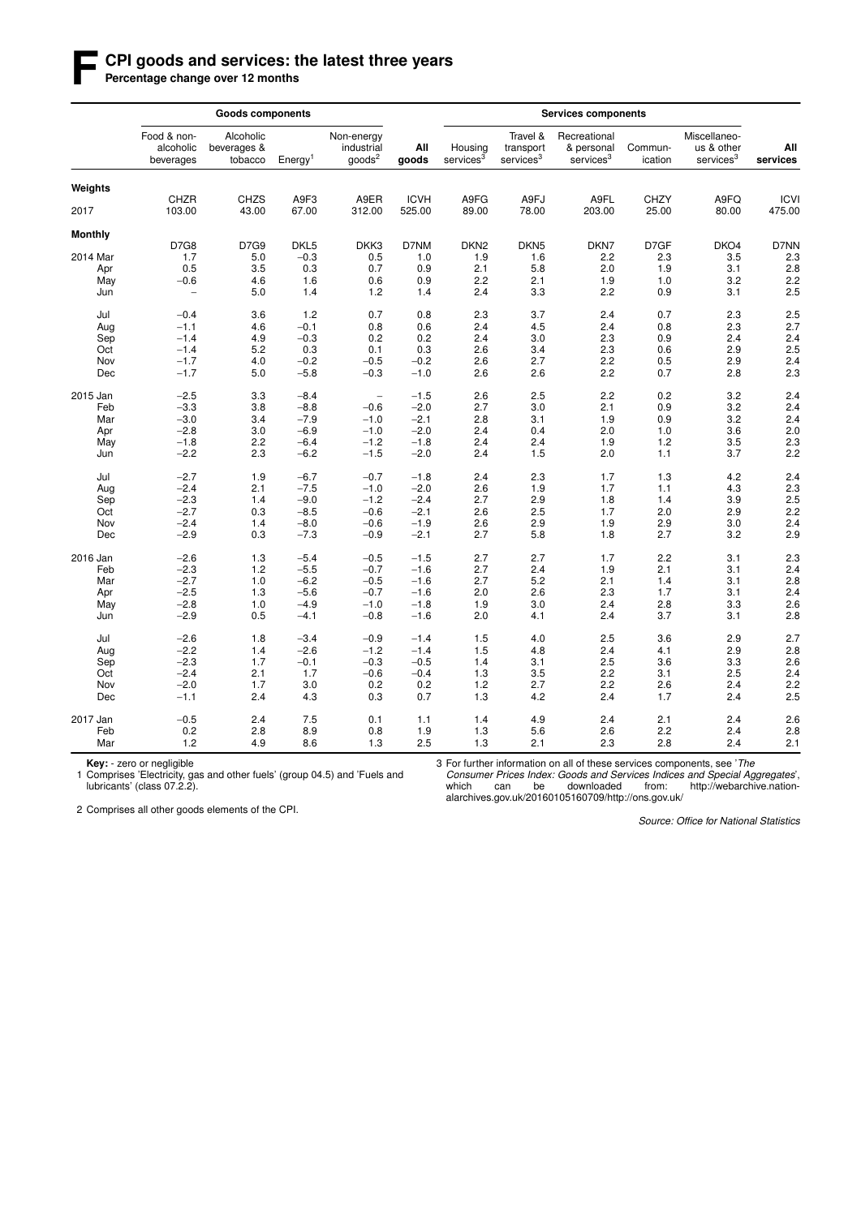# F CPI goods and services: the latest three years

**Percentage change over 12 months**

| | | Goods components | | | | | Services components | | | | | |
|---|---|---|---|---|---|---|---|---|---|---|---|---|
| | | Food & non-alcoholic beverages | Alcoholic beverages & tobacco | Energy[1] | Non-energy industrial goods[2] | **All goods** | Housing services[3] | Travel & transport services[3] | Recreational & personal services[3] | Communication | Miscellaneous & other services[3] | **All services** |
| **Weights** | | CHZR | CHZS | A9F3 | A9ER | ICVH | A9FG | A9FJ | A9FL | CHZY | A9FQ | ICVI |
| 2017 | | 103.00 | 43.00 | 67.00 | 312.00 | 525.00 | 89.00 | 78.00 | 203.00 | 25.00 | 80.00 | 475.00 |
| **Monthly** | | D7G8 | D7G9 | DKL5 | DKK3 | D7NM | DKN2 | DKN5 | DKN7 | D7GF | DKO4 | D7NN |
| 2014 | Mar | 1.7 | 5.0 | −0.3 | 0.5 | 1.0 | 1.9 | 1.6 | 2.2 | 2.3 | 3.5 | 2.3 |
| | Apr | 0.5 | 3.5 | 0.3 | 0.7 | 0.9 | 2.1 | 5.8 | 2.0 | 1.9 | 3.1 | 2.8 |
| | May | −0.6 | 4.6 | 1.6 | 0.6 | 0.9 | 2.2 | 2.1 | 1.9 | 1.0 | 3.2 | 2.2 |
| | Jun | – | 5.0 | 1.4 | 1.2 | 1.4 | 2.4 | 3.3 | 2.2 | 0.9 | 3.1 | 2.5 |
| | Jul | −0.4 | 3.6 | 1.2 | 0.7 | 0.8 | 2.3 | 3.7 | 2.4 | 0.7 | 2.3 | 2.5 |
| | Aug | −1.1 | 4.6 | −0.1 | 0.8 | 0.6 | 2.4 | 4.5 | 2.4 | 0.8 | 2.3 | 2.7 |
| | Sep | −1.4 | 4.9 | −0.3 | 0.2 | 0.2 | 2.4 | 3.0 | 2.3 | 0.9 | 2.4 | 2.4 |
| | Oct | −1.4 | 5.2 | 0.3 | 0.1 | 0.3 | 2.6 | 3.4 | 2.3 | 0.6 | 2.9 | 2.5 |
| | Nov | −1.7 | 4.0 | −0.2 | −0.5 | −0.2 | 2.6 | 2.7 | 2.2 | 0.5 | 2.9 | 2.4 |
| | Dec | −1.7 | 5.0 | −5.8 | −0.3 | −1.0 | 2.6 | 2.6 | 2.2 | 0.7 | 2.8 | 2.3 |
| 2015 | Jan | −2.5 | 3.3 | −8.4 | – | −1.5 | 2.6 | 2.5 | 2.2 | 0.2 | 3.2 | 2.4 |
| | Feb | −3.3 | 3.8 | −8.8 | −0.6 | −2.0 | 2.7 | 3.0 | 2.1 | 0.9 | 3.2 | 2.4 |
| | Mar | −3.0 | 3.4 | −7.9 | −1.0 | −2.1 | 2.8 | 3.1 | 1.9 | 0.9 | 3.2 | 2.4 |
| | Apr | −2.8 | 3.0 | −6.9 | −1.0 | −2.0 | 2.4 | 0.4 | 2.0 | 1.0 | 3.6 | 2.0 |
| | May | −1.8 | 2.2 | −6.4 | −1.2 | −1.8 | 2.4 | 2.4 | 1.9 | 1.2 | 3.5 | 2.3 |
| | Jun | −2.2 | 2.3 | −6.2 | −1.5 | −2.0 | 2.4 | 1.5 | 2.0 | 1.1 | 3.7 | 2.2 |
| | Jul | −2.7 | 1.9 | −6.7 | −0.7 | −1.8 | 2.4 | 2.3 | 1.7 | 1.3 | 4.2 | 2.4 |
| | Aug | −2.4 | 2.1 | −7.5 | −1.0 | −2.0 | 2.6 | 1.9 | 1.7 | 1.1 | 4.3 | 2.3 |
| | Sep | −2.3 | 1.4 | −9.0 | −1.2 | −2.4 | 2.7 | 2.9 | 1.8 | 1.4 | 3.9 | 2.5 |
| | Oct | −2.7 | 0.3 | −8.5 | −0.6 | −2.1 | 2.6 | 2.5 | 1.7 | 2.0 | 2.9 | 2.2 |
| | Nov | −2.4 | 1.4 | −8.0 | −0.6 | −1.9 | 2.6 | 2.9 | 1.9 | 2.9 | 3.0 | 2.4 |
| | Dec | −2.9 | 0.3 | −7.3 | −0.9 | −2.1 | 2.7 | 5.8 | 1.8 | 2.7 | 3.2 | 2.9 |
| 2016 | Jan | −2.6 | 1.3 | −5.4 | −0.5 | −1.5 | 2.7 | 2.7 | 1.7 | 2.2 | 3.1 | 2.3 |
| | Feb | −2.3 | 1.2 | −5.5 | −0.7 | −1.6 | 2.7 | 2.4 | 1.9 | 2.1 | 3.1 | 2.4 |
| | Mar | −2.7 | 1.0 | −6.2 | −0.5 | −1.6 | 2.7 | 5.2 | 2.1 | 1.4 | 3.1 | 2.8 |
| | Apr | −2.5 | 1.3 | −5.6 | −0.7 | −1.6 | 2.0 | 2.6 | 2.3 | 1.7 | 3.1 | 2.4 |
| | May | −2.8 | 1.0 | −4.9 | −1.0 | −1.8 | 1.9 | 3.0 | 2.4 | 2.8 | 3.3 | 2.6 |
| | Jun | −2.9 | 0.5 | −4.1 | −0.8 | −1.6 | 2.0 | 4.1 | 2.4 | 3.7 | 3.1 | 2.8 |
| | Jul | −2.6 | 1.8 | −3.4 | −0.9 | −1.4 | 1.5 | 4.0 | 2.5 | 3.6 | 2.9 | 2.7 |
| | Aug | −2.2 | 1.4 | −2.6 | −1.2 | −1.4 | 1.5 | 4.8 | 2.4 | 4.1 | 2.9 | 2.8 |
| | Sep | −2.3 | 1.7 | −0.1 | −0.3 | −0.5 | 1.4 | 3.1 | 2.5 | 3.6 | 3.3 | 2.6 |
| | Oct | −2.4 | 2.1 | 1.7 | −0.6 | −0.4 | 1.3 | 3.5 | 2.2 | 3.1 | 2.5 | 2.4 |
| | Nov | −2.0 | 1.7 | 3.0 | 0.2 | 0.2 | 1.2 | 2.7 | 2.2 | 2.6 | 2.4 | 2.2 |
| | Dec | −1.1 | 2.4 | 4.3 | 0.3 | 0.7 | 1.3 | 4.2 | 2.4 | 1.7 | 2.4 | 2.5 |
| 2017 | Jan | −0.5 | 2.4 | 7.5 | 0.1 | 1.1 | 1.4 | 4.9 | 2.4 | 2.1 | 2.4 | 2.6 |
| | Feb | 0.2 | 2.8 | 8.9 | 0.8 | 1.9 | 1.3 | 5.6 | 2.6 | 2.2 | 2.4 | 2.8 |
| | Mar | 1.2 | 4.9 | 8.6 | 1.3 | 2.5 | 1.3 | 2.1 | 2.3 | 2.8 | 2.4 | 2.1 |

**Key:** - zero or negligible

1 Comprises 'Electricity, gas and other fuels' (group 04.5) and 'Fuels and lubricants' (class 07.2.2).

2 Comprises all other goods elements of the CPI.

3 For further information on all of these services components, see '*The Consumer Prices Index: Goods and Services Indices and Special Aggregates*', which can be downloaded from: http://webarchive.nationalarchives.gov.uk/20160105160709/http://ons.gov.uk/

*Source: Office for National Statistics*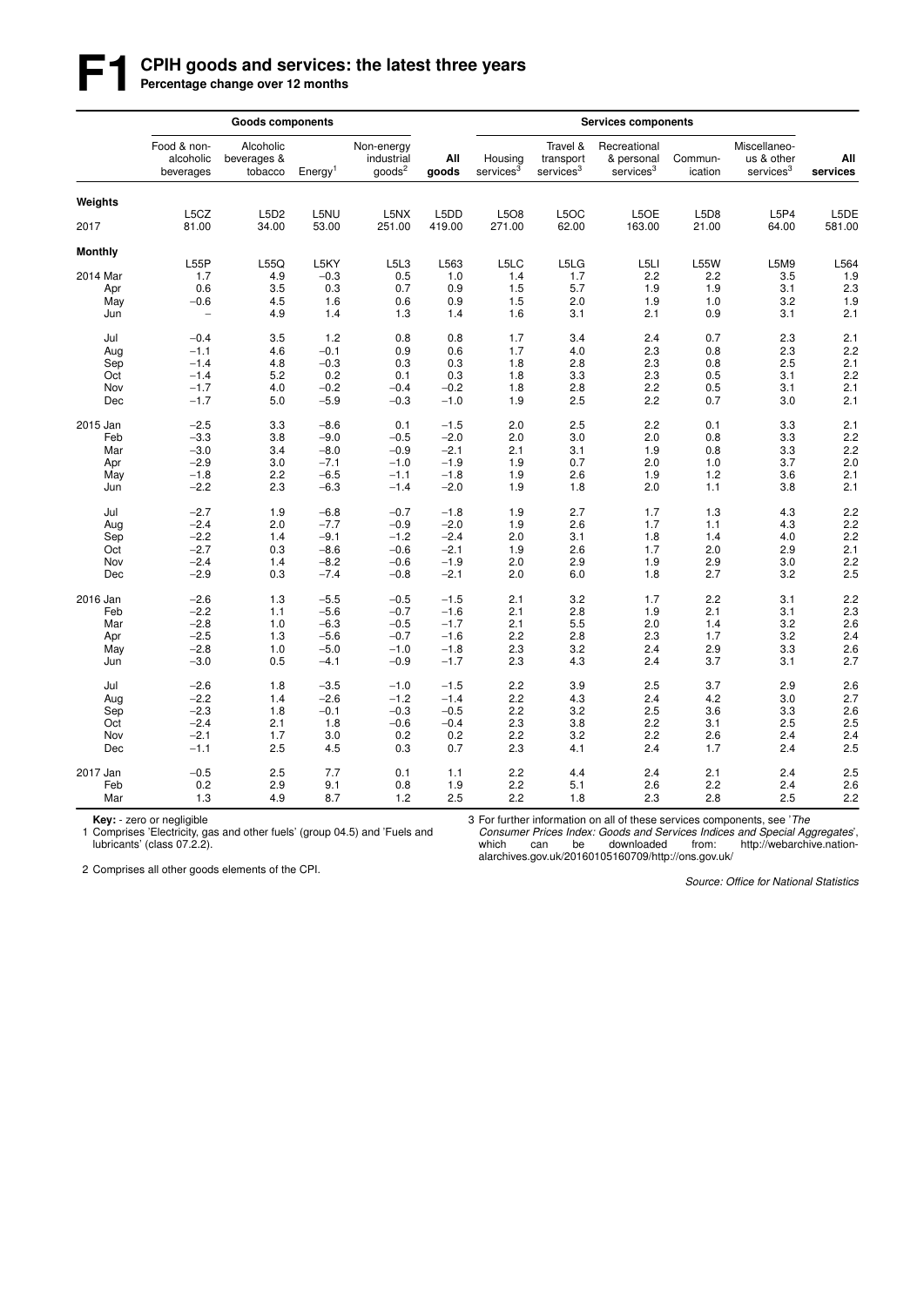# F1 CPIH goods and services: the latest three years

**Percentage change over 12 months**

| | Goods components | | | | | Services components | | | | | |
|---|---|---|---|---|---|---|---|---|---|---|---|
| | Food & non-alcoholic beverages | Alcoholic beverages & tobacco | Energy[1] | Non-energy industrial goods[2] | **All goods** | Housing services[3] | Travel & transport services[3] | Recreational & personal services[3] | Commun-ication | Miscellaneo-us & other services[3] | **All services** |
| **Weights** | | | | | | | | | | | |
| | L5CZ | L5D2 | L5NU | L5NX | L5DD | L5O8 | L5OC | L5OE | L5D8 | L5P4 | L5DE |
| 2017 | 81.00 | 34.00 | 53.00 | 251.00 | 419.00 | 271.00 | 62.00 | 163.00 | 21.00 | 64.00 | 581.00 |
| **Monthly** | | | | | | | | | | | |
| | L55P | L55Q | L5KY | L5L3 | L563 | L5LC | L5LG | L5LI | L55W | L5M9 | L564 |
| 2014 Mar | 1.7 | 4.9 | −0.3 | 0.5 | 1.0 | 1.4 | 1.7 | 2.2 | 2.2 | 3.5 | 1.9 |
| Apr | 0.6 | 3.5 | 0.3 | 0.7 | 0.9 | 1.5 | 5.7 | 1.9 | 1.9 | 3.1 | 2.3 |
| May | −0.6 | 4.5 | 1.6 | 0.6 | 0.9 | 1.5 | 2.0 | 1.9 | 1.0 | 3.2 | 1.9 |
| Jun | – | 4.9 | 1.4 | 1.3 | 1.4 | 1.6 | 3.1 | 2.1 | 0.9 | 3.1 | 2.1 |
| Jul | −0.4 | 3.5 | 1.2 | 0.8 | 0.8 | 1.7 | 3.4 | 2.4 | 0.7 | 2.3 | 2.1 |
| Aug | −1.1 | 4.6 | −0.1 | 0.9 | 0.6 | 1.7 | 4.0 | 2.3 | 0.8 | 2.3 | 2.2 |
| Sep | −1.4 | 4.8 | −0.3 | 0.3 | 0.3 | 1.8 | 2.8 | 2.3 | 0.8 | 2.5 | 2.1 |
| Oct | −1.4 | 5.2 | 0.2 | 0.1 | 0.3 | 1.8 | 3.3 | 2.3 | 0.5 | 3.1 | 2.2 |
| Nov | −1.7 | 4.0 | −0.2 | −0.4 | −0.2 | 1.8 | 2.8 | 2.2 | 0.5 | 3.1 | 2.1 |
| Dec | −1.7 | 5.0 | −5.9 | −0.3 | −1.0 | 1.9 | 2.5 | 2.2 | 0.7 | 3.0 | 2.1 |
| 2015 Jan | −2.5 | 3.3 | −8.6 | 0.1 | −1.5 | 2.0 | 2.5 | 2.2 | 0.1 | 3.3 | 2.1 |
| Feb | −3.3 | 3.8 | −9.0 | −0.5 | −2.0 | 2.0 | 3.0 | 2.0 | 0.8 | 3.3 | 2.2 |
| Mar | −3.0 | 3.4 | −8.0 | −0.9 | −2.1 | 2.1 | 3.1 | 1.9 | 0.8 | 3.3 | 2.2 |
| Apr | −2.9 | 3.0 | −7.1 | −1.0 | −1.9 | 1.9 | 0.7 | 2.0 | 1.0 | 3.7 | 2.0 |
| May | −1.8 | 2.2 | −6.5 | −1.1 | −1.8 | 1.9 | 2.6 | 1.9 | 1.2 | 3.6 | 2.1 |
| Jun | −2.2 | 2.3 | −6.3 | −1.4 | −2.0 | 1.9 | 1.8 | 2.0 | 1.1 | 3.8 | 2.1 |
| Jul | −2.7 | 1.9 | −6.8 | −0.7 | −1.8 | 1.9 | 2.7 | 1.7 | 1.3 | 4.3 | 2.2 |
| Aug | −2.4 | 2.0 | −7.7 | −0.9 | −2.0 | 1.9 | 2.6 | 1.7 | 1.1 | 4.3 | 2.2 |
| Sep | −2.2 | 1.4 | −9.1 | −1.2 | −2.4 | 2.0 | 3.1 | 1.8 | 1.4 | 4.0 | 2.2 |
| Oct | −2.7 | 0.3 | −8.6 | −0.6 | −2.1 | 1.9 | 2.6 | 1.7 | 2.0 | 2.9 | 2.1 |
| Nov | −2.4 | 1.4 | −8.2 | −0.6 | −1.9 | 2.0 | 2.9 | 1.9 | 2.9 | 3.0 | 2.2 |
| Dec | −2.9 | 0.3 | −7.4 | −0.8 | −2.1 | 2.0 | 6.0 | 1.8 | 2.7 | 3.2 | 2.5 |
| 2016 Jan | −2.6 | 1.3 | −5.5 | −0.5 | −1.5 | 2.1 | 3.2 | 1.7 | 2.2 | 3.1 | 2.2 |
| Feb | −2.2 | 1.1 | −5.6 | −0.7 | −1.6 | 2.1 | 2.8 | 1.9 | 2.1 | 3.1 | 2.3 |
| Mar | −2.8 | 1.0 | −6.3 | −0.5 | −1.7 | 2.1 | 5.5 | 2.0 | 1.4 | 3.2 | 2.6 |
| Apr | −2.5 | 1.3 | −5.6 | −0.7 | −1.6 | 2.2 | 2.8 | 2.3 | 1.7 | 3.2 | 2.4 |
| May | −2.8 | 1.0 | −5.0 | −1.0 | −1.8 | 2.3 | 3.2 | 2.4 | 2.9 | 3.3 | 2.6 |
| Jun | −3.0 | 0.5 | −4.1 | −0.9 | −1.7 | 2.3 | 4.3 | 2.4 | 3.7 | 3.1 | 2.7 |
| Jul | −2.6 | 1.8 | −3.5 | −1.0 | −1.5 | 2.2 | 3.9 | 2.5 | 3.7 | 2.9 | 2.6 |
| Aug | −2.2 | 1.4 | −2.6 | −1.2 | −1.4 | 2.2 | 4.3 | 2.4 | 4.2 | 3.0 | 2.7 |
| Sep | −2.3 | 1.8 | −0.1 | −0.3 | −0.5 | 2.2 | 3.2 | 2.5 | 3.6 | 3.3 | 2.6 |
| Oct | −2.4 | 2.1 | 1.8 | −0.6 | −0.4 | 2.3 | 3.8 | 2.2 | 3.1 | 2.5 | 2.5 |
| Nov | −2.1 | 1.7 | 3.0 | 0.2 | 0.2 | 2.2 | 3.2 | 2.2 | 2.6 | 2.4 | 2.4 |
| Dec | −1.1 | 2.5 | 4.5 | 0.3 | 0.7 | 2.3 | 4.1 | 2.4 | 1.7 | 2.4 | 2.5 |
| 2017 Jan | −0.5 | 2.5 | 7.7 | 0.1 | 1.1 | 2.2 | 4.4 | 2.4 | 2.1 | 2.4 | 2.5 |
| Feb | 0.2 | 2.9 | 9.1 | 0.8 | 1.9 | 2.2 | 5.1 | 2.6 | 2.2 | 2.4 | 2.6 |
| Mar | 1.3 | 4.9 | 8.7 | 1.2 | 2.5 | 2.2 | 1.8 | 2.3 | 2.8 | 2.5 | 2.2 |

**Key:** - zero or negligible

1 Comprises 'Electricity, gas and other fuels' (group 04.5) and 'Fuels and lubricants' (class 07.2.2).

2 Comprises all other goods elements of the CPI.

3 For further information on all of these services components, see '*The Consumer Prices Index: Goods and Services Indices and Special Aggregates*', which can be downloaded from: http://webarchive.nationalarchives.gov.uk/20160105160709/http://ons.gov.uk/

*Source: Office for National Statistics*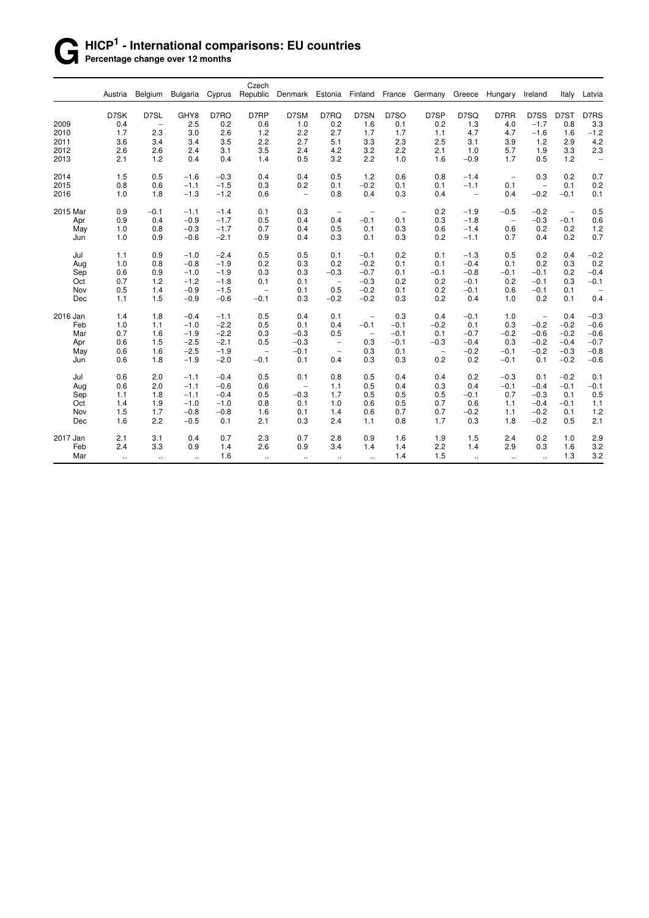# G HICP[1] - International comparisons: EU countries

**Percentage change over 12 months**

| | Austria | Belgium | Bulgaria | Cyprus | Czech Republic | Denmark | Estonia | Finland | France | Germany | Greece | Hungary | Ireland | Italy | Latvia |
|---|---|---|---|---|---|---|---|---|---|---|---|---|---|---|---|
| | D7SK | D7SL | GHY8 | D7RO | D7RP | D7SM | D7RQ | D7SN | D7SO | D7SP | D7SQ | D7RR | D7SS | D7ST | D7RS |
| 2009 | 0.4 | – | 2.5 | 0.2 | 0.6 | 1.0 | 0.2 | 1.6 | 0.1 | 0.2 | 1.3 | 4.0 | −1.7 | 0.8 | 3.3 |
| 2010 | 1.7 | 2.3 | 3.0 | 2.6 | 1.2 | 2.2 | 2.7 | 1.7 | 1.7 | 1.1 | 4.7 | 4.7 | −1.6 | 1.6 | −1.2 |
| 2011 | 3.6 | 3.4 | 3.4 | 3.5 | 2.2 | 2.7 | 5.1 | 3.3 | 2.3 | 2.5 | 3.1 | 3.9 | 1.2 | 2.9 | 4.2 |
| 2012 | 2.6 | 2.6 | 2.4 | 3.1 | 3.5 | 2.4 | 4.2 | 3.2 | 2.2 | 2.1 | 1.0 | 5.7 | 1.9 | 3.3 | 2.3 |
| 2013 | 2.1 | 1.2 | 0.4 | 0.4 | 1.4 | 0.5 | 3.2 | 2.2 | 1.0 | 1.6 | −0.9 | 1.7 | 0.5 | 1.2 | – |
| 2014 | 1.5 | 0.5 | −1.6 | −0.3 | 0.4 | 0.4 | 0.5 | 1.2 | 0.6 | 0.8 | −1.4 | – | 0.3 | 0.2 | 0.7 |
| 2015 | 0.8 | 0.6 | −1.1 | −1.5 | 0.3 | 0.2 | 0.1 | −0.2 | 0.1 | 0.1 | −1.1 | 0.1 | – | 0.1 | 0.2 |
| 2016 | 1.0 | 1.8 | −1.3 | −1.2 | 0.6 | – | 0.8 | 0.4 | 0.3 | 0.4 | – | 0.4 | −0.2 | −0.1 | 0.1 |
| 2015 Mar | 0.9 | −0.1 | −1.1 | −1.4 | 0.1 | 0.3 | – | – | – | 0.2 | −1.9 | −0.5 | −0.2 | – | 0.5 |
| Apr | 0.9 | 0.4 | −0.9 | −1.7 | 0.5 | 0.4 | 0.4 | −0.1 | 0.1 | 0.3 | −1.8 | – | −0.3 | −0.1 | 0.6 |
| May | 1.0 | 0.8 | −0.3 | −1.7 | 0.7 | 0.4 | 0.5 | 0.1 | 0.3 | 0.6 | −1.4 | 0.6 | 0.2 | 0.2 | 1.2 |
| Jun | 1.0 | 0.9 | −0.6 | −2.1 | 0.9 | 0.4 | 0.3 | 0.1 | 0.3 | 0.2 | −1.1 | 0.7 | 0.4 | 0.2 | 0.7 |
| Jul | 1.1 | 0.9 | −1.0 | −2.4 | 0.5 | 0.5 | 0.1 | −0.1 | 0.2 | 0.1 | −1.3 | 0.5 | 0.2 | 0.4 | −0.2 |
| Aug | 1.0 | 0.8 | −0.8 | −1.9 | 0.2 | 0.3 | 0.2 | −0.2 | 0.1 | 0.1 | −0.4 | 0.1 | 0.2 | 0.3 | 0.2 |
| Sep | 0.6 | 0.9 | −1.0 | −1.9 | 0.3 | 0.3 | −0.3 | −0.7 | 0.1 | −0.1 | −0.8 | −0.1 | −0.1 | 0.2 | −0.4 |
| Oct | 0.7 | 1.2 | −1.2 | −1.8 | 0.1 | 0.1 | – | −0.3 | 0.2 | 0.2 | −0.1 | 0.2 | −0.1 | 0.3 | −0.1 |
| Nov | 0.5 | 1.4 | −0.9 | −1.5 | – | 0.1 | 0.5 | −0.2 | 0.1 | 0.2 | −0.1 | 0.6 | −0.1 | 0.1 | – |
| Dec | 1.1 | 1.5 | −0.9 | −0.6 | −0.1 | 0.3 | −0.2 | −0.2 | 0.3 | 0.2 | 0.4 | 1.0 | 0.2 | 0.1 | 0.4 |
| 2016 Jan | 1.4 | 1.8 | −0.4 | −1.1 | 0.5 | 0.4 | 0.1 | – | 0.3 | 0.4 | −0.1 | 1.0 | – | 0.4 | −0.3 |
| Feb | 1.0 | 1.1 | −1.0 | −2.2 | 0.5 | 0.1 | 0.4 | −0.1 | −0.1 | −0.2 | 0.1 | 0.3 | −0.2 | −0.2 | −0.6 |
| Mar | 0.7 | 1.6 | −1.9 | −2.2 | 0.3 | −0.3 | 0.5 | – | −0.1 | 0.1 | −0.7 | −0.2 | −0.6 | −0.2 | −0.6 |
| Apr | 0.6 | 1.5 | −2.5 | −2.1 | 0.5 | −0.3 | – | 0.3 | −0.1 | −0.3 | −0.4 | 0.3 | −0.2 | −0.4 | −0.7 |
| May | 0.6 | 1.6 | −2.5 | −1.9 | – | −0.1 | – | 0.3 | 0.1 | – | −0.2 | −0.1 | −0.2 | −0.3 | −0.8 |
| Jun | 0.6 | 1.8 | −1.9 | −2.0 | −0.1 | 0.1 | 0.4 | 0.3 | 0.3 | 0.2 | 0.2 | −0.1 | 0.1 | −0.2 | −0.6 |
| Jul | 0.6 | 2.0 | −1.1 | −0.4 | 0.5 | 0.1 | 0.8 | 0.5 | 0.4 | 0.4 | 0.2 | −0.3 | 0.1 | −0.2 | 0.1 |
| Aug | 0.6 | 2.0 | −1.1 | −0.6 | 0.6 | – | 1.1 | 0.5 | 0.4 | 0.3 | 0.4 | −0.1 | −0.4 | −0.1 | −0.1 |
| Sep | 1.1 | 1.8 | −1.1 | −0.4 | 0.5 | −0.3 | 1.7 | 0.5 | 0.5 | 0.5 | −0.1 | 0.7 | −0.3 | 0.1 | 0.5 |
| Oct | 1.4 | 1.9 | −1.0 | −1.0 | 0.8 | 0.1 | 1.0 | 0.6 | 0.5 | 0.7 | 0.6 | 1.1 | −0.4 | −0.1 | 1.1 |
| Nov | 1.5 | 1.7 | −0.8 | −0.8 | 1.6 | 0.1 | 1.4 | 0.6 | 0.7 | 0.7 | −0.2 | 1.1 | −0.2 | 0.1 | 1.2 |
| Dec | 1.6 | 2.2 | −0.5 | 0.1 | 2.1 | 0.3 | 2.4 | 1.1 | 0.8 | 1.7 | 0.3 | 1.8 | −0.2 | 0.5 | 2.1 |
| 2017 Jan | 2.1 | 3.1 | 0.4 | 0.7 | 2.3 | 0.7 | 2.8 | 0.9 | 1.6 | 1.9 | 1.5 | 2.4 | 0.2 | 1.0 | 2.9 |
| Feb | 2.4 | 3.3 | 0.9 | 1.4 | 2.6 | 0.9 | 3.4 | 1.4 | 1.4 | 2.2 | 1.4 | 2.9 | 0.3 | 1.6 | 3.2 |
| Mar | .. | .. | .. | 1.6 | .. | .. | .. | .. | 1.4 | 1.5 | .. | .. | .. | 1.3 | 3.2 |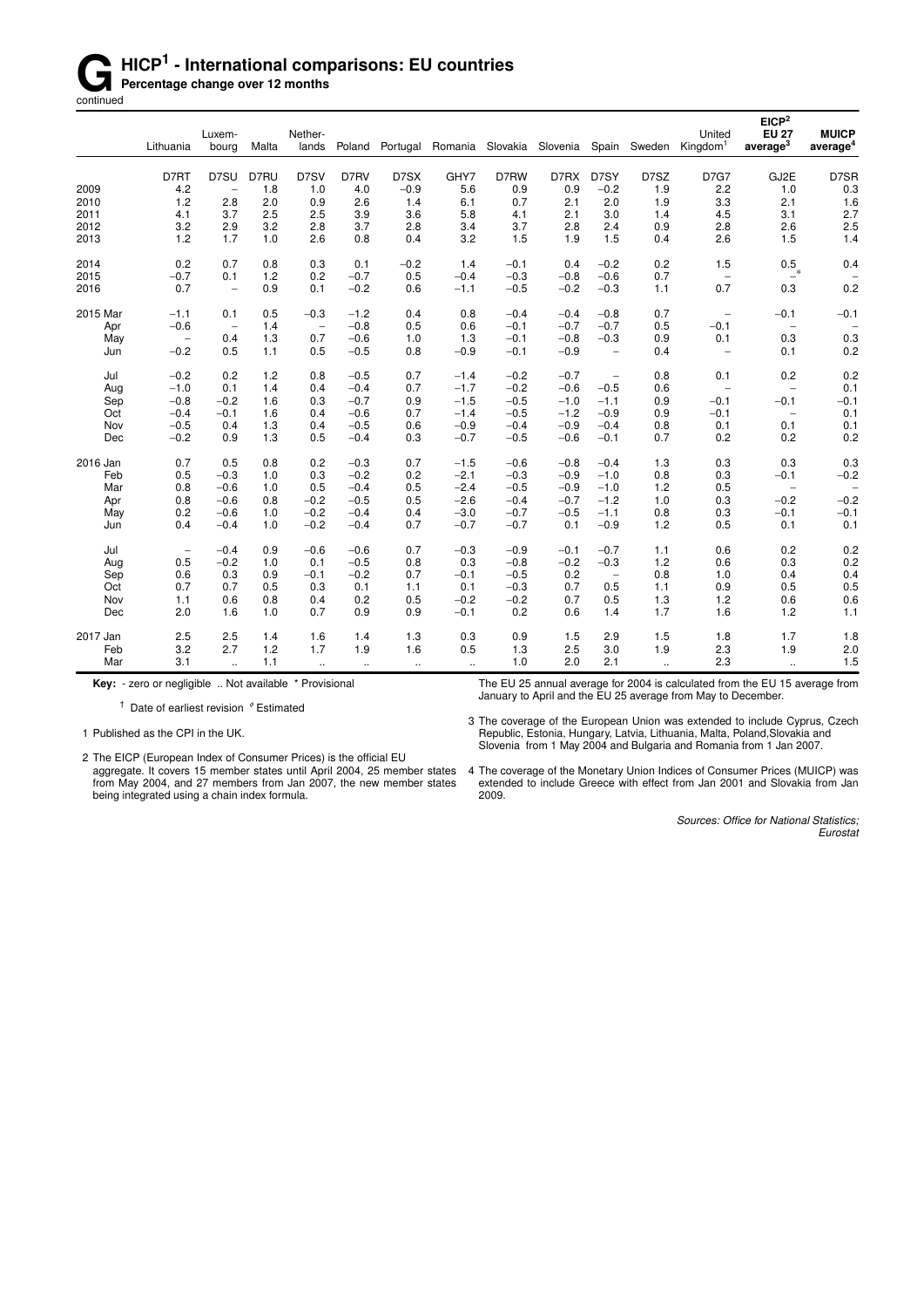# G HICP[1] - International comparisons: EU countries

**Percentage change over 12 months**

continued

| | Lithuania | Luxem-bourg | Malta | Nether-lands | Poland | Portugal | Romania | Slovakia | Slovenia | Spain | Sweden | United Kingdom[1] | EICP[2] EU 27 average[3] | MUICP average[4] |
|---|---|---|---|---|---|---|---|---|---|---|---|---|---|---|
| | D7RT | D7SU | D7RU | D7SV | D7RV | D7SX | GHY7 | D7RW | D7RX | D7SY | D7SZ | D7G7 | GJ2E | D7SR |
| 2009 | 4.2 | – | 1.8 | 1.0 | 4.0 | −0.9 | 5.6 | 0.9 | 0.9 | −0.2 | 1.9 | 2.2 | 1.0 | 0.3 |
| 2010 | 1.2 | 2.8 | 2.0 | 0.9 | 2.6 | 1.4 | 6.1 | 0.7 | 2.1 | 2.0 | 1.9 | 3.3 | 2.1 | 1.6 |
| 2011 | 4.1 | 3.7 | 2.5 | 2.5 | 3.9 | 3.6 | 5.8 | 4.1 | 2.1 | 3.0 | 1.4 | 4.5 | 3.1 | 2.7 |
| 2012 | 3.2 | 2.9 | 3.2 | 2.8 | 3.7 | 2.8 | 3.4 | 3.7 | 2.8 | 2.4 | 0.9 | 2.8 | 2.6 | 2.5 |
| 2013 | 1.2 | 1.7 | 1.0 | 2.6 | 0.8 | 0.4 | 3.2 | 1.5 | 1.9 | 1.5 | 0.4 | 2.6 | 1.5 | 1.4 |
| 2014 | 0.2 | 0.7 | 0.8 | 0.3 | 0.1 | −0.2 | 1.4 | −0.1 | 0.4 | −0.2 | 0.2 | 1.5 | 0.5 | 0.4 |
| 2015 | −0.7 | 0.1 | 1.2 | 0.2 | −0.7 | 0.5 | −0.4 | −0.3 | −0.8 | −0.6 | 0.7 | – | –* | – |
| 2016 | 0.7 | – | 0.9 | 0.1 | −0.2 | 0.6 | −1.1 | −0.5 | −0.2 | −0.3 | 1.1 | 0.7 | 0.3 | 0.2 |
| 2015 Mar | −1.1 | 0.1 | 0.5 | −0.3 | −1.2 | 0.4 | 0.8 | −0.4 | −0.4 | −0.8 | 0.7 | – | −0.1 | −0.1 |
| Apr | −0.6 | – | 1.4 | – | −0.8 | 0.5 | 0.6 | −0.1 | −0.7 | −0.7 | 0.5 | −0.1 | – | – |
| May | – | 0.4 | 1.3 | 0.7 | −0.6 | 1.0 | 1.3 | −0.1 | −0.8 | −0.3 | 0.9 | 0.1 | 0.3 | 0.3 |
| Jun | −0.2 | 0.5 | 1.1 | 0.5 | −0.5 | 0.8 | −0.9 | −0.1 | −0.9 | – | 0.4 | – | 0.1 | 0.2 |
| Jul | −0.2 | 0.2 | 1.2 | 0.8 | −0.5 | 0.7 | −1.4 | −0.2 | −0.7 | – | 0.8 | 0.1 | 0.2 | 0.2 |
| Aug | −1.0 | 0.1 | 1.4 | 0.4 | −0.4 | 0.7 | −1.7 | −0.2 | −0.6 | −0.5 | 0.6 | – | – | 0.1 |
| Sep | −0.8 | −0.2 | 1.6 | 0.3 | −0.7 | 0.9 | −1.5 | −0.5 | −1.0 | −1.1 | 0.9 | −0.1 | −0.1 | −0.1 |
| Oct | −0.4 | −0.1 | 1.6 | 0.4 | −0.6 | 0.7 | −1.4 | −0.5 | −1.2 | −0.9 | 0.9 | −0.1 | – | 0.1 |
| Nov | −0.5 | 0.4 | 1.3 | 0.4 | −0.5 | 0.6 | −0.9 | −0.4 | −0.9 | −0.4 | 0.8 | 0.1 | 0.1 | 0.1 |
| Dec | −0.2 | 0.9 | 1.3 | 0.5 | −0.4 | 0.3 | −0.7 | −0.5 | −0.6 | −0.1 | 0.7 | 0.2 | 0.2 | 0.2 |
| 2016 Jan | 0.7 | 0.5 | 0.8 | 0.2 | −0.3 | 0.7 | −1.5 | −0.6 | −0.8 | −0.4 | 1.3 | 0.3 | 0.3 | 0.3 |
| Feb | 0.5 | −0.3 | 1.0 | 0.3 | −0.2 | 0.2 | −2.1 | −0.3 | −0.9 | −1.0 | 0.8 | 0.3 | −0.1 | −0.2 |
| Mar | 0.8 | −0.6 | 1.0 | 0.5 | −0.4 | 0.5 | −2.4 | −0.5 | −0.9 | −1.0 | 1.2 | 0.5 | – | – |
| Apr | 0.8 | −0.6 | 0.8 | −0.2 | −0.5 | 0.5 | −2.6 | −0.4 | −0.7 | −1.2 | 1.0 | 0.3 | −0.2 | −0.2 |
| May | 0.2 | −0.6 | 1.0 | −0.2 | −0.4 | 0.4 | −3.0 | −0.7 | −0.5 | −1.1 | 0.8 | 0.3 | −0.1 | −0.1 |
| Jun | 0.4 | −0.4 | 1.0 | −0.2 | −0.4 | 0.7 | −0.7 | −0.7 | 0.1 | −0.9 | 1.2 | 0.5 | 0.1 | 0.1 |
| Jul | – | −0.4 | 0.9 | −0.6 | −0.6 | 0.7 | −0.3 | −0.9 | −0.1 | −0.7 | 1.1 | 0.6 | 0.2 | 0.2 |
| Aug | 0.5 | −0.2 | 1.0 | 0.1 | −0.5 | 0.8 | 0.3 | −0.8 | −0.2 | −0.3 | 1.2 | 0.6 | 0.3 | 0.2 |
| Sep | 0.6 | 0.3 | 0.9 | −0.1 | −0.2 | 0.7 | −0.1 | −0.5 | 0.2 | – | 0.8 | 1.0 | 0.4 | 0.4 |
| Oct | 0.7 | 0.7 | 0.5 | 0.3 | 0.1 | 1.1 | 0.1 | −0.3 | 0.7 | 0.5 | 1.1 | 0.9 | 0.5 | 0.5 |
| Nov | 1.1 | 0.6 | 0.8 | 0.4 | 0.2 | 0.5 | −0.2 | −0.2 | 0.7 | 0.5 | 1.3 | 1.2 | 0.6 | 0.6 |
| Dec | 2.0 | 1.6 | 1.0 | 0.7 | 0.9 | 0.9 | −0.1 | 0.2 | 0.6 | 1.4 | 1.7 | 1.6 | 1.2 | 1.1 |
| 2017 Jan | 2.5 | 2.5 | 1.4 | 1.6 | 1.4 | 1.3 | 0.3 | 0.9 | 1.5 | 2.9 | 1.5 | 1.8 | 1.7 | 1.8 |
| Feb | 3.2 | 2.7 | 1.2 | 1.7 | 1.9 | 1.6 | 0.5 | 1.3 | 2.5 | 3.0 | 1.9 | 2.3 | 1.9 | 2.0 |
| Mar | 3.1 | .. | 1.1 | .. | .. | .. | .. | 1.0 | 2.0 | 2.1 | .. | 2.3 | .. | 1.5 |

**Key:** - zero or negligible .. Not available * Provisional

† Date of earliest revision ∅ Estimated

1 Published as the CPI in the UK.

2 The EICP (European Index of Consumer Prices) is the official EU aggregate. It covers 15 member states until April 2004, 25 member states from May 2004, and 27 members from Jan 2007, the new member states being integrated using a chain index formula.

The EU 25 annual average for 2004 is calculated from the EU 15 average from January to April and the EU 25 average from May to December.

3 The coverage of the European Union was extended to include Cyprus, Czech Republic, Estonia, Hungary, Latvia, Lithuania, Malta, Poland,Slovakia and Slovenia from 1 May 2004 and Bulgaria and Romania from 1 Jan 2007.

4 The coverage of the Monetary Union Indices of Consumer Prices (MUICP) was extended to include Greece with effect from Jan 2001 and Slovakia from Jan 2009.

*Sources: Office for National Statistics; Eurostat*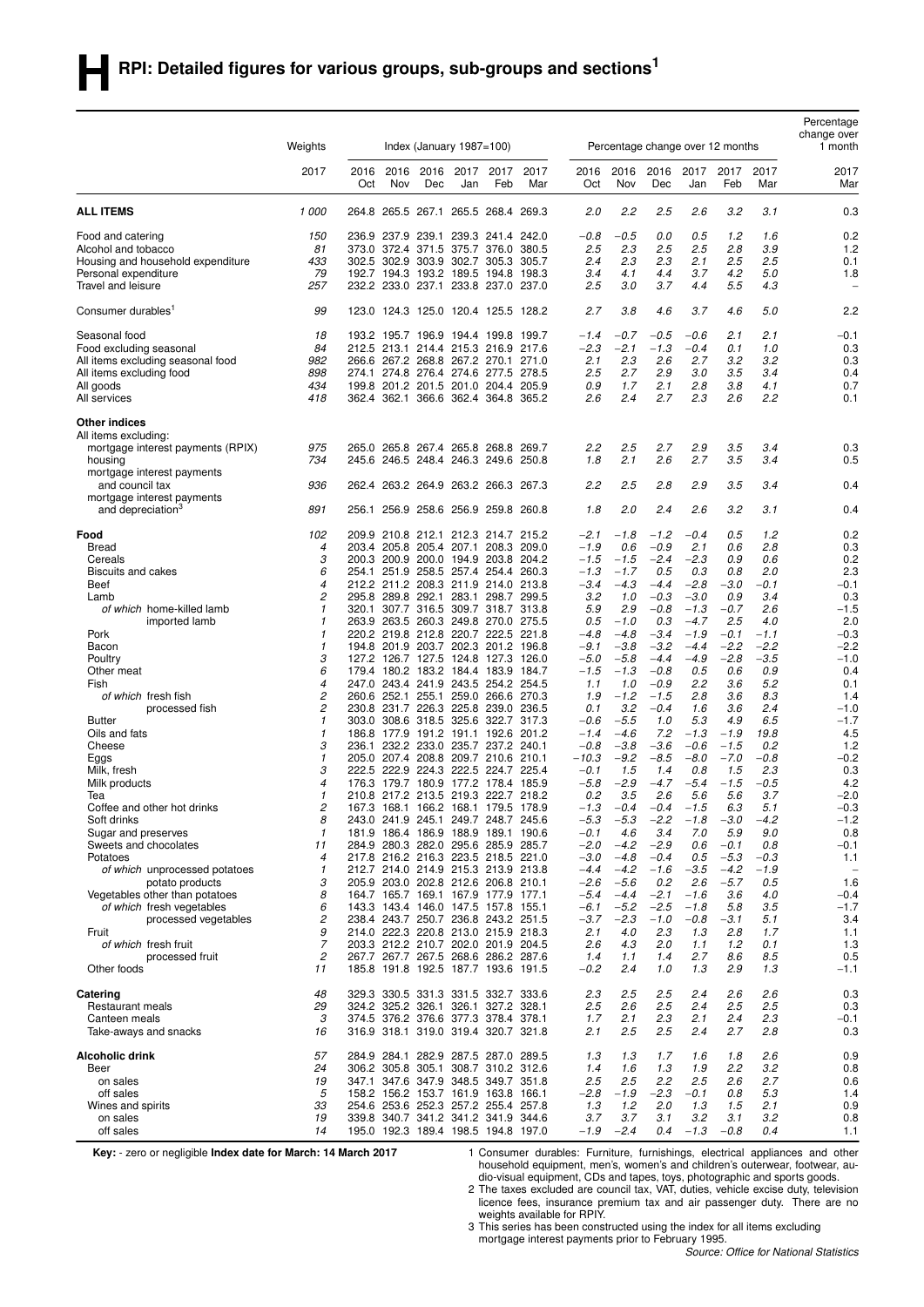# H RPI: Detailed figures for various groups, sub-groups and sections[1]

| | Weights | Index (January 1987=100) | | | | | | Percentage change over 12 months | | | | | | Percentage change over 1 month |
|---|---|---|---|---|---|---|---|---|---|---|---|---|---|---|
| | 2017 | 2016 Oct | 2016 Nov | 2016 Dec | 2017 Jan | 2017 Feb | 2017 Mar | 2016 Oct | 2016 Nov | 2016 Dec | 2017 Jan | 2017 Feb | 2017 Mar | 2017 Mar |
| **ALL ITEMS** | *1 000* | 264.8 | 265.5 | 267.1 | 265.5 | 268.4 | 269.3 | *2.0* | *2.2* | *2.5* | *2.6* | *3.2* | *3.1* | 0.3 |
| Food and catering | *150* | 236.9 | 237.9 | 239.1 | 239.3 | 241.4 | 242.0 | *−0.8* | *−0.5* | *0.0* | *0.5* | *1.2* | *1.6* | 0.2 |
| Alcohol and tobacco | *81* | 373.0 | 372.4 | 371.5 | 375.7 | 376.0 | 380.5 | *2.5* | *2.3* | *2.5* | *2.5* | *2.8* | *3.9* | 1.2 |
| Housing and household expenditure | *433* | 302.5 | 302.9 | 303.9 | 302.7 | 305.3 | 305.7 | *2.4* | *2.3* | *2.3* | *2.1* | *2.5* | *2.5* | 0.1 |
| Personal expenditure | *79* | 192.7 | 194.3 | 193.2 | 189.5 | 194.8 | 198.3 | *3.4* | *4.1* | *4.4* | *3.7* | *4.2* | *5.0* | 1.8 |
| Travel and leisure | *257* | 232.2 | 233.0 | 237.1 | 233.8 | 237.0 | 237.0 | *2.5* | *3.0* | *3.7* | *4.4* | *5.5* | *4.3* | – |
| Consumer durables[1] | *99* | 123.0 | 124.3 | 125.0 | 120.4 | 125.5 | 128.2 | *2.7* | *3.8* | *4.6* | *3.7* | *4.6* | *5.0* | 2.2 |
| Seasonal food | *18* | 193.2 | 195.7 | 196.9 | 194.4 | 199.8 | 199.7 | *−1.4* | *−0.7* | *−0.5* | *−0.6* | *2.1* | *2.1* | −0.1 |
| Food excluding seasonal | *84* | 212.5 | 213.1 | 214.4 | 215.3 | 216.9 | 217.6 | *−2.3* | *−2.1* | *−1.3* | *−0.4* | *0.1* | *1.0* | 0.3 |
| All items excluding seasonal food | *982* | 266.6 | 267.2 | 268.8 | 267.2 | 270.1 | 271.0 | *2.1* | *2.3* | *2.6* | *2.7* | *3.2* | *3.2* | 0.3 |
| All items excluding food | *898* | 274.1 | 274.8 | 276.4 | 274.6 | 277.5 | 278.5 | *2.5* | *2.7* | *2.9* | *3.0* | *3.5* | *3.4* | 0.4 |
| All goods | *434* | 199.8 | 201.2 | 201.5 | 201.0 | 204.4 | 205.9 | *0.9* | *1.7* | *2.1* | *2.8* | *3.8* | *4.1* | 0.7 |
| All services | *418* | 362.4 | 362.1 | 366.6 | 362.4 | 364.8 | 365.2 | *2.6* | *2.4* | *2.7* | *2.3* | *2.6* | *2.2* | 0.1 |
| **Other indices** | | | | | | | | | | | | | | |
| All items excluding: | | | | | | | | | | | | | | |
| mortgage interest payments (RPIX) | *975* | 265.0 | 265.8 | 267.4 | 265.8 | 268.8 | 269.7 | *2.2* | *2.5* | *2.7* | *2.9* | *3.5* | *3.4* | 0.3 |
| housing | *734* | 245.6 | 246.5 | 248.4 | 246.3 | 249.6 | 250.8 | *1.8* | *2.1* | *2.6* | *2.7* | *3.5* | *3.4* | 0.5 |
| mortgage interest payments and council tax | *936* | 262.4 | 263.2 | 264.9 | 263.2 | 266.3 | 267.3 | *2.2* | *2.5* | *2.8* | *2.9* | *3.5* | *3.4* | 0.4 |
| mortgage interest payments and depreciation[3] | *891* | 256.1 | 256.9 | 258.6 | 256.9 | 259.8 | 260.8 | *1.8* | *2.0* | *2.4* | *2.6* | *3.2* | *3.1* | 0.4 |
| **Food** | *102* | 209.9 | 210.8 | 212.1 | 212.3 | 214.7 | 215.2 | *−2.1* | *−1.8* | *−1.2* | *−0.4* | *0.5* | *1.2* | 0.2 |
| Bread | *4* | 203.4 | 205.8 | 205.4 | 207.1 | 208.3 | 209.0 | *−1.9* | *0.6* | *−0.9* | *2.1* | *0.6* | *2.8* | 0.3 |
| Cereals | *3* | 200.3 | 200.9 | 200.0 | 194.9 | 203.8 | 204.2 | *−1.5* | *−1.5* | *−2.4* | *−2.3* | *0.9* | *0.6* | 0.2 |
| Biscuits and cakes | *6* | 254.1 | 251.9 | 258.5 | 257.4 | 254.4 | 260.3 | *−1.3* | *−1.7* | *0.5* | *0.3* | *0.8* | *2.0* | 2.3 |
| Beef | *4* | 212.2 | 211.2 | 208.3 | 211.9 | 214.0 | 213.8 | *−3.4* | *−4.3* | *−4.4* | *−2.8* | *−3.0* | *−0.1* | −0.1 |
| Lamb | *2* | 295.8 | 289.8 | 292.1 | 283.1 | 298.7 | 299.5 | *3.2* | *1.0* | *−0.3* | *−3.0* | *0.9* | *3.4* | 0.3 |
| *of which* home-killed lamb | *1* | 320.1 | 307.7 | 316.5 | 309.7 | 318.7 | 313.8 | *5.9* | *2.9* | *−0.8* | *−1.3* | *−0.7* | *2.6* | −1.5 |
| imported lamb | *1* | 263.9 | 263.5 | 260.3 | 249.8 | 270.0 | 275.5 | *0.5* | *−1.0* | *0.3* | *−4.7* | *2.5* | *4.0* | 2.0 |
| Pork | *1* | 220.2 | 219.8 | 212.8 | 220.7 | 222.5 | 221.8 | *−4.8* | *−4.8* | *−3.4* | *−1.9* | *−0.1* | *−1.1* | −0.3 |
| Bacon | *1* | 194.8 | 201.9 | 203.7 | 202.3 | 201.2 | 196.8 | *−9.1* | *−3.8* | *−3.2* | *−4.4* | *−2.2* | *−2.2* | −2.2 |
| Poultry | *3* | 127.2 | 126.7 | 127.5 | 124.8 | 127.3 | 126.0 | *−5.0* | *−5.8* | *−4.4* | *−4.9* | *−2.8* | *−3.5* | −1.0 |
| Other meat | *6* | 179.4 | 180.2 | 183.2 | 184.4 | 183.9 | 184.7 | *−1.5* | *−1.3* | *−0.8* | *0.5* | *0.6* | *0.9* | 0.4 |
| Fish | *4* | 247.0 | 243.4 | 241.9 | 243.5 | 254.2 | 254.5 | *1.1* | *1.0* | *−0.9* | *2.2* | *3.6* | *5.2* | 0.1 |
| *of which* fresh fish | *2* | 260.6 | 252.1 | 255.1 | 259.0 | 266.6 | 270.3 | *1.9* | *−1.2* | *−1.5* | *2.8* | *3.6* | *8.3* | 1.4 |
| processed fish | *2* | 230.8 | 231.7 | 226.3 | 225.8 | 239.0 | 236.5 | *0.1* | *3.2* | *−0.4* | *1.6* | *3.6* | *2.4* | −1.0 |
| Butter | *1* | 303.0 | 308.6 | 318.5 | 325.6 | 322.7 | 317.3 | *−0.6* | *−5.5* | *1.0* | *5.3* | *4.9* | *6.5* | −1.7 |
| Oils and fats | *1* | 186.8 | 177.9 | 191.2 | 191.1 | 192.6 | 201.2 | *−1.4* | *−4.6* | *7.2* | *−1.3* | *−1.9* | *19.8* | 4.5 |
| Cheese | *3* | 236.1 | 232.2 | 233.0 | 235.7 | 237.2 | 240.1 | *−0.8* | *−3.8* | *−3.6* | *−0.6* | *−1.5* | *0.2* | 1.2 |
| Eggs | *1* | 205.0 | 207.4 | 208.8 | 209.7 | 210.6 | 210.1 | *−10.3* | *−9.2* | *−8.5* | *−8.0* | *−7.0* | *−0.8* | −0.2 |
| Milk, fresh | *3* | 222.5 | 222.9 | 224.3 | 222.5 | 224.7 | 225.4 | *−0.1* | *1.5* | *1.4* | *0.8* | *1.5* | *2.3* | 0.3 |
| Milk products | *4* | 176.3 | 179.7 | 180.9 | 177.2 | 178.4 | 185.9 | *−5.8* | *−2.9* | *−4.7* | *−5.4* | *−1.5* | *−0.5* | 4.2 |
| Tea | *1* | 210.8 | 217.2 | 213.5 | 219.3 | 222.7 | 218.2 | *0.2* | *3.5* | *2.6* | *5.6* | *5.6* | *3.7* | −2.0 |
| Coffee and other hot drinks | *2* | 167.3 | 168.1 | 166.2 | 168.1 | 179.5 | 178.9 | *−1.3* | *−0.4* | *−0.4* | *−1.5* | *6.3* | *5.1* | −0.3 |
| Soft drinks | *8* | 243.0 | 241.9 | 245.1 | 249.7 | 248.7 | 245.6 | *−5.3* | *−5.3* | *−2.2* | *−1.8* | *−3.0* | *−4.2* | −1.2 |
| Sugar and preserves | *1* | 181.9 | 186.4 | 186.9 | 188.9 | 189.1 | 190.6 | *−0.1* | *4.6* | *3.4* | *7.0* | *5.9* | *9.0* | 0.8 |
| Sweets and chocolates | *11* | 284.9 | 280.3 | 282.0 | 295.6 | 285.9 | 285.7 | *−2.0* | *−4.2* | *−2.9* | *0.6* | *−0.1* | *0.8* | −0.1 |
| Potatoes | *4* | 217.8 | 216.2 | 216.3 | 223.5 | 218.5 | 221.0 | *−3.0* | *−4.8* | *−0.4* | *0.5* | *−5.3* | *−0.3* | 1.1 |
| *of which* unprocessed potatoes | *1* | 212.7 | 214.0 | 214.9 | 215.3 | 213.9 | 213.8 | *−4.4* | *−4.2* | *−1.6* | *−3.5* | *−4.2* | *−1.9* | – |
| potato products | *3* | 205.9 | 203.0 | 202.8 | 212.6 | 206.8 | 210.1 | *−2.6* | *−5.6* | *0.2* | *2.6* | *−5.7* | *0.5* | 1.6 |
| Vegetables other than potatoes | *8* | 164.7 | 165.7 | 169.1 | 167.9 | 177.9 | 177.1 | *−5.4* | *−4.4* | *−2.1* | *−1.6* | *3.6* | *4.0* | −0.4 |
| *of which* fresh vegetables | *6* | 143.3 | 143.4 | 146.0 | 147.5 | 157.8 | 155.1 | *−6.1* | *−5.2* | *−2.5* | *−1.8* | *5.8* | *3.5* | −1.7 |
| processed vegetables | *2* | 238.4 | 243.7 | 250.7 | 236.8 | 243.2 | 251.5 | *−3.7* | *−2.3* | *−1.0* | *−0.8* | *−3.1* | *5.1* | 3.4 |
| Fruit | *9* | 214.0 | 222.3 | 220.8 | 213.0 | 215.9 | 218.3 | *2.1* | *4.0* | *2.3* | *1.3* | *2.8* | *1.7* | 1.1 |
| *of which* fresh fruit | *7* | 203.3 | 212.2 | 210.7 | 202.0 | 201.9 | 204.5 | *2.6* | *4.3* | *2.0* | *1.1* | *1.2* | *0.1* | 1.3 |
| processed fruit | *2* | 267.7 | 267.7 | 267.5 | 268.6 | 286.2 | 287.6 | *1.4* | *1.1* | *1.4* | *2.7* | *8.6* | *8.5* | 0.5 |
| Other foods | *11* | 185.8 | 191.8 | 192.5 | 187.7 | 193.6 | 191.5 | *−0.2* | *2.4* | *1.0* | *1.3* | *2.9* | *1.3* | −1.1 |
| **Catering** | *48* | 329.3 | 330.5 | 331.3 | 331.5 | 332.7 | 333.6 | *2.3* | *2.5* | *2.5* | *2.4* | *2.6* | *2.6* | 0.3 |
| Restaurant meals | *29* | 324.2 | 325.2 | 326.1 | 326.1 | 327.2 | 328.1 | *2.5* | *2.6* | *2.5* | *2.4* | *2.5* | *2.5* | 0.3 |
| Canteen meals | *3* | 374.5 | 376.2 | 376.6 | 377.3 | 378.4 | 378.1 | *1.7* | *2.1* | *2.3* | *2.1* | *2.4* | *2.3* | −0.1 |
| Take-aways and snacks | *16* | 316.9 | 318.1 | 319.0 | 319.4 | 320.7 | 321.8 | *2.1* | *2.5* | *2.5* | *2.4* | *2.7* | *2.8* | 0.3 |
| **Alcoholic drink** | *57* | 284.9 | 284.1 | 282.9 | 287.5 | 287.0 | 289.5 | *1.3* | *1.3* | *1.7* | *1.6* | *1.8* | *2.6* | 0.9 |
| Beer | *24* | 306.2 | 305.8 | 305.1 | 308.7 | 310.2 | 312.6 | *1.4* | *1.6* | *1.3* | *1.9* | *2.2* | *3.2* | 0.8 |
| on sales | *19* | 347.1 | 347.6 | 347.9 | 348.5 | 349.7 | 351.8 | *2.5* | *2.5* | *2.2* | *2.5* | *2.6* | *2.7* | 0.6 |
| off sales | *5* | 158.2 | 156.2 | 153.7 | 161.9 | 163.8 | 166.1 | *−2.8* | *−1.9* | *−2.3* | *−0.1* | *0.8* | *5.3* | 1.4 |
| Wines and spirits | *33* | 254.6 | 253.6 | 252.3 | 257.2 | 255.4 | 257.8 | *1.3* | *1.2* | *2.0* | *1.3* | *1.5* | *2.1* | 0.9 |
| on sales | *19* | 339.8 | 340.7 | 341.2 | 341.2 | 341.9 | 344.6 | *3.7* | *3.7* | *3.1* | *3.2* | *3.1* | *3.2* | 0.8 |
| off sales | *14* | 195.0 | 192.3 | 189.4 | 198.5 | 194.8 | 197.0 | *−1.9* | *−2.4* | *0.4* | *−1.3* | *−0.8* | *0.4* | 1.1 |

**Key:** - zero or negligible **Index date for March: 14 March 2017**

1 Consumer durables: Furniture, furnishings, electrical appliances and other household equipment, men's, women's and children's outerwear, footwear, audio-visual equipment, CDs and tapes, toys, photographic and sports goods.

2 The taxes excluded are council tax, VAT, duties, vehicle excise duty, television licence fees, insurance premium tax and air passenger duty. There are no weights available for RPIY.

3 This series has been constructed using the index for all items excluding mortgage interest payments prior to February 1995.

*Source: Office for National Statistics*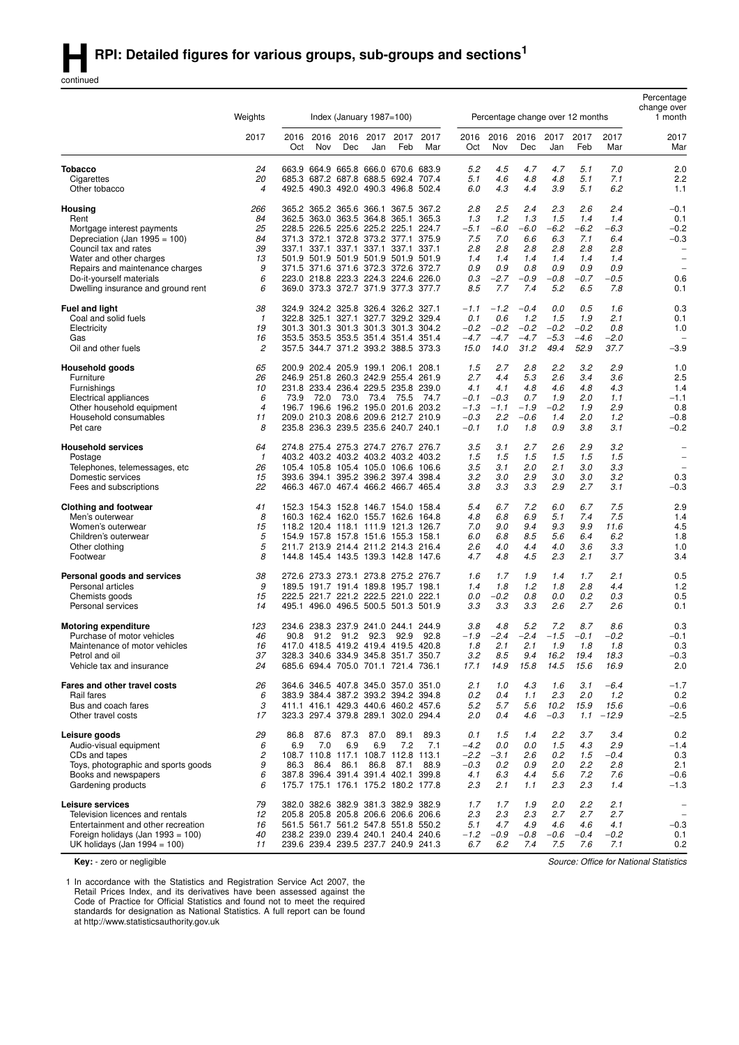# H RPI: Detailed figures for various groups, sub-groups and sections[1]

continued

| | Weights | Index (January 1987=100) | | | | | | Percentage change over 12 months | | | | | | Percentage change over 1 month |
|---|---|---|---|---|---|---|---|---|---|---|---|---|---|---|
| | 2017 | 2016 Oct | 2016 Nov | 2016 Dec | 2017 Jan | 2017 Feb | 2017 Mar | 2016 Oct | 2016 Nov | 2016 Dec | 2017 Jan | 2017 Feb | 2017 Mar | 2017 Mar |
| **Tobacco** | 24 | 663.9 | 664.9 | 665.8 | 666.0 | 670.6 | 683.9 | 5.2 | 4.5 | 4.7 | 4.7 | 5.1 | 7.0 | 2.0 |
| Cigarettes | 20 | 685.3 | 687.2 | 687.8 | 688.5 | 692.4 | 707.4 | 5.1 | 4.6 | 4.8 | 4.8 | 5.1 | 7.1 | 2.2 |
| Other tobacco | 4 | 492.5 | 490.3 | 492.0 | 490.3 | 496.8 | 502.4 | 6.0 | 4.3 | 4.4 | 3.9 | 5.1 | 6.2 | 1.1 |
| **Housing** | 266 | 365.2 | 365.2 | 365.6 | 366.1 | 367.5 | 367.2 | 2.8 | 2.5 | 2.4 | 2.3 | 2.6 | 2.4 | −0.1 |
| Rent | 84 | 362.5 | 363.0 | 363.5 | 364.8 | 365.1 | 365.3 | 1.3 | 1.2 | 1.3 | 1.5 | 1.4 | 1.4 | 0.1 |
| Mortgage interest payments | 25 | 228.5 | 226.5 | 225.6 | 225.2 | 225.1 | 224.7 | −5.1 | −6.0 | −6.0 | −6.2 | −6.2 | −6.3 | −0.2 |
| Depreciation (Jan 1995 = 100) | 84 | 371.3 | 372.1 | 372.8 | 373.2 | 377.1 | 375.9 | 7.5 | 7.0 | 6.6 | 6.3 | 7.1 | 6.4 | −0.3 |
| Council tax and rates | 39 | 337.1 | 337.1 | 337.1 | 337.1 | 337.1 | 337.1 | 2.8 | 2.8 | 2.8 | 2.8 | 2.8 | 2.8 | – |
| Water and other charges | 13 | 501.9 | 501.9 | 501.9 | 501.9 | 501.9 | 501.9 | 1.4 | 1.4 | 1.4 | 1.4 | 1.4 | 1.4 | – |
| Repairs and maintenance charges | 9 | 371.5 | 371.6 | 371.6 | 372.3 | 372.6 | 372.7 | 0.9 | 0.9 | 0.8 | 0.9 | 0.9 | 0.9 | – |
| Do-it-yourself materials | 6 | 223.0 | 218.8 | 223.3 | 224.3 | 224.6 | 226.0 | 0.3 | −2.7 | −0.9 | −0.8 | −0.7 | −0.5 | 0.6 |
| Dwelling insurance and ground rent | 6 | 369.0 | 373.3 | 372.7 | 371.9 | 377.3 | 377.7 | 8.5 | 7.7 | 7.4 | 5.2 | 6.5 | 7.8 | 0.1 |
| **Fuel and light** | 38 | 324.9 | 324.2 | 325.8 | 326.4 | 326.2 | 327.1 | −1.1 | −1.2 | −0.4 | 0.0 | 0.5 | 1.6 | 0.3 |
| Coal and solid fuels | 1 | 322.8 | 325.1 | 327.1 | 327.7 | 329.2 | 329.4 | 0.1 | 0.6 | 1.2 | 1.5 | 1.9 | 2.1 | 0.1 |
| Electricity | 19 | 301.3 | 301.3 | 301.3 | 301.3 | 301.3 | 304.2 | −0.2 | −0.2 | −0.2 | −0.2 | −0.2 | 0.8 | 1.0 |
| Gas | 16 | 353.5 | 353.5 | 353.5 | 351.4 | 351.4 | 351.4 | −4.7 | −4.7 | −4.7 | −5.3 | −4.6 | −2.0 | – |
| Oil and other fuels | 2 | 357.5 | 344.7 | 371.2 | 393.2 | 388.5 | 373.3 | 15.0 | 14.0 | 31.2 | 49.4 | 52.9 | 37.7 | −3.9 |
| **Household goods** | 65 | 200.9 | 202.4 | 205.9 | 199.1 | 206.1 | 208.1 | 1.5 | 2.7 | 2.8 | 2.2 | 3.2 | 2.9 | 1.0 |
| Furniture | 26 | 246.9 | 251.8 | 260.3 | 242.9 | 255.4 | 261.9 | 2.7 | 4.4 | 5.3 | 2.6 | 3.4 | 3.6 | 2.5 |
| Furnishings | 10 | 231.8 | 233.4 | 236.4 | 229.5 | 235.8 | 239.0 | 4.1 | 4.1 | 4.8 | 4.6 | 4.8 | 4.3 | 1.4 |
| Electrical appliances | 6 | 73.9 | 72.0 | 73.0 | 73.4 | 75.5 | 74.7 | −0.1 | −0.3 | 0.7 | 1.9 | 2.0 | 1.1 | −1.1 |
| Other household equipment | 4 | 196.7 | 196.6 | 196.2 | 195.0 | 201.6 | 203.2 | −1.3 | −1.1 | −1.9 | −0.2 | 1.9 | 2.9 | 0.8 |
| Household consumables | 11 | 209.0 | 210.3 | 208.6 | 209.6 | 212.7 | 210.9 | −0.3 | 2.2 | −0.6 | 1.4 | 2.0 | 1.2 | −0.8 |
| Pet care | 8 | 235.8 | 236.3 | 239.5 | 235.6 | 240.7 | 240.1 | −0.1 | 1.0 | 1.8 | 0.9 | 3.8 | 3.1 | −0.2 |
| **Household services** | 64 | 274.8 | 275.4 | 275.3 | 274.7 | 276.7 | 276.7 | 3.5 | 3.1 | 2.7 | 2.6 | 2.9 | 3.2 | – |
| Postage | 1 | 403.2 | 403.2 | 403.2 | 403.2 | 403.2 | 403.2 | 1.5 | 1.5 | 1.5 | 1.5 | 1.5 | 1.5 | – |
| Telephones, telemessages, etc | 26 | 105.4 | 105.8 | 105.4 | 105.0 | 106.6 | 106.6 | 3.5 | 3.1 | 2.0 | 2.1 | 3.0 | 3.3 | – |
| Domestic services | 15 | 393.6 | 394.1 | 395.2 | 396.2 | 397.4 | 398.4 | 3.2 | 3.0 | 2.9 | 3.0 | 3.0 | 3.2 | 0.3 |
| Fees and subscriptions | 22 | 466.3 | 467.0 | 467.4 | 466.2 | 466.7 | 465.4 | 3.8 | 3.3 | 3.3 | 2.9 | 2.7 | 3.1 | −0.3 |
| **Clothing and footwear** | 41 | 152.3 | 154.3 | 152.8 | 146.7 | 154.0 | 158.4 | 5.4 | 6.7 | 7.2 | 6.0 | 6.7 | 7.5 | 2.9 |
| Men's outerwear | 8 | 160.3 | 162.4 | 162.0 | 155.7 | 162.6 | 164.8 | 4.8 | 6.8 | 6.9 | 5.1 | 7.4 | 7.5 | 1.4 |
| Women's outerwear | 15 | 118.2 | 120.4 | 118.1 | 111.9 | 121.3 | 126.7 | 7.0 | 9.0 | 9.4 | 9.3 | 9.9 | 11.6 | 4.5 |
| Children's outerwear | 5 | 154.9 | 157.8 | 157.8 | 151.6 | 155.3 | 158.1 | 6.0 | 6.8 | 8.5 | 5.6 | 6.4 | 6.2 | 1.8 |
| Other clothing | 5 | 211.7 | 213.9 | 214.4 | 211.2 | 214.3 | 216.4 | 2.6 | 4.0 | 4.4 | 4.0 | 3.6 | 3.3 | 1.0 |
| Footwear | 8 | 144.8 | 145.4 | 143.5 | 139.3 | 142.8 | 147.6 | 4.7 | 4.8 | 4.5 | 2.3 | 2.1 | 3.7 | 3.4 |
| **Personal goods and services** | 38 | 272.6 | 273.3 | 273.1 | 273.8 | 275.2 | 276.7 | 1.6 | 1.7 | 1.9 | 1.4 | 1.7 | 2.1 | 0.5 |
| Personal articles | 9 | 189.5 | 191.7 | 191.4 | 189.8 | 195.7 | 198.1 | 1.4 | 1.8 | 1.2 | 1.8 | 2.8 | 4.4 | 1.2 |
| Chemists goods | 15 | 222.5 | 221.7 | 221.2 | 222.5 | 221.0 | 222.1 | 0.0 | −0.2 | 0.8 | 0.0 | 0.2 | 0.3 | 0.5 |
| Personal services | 14 | 495.1 | 496.0 | 496.5 | 500.5 | 501.3 | 501.9 | 3.3 | 3.3 | 3.3 | 2.6 | 2.7 | 2.6 | 0.1 |
| **Motoring expenditure** | 123 | 234.6 | 238.3 | 237.9 | 241.0 | 244.1 | 244.9 | 3.8 | 4.8 | 5.2 | 7.2 | 8.7 | 8.6 | 0.3 |
| Purchase of motor vehicles | 46 | 90.8 | 91.2 | 91.2 | 92.3 | 92.9 | 92.8 | −1.9 | −2.4 | −2.4 | −1.5 | −0.1 | −0.2 | −0.1 |
| Maintenance of motor vehicles | 16 | 417.0 | 418.5 | 419.2 | 419.4 | 419.5 | 420.8 | 1.8 | 2.1 | 2.1 | 1.9 | 1.8 | 1.8 | 0.3 |
| Petrol and oil | 37 | 328.3 | 340.6 | 334.9 | 345.8 | 351.7 | 350.7 | 3.2 | 8.5 | 9.4 | 16.2 | 19.4 | 18.3 | −0.3 |
| Vehicle tax and insurance | 24 | 685.6 | 694.4 | 705.0 | 701.1 | 721.4 | 736.1 | 17.1 | 14.9 | 15.8 | 14.5 | 15.6 | 16.9 | 2.0 |
| **Fares and other travel costs** | 26 | 364.6 | 346.5 | 407.8 | 345.0 | 357.0 | 351.0 | 2.1 | 1.0 | 4.3 | 1.6 | 3.1 | −6.4 | −1.7 |
| Rail fares | 6 | 383.9 | 384.4 | 387.2 | 393.2 | 394.2 | 394.8 | 0.2 | 0.4 | 1.1 | 2.3 | 2.0 | 1.2 | 0.2 |
| Bus and coach fares | 3 | 411.1 | 416.1 | 429.3 | 440.6 | 460.2 | 457.6 | 5.2 | 5.7 | 5.6 | 10.2 | 15.9 | 15.6 | −0.6 |
| Other travel costs | 17 | 323.3 | 297.4 | 379.8 | 289.1 | 302.0 | 294.4 | 2.0 | 0.4 | 4.6 | −0.3 | 1.1 | −12.9 | −2.5 |
| **Leisure goods** | 29 | 86.8 | 87.6 | 87.3 | 87.0 | 89.1 | 89.3 | 0.1 | 1.5 | 1.4 | 2.2 | 3.7 | 3.4 | 0.2 |
| Audio-visual equipment | 6 | 6.9 | 7.0 | 6.9 | 6.9 | 7.2 | 7.1 | −4.2 | 0.0 | 0.0 | 1.5 | 4.3 | 2.9 | −1.4 |
| CDs and tapes | 2 | 108.7 | 110.8 | 117.1 | 108.7 | 112.8 | 113.1 | −2.2 | −3.1 | 2.6 | 0.2 | 1.5 | −0.4 | 0.3 |
| Toys, photographic and sports goods | 9 | 86.3 | 86.4 | 86.1 | 86.8 | 87.1 | 88.9 | −0.3 | 0.2 | 0.9 | 2.0 | 2.2 | 2.8 | 2.1 |
| Books and newspapers | 6 | 387.8 | 396.4 | 391.4 | 391.4 | 402.1 | 399.8 | 4.1 | 6.3 | 4.4 | 5.6 | 7.2 | 7.6 | −0.6 |
| Gardening products | 6 | 175.7 | 175.1 | 176.1 | 175.2 | 180.2 | 177.8 | 2.3 | 2.1 | 1.1 | 2.3 | 2.3 | 1.4 | −1.3 |
| **Leisure services** | 79 | 382.0 | 382.6 | 382.9 | 381.3 | 382.9 | 382.9 | 1.7 | 1.7 | 1.9 | 2.0 | 2.2 | 2.1 | – |
| Television licences and rentals | 12 | 205.8 | 205.8 | 205.8 | 206.6 | 206.6 | 206.6 | 2.3 | 2.3 | 2.3 | 2.7 | 2.7 | 2.7 | – |
| Entertainment and other recreation | 16 | 561.5 | 561.7 | 561.2 | 547.8 | 551.8 | 550.2 | 5.1 | 4.7 | 4.9 | 4.6 | 4.6 | 4.1 | −0.3 |
| Foreign holidays (Jan 1993 = 100) | 40 | 238.2 | 239.0 | 239.4 | 240.1 | 240.4 | 240.6 | −1.2 | −0.9 | −0.8 | −0.6 | −0.4 | −0.2 | 0.1 |
| UK holidays (Jan 1994 = 100) | 11 | 239.6 | 239.4 | 239.5 | 237.7 | 240.9 | 241.3 | 6.7 | 6.2 | 7.4 | 7.5 | 7.6 | 7.1 | 0.2 |

**Key:** - zero or negligible

Source: Office for National Statistics

1 In accordance with the Statistics and Registration Service Act 2007, the Retail Prices Index, and its derivatives have been assessed against the Code of Practice for Official Statistics and found not to meet the required standards for designation as National Statistics. A full report can be found at http://www.statisticsauthority.gov.uk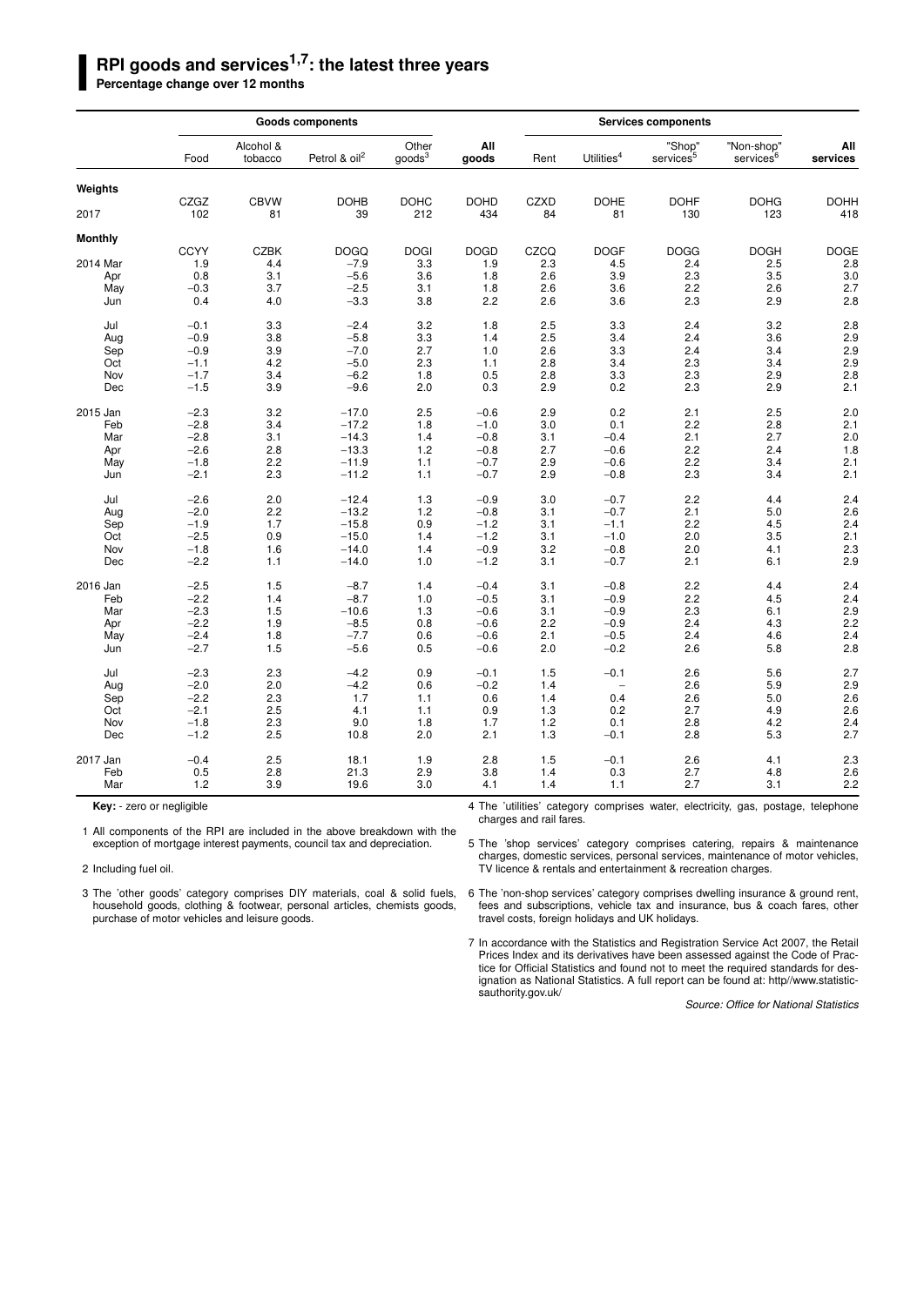## RPI goods and services[1,7]: the latest three years

**Percentage change over 12 months**

| | Goods components | | | | | Services components | | | | |
|---|---|---|---|---|---|---|---|---|---|---|
| | Food | Alcohol & tobacco | Petrol & oil[2] | Other goods[3] | **All goods** | Rent | Utilities[4] | "Shop" services[5] | "Non-shop" services[6] | **All services** |
| **Weights** | CZGZ | CBVW | DOHB | DOHC | DOHD | CZXD | DOHE | DOHF | DOHG | DOHH |
| 2017 | 102 | 81 | 39 | 212 | 434 | 84 | 81 | 130 | 123 | 418 |
| **Monthly** | CCYY | CZBK | DOGQ | DOGI | DOGD | CZCQ | DOGF | DOGG | DOGH | DOGE |
| 2014 Mar | 1.9 | 4.4 | −7.9 | 3.3 | 1.9 | 2.3 | 4.5 | 2.4 | 2.5 | 2.8 |
| Apr | 0.8 | 3.1 | −5.6 | 3.6 | 1.8 | 2.6 | 3.9 | 2.3 | 3.5 | 3.0 |
| May | −0.3 | 3.7 | −2.5 | 3.1 | 1.8 | 2.6 | 3.6 | 2.2 | 2.6 | 2.7 |
| Jun | 0.4 | 4.0 | −3.3 | 3.8 | 2.2 | 2.6 | 3.6 | 2.3 | 2.9 | 2.8 |
| Jul | −0.1 | 3.3 | −2.4 | 3.2 | 1.8 | 2.5 | 3.3 | 2.4 | 3.2 | 2.8 |
| Aug | −0.9 | 3.8 | −5.8 | 3.3 | 1.4 | 2.5 | 3.4 | 2.4 | 3.6 | 2.9 |
| Sep | −0.9 | 3.9 | −7.0 | 2.7 | 1.0 | 2.6 | 3.3 | 2.4 | 3.4 | 2.9 |
| Oct | −1.1 | 4.2 | −5.0 | 2.3 | 1.1 | 2.8 | 3.4 | 2.3 | 3.4 | 2.9 |
| Nov | −1.7 | 3.4 | −6.2 | 1.8 | 0.5 | 2.8 | 3.3 | 2.3 | 2.9 | 2.8 |
| Dec | −1.5 | 3.9 | −9.6 | 2.0 | 0.3 | 2.9 | 0.2 | 2.3 | 2.9 | 2.1 |
| 2015 Jan | −2.3 | 3.2 | −17.0 | 2.5 | −0.6 | 2.9 | 0.2 | 2.1 | 2.5 | 2.0 |
| Feb | −2.8 | 3.4 | −17.2 | 1.8 | −1.0 | 3.0 | 0.1 | 2.2 | 2.8 | 2.1 |
| Mar | −2.8 | 3.1 | −14.3 | 1.4 | −0.8 | 3.1 | −0.4 | 2.1 | 2.7 | 2.0 |
| Apr | −2.6 | 2.8 | −13.3 | 1.2 | −0.8 | 2.7 | −0.6 | 2.2 | 2.4 | 1.8 |
| May | −1.8 | 2.2 | −11.9 | 1.1 | −0.7 | 2.9 | −0.6 | 2.2 | 3.4 | 2.1 |
| Jun | −2.1 | 2.3 | −11.2 | 1.1 | −0.7 | 2.9 | −0.8 | 2.3 | 3.4 | 2.1 |
| Jul | −2.6 | 2.0 | −12.4 | 1.3 | −0.9 | 3.0 | −0.7 | 2.2 | 4.4 | 2.4 |
| Aug | −2.0 | 2.2 | −13.2 | 1.2 | −0.8 | 3.1 | −0.7 | 2.1 | 5.0 | 2.6 |
| Sep | −1.9 | 1.7 | −15.8 | 0.9 | −1.2 | 3.1 | −1.1 | 2.2 | 4.5 | 2.4 |
| Oct | −2.5 | 0.9 | −15.0 | 1.4 | −1.2 | 3.1 | −1.0 | 2.0 | 3.5 | 2.1 |
| Nov | −1.8 | 1.6 | −14.0 | 1.4 | −0.9 | 3.2 | −0.8 | 2.0 | 4.1 | 2.3 |
| Dec | −2.2 | 1.1 | −14.0 | 1.0 | −1.2 | 3.1 | −0.7 | 2.1 | 6.1 | 2.9 |
| 2016 Jan | −2.5 | 1.5 | −8.7 | 1.4 | −0.4 | 3.1 | −0.8 | 2.2 | 4.4 | 2.4 |
| Feb | −2.2 | 1.4 | −8.7 | 1.0 | −0.5 | 3.1 | −0.9 | 2.2 | 4.5 | 2.4 |
| Mar | −2.3 | 1.5 | −10.6 | 1.3 | −0.6 | 3.1 | −0.9 | 2.3 | 6.1 | 2.9 |
| Apr | −2.2 | 1.9 | −8.5 | 0.8 | −0.6 | 2.2 | −0.9 | 2.4 | 4.3 | 2.2 |
| May | −2.4 | 1.8 | −7.7 | 0.6 | −0.6 | 2.1 | −0.5 | 2.4 | 4.6 | 2.4 |
| Jun | −2.7 | 1.5 | −5.6 | 0.5 | −0.6 | 2.0 | −0.2 | 2.6 | 5.8 | 2.8 |
| Jul | −2.3 | 2.3 | −4.2 | 0.9 | −0.1 | 1.5 | −0.1 | 2.6 | 5.6 | 2.7 |
| Aug | −2.0 | 2.0 | −4.2 | 0.6 | −0.2 | 1.4 | – | 2.6 | 5.9 | 2.9 |
| Sep | −2.2 | 2.3 | 1.7 | 1.1 | 0.6 | 1.4 | 0.4 | 2.6 | 5.0 | 2.6 |
| Oct | −2.1 | 2.5 | 4.1 | 1.1 | 0.9 | 1.3 | 0.2 | 2.7 | 4.9 | 2.6 |
| Nov | −1.8 | 2.3 | 9.0 | 1.8 | 1.7 | 1.2 | 0.1 | 2.8 | 4.2 | 2.4 |
| Dec | −1.2 | 2.5 | 10.8 | 2.0 | 2.1 | 1.3 | −0.1 | 2.8 | 5.3 | 2.7 |
| 2017 Jan | −0.4 | 2.5 | 18.1 | 1.9 | 2.8 | 1.5 | −0.1 | 2.6 | 4.1 | 2.3 |
| Feb | 0.5 | 2.8 | 21.3 | 2.9 | 3.8 | 1.4 | 0.3 | 2.7 | 4.8 | 2.6 |
| Mar | 1.2 | 3.9 | 19.6 | 3.0 | 4.1 | 1.4 | 1.1 | 2.7 | 3.1 | 2.2 |

**Key:** - zero or negligible

1 All components of the RPI are included in the above breakdown with the exception of mortgage interest payments, council tax and depreciation.

2 Including fuel oil.

3 The 'other goods' category comprises DIY materials, coal & solid fuels, household goods, clothing & footwear, personal articles, chemists goods, purchase of motor vehicles and leisure goods.

4 The 'utilities' category comprises water, electricity, gas, postage, telephone charges and rail fares.

5 The 'shop services' category comprises catering, repairs & maintenance charges, domestic services, personal services, maintenance of motor vehicles, TV licence & rentals and entertainment & recreation charges.

6 The 'non-shop services' category comprises dwelling insurance & ground rent, fees and subscriptions, vehicle tax and insurance, bus & coach fares, other travel costs, foreign holidays and UK holidays.

7 In accordance with the Statistics and Registration Service Act 2007, the Retail Prices Index and its derivatives have been assessed against the Code of Practice for Official Statistics and found not to meet the required standards for designation as National Statistics. A full report can be found at: http//www.statisticsauthority.gov.uk/

*Source: Office for National Statistics*